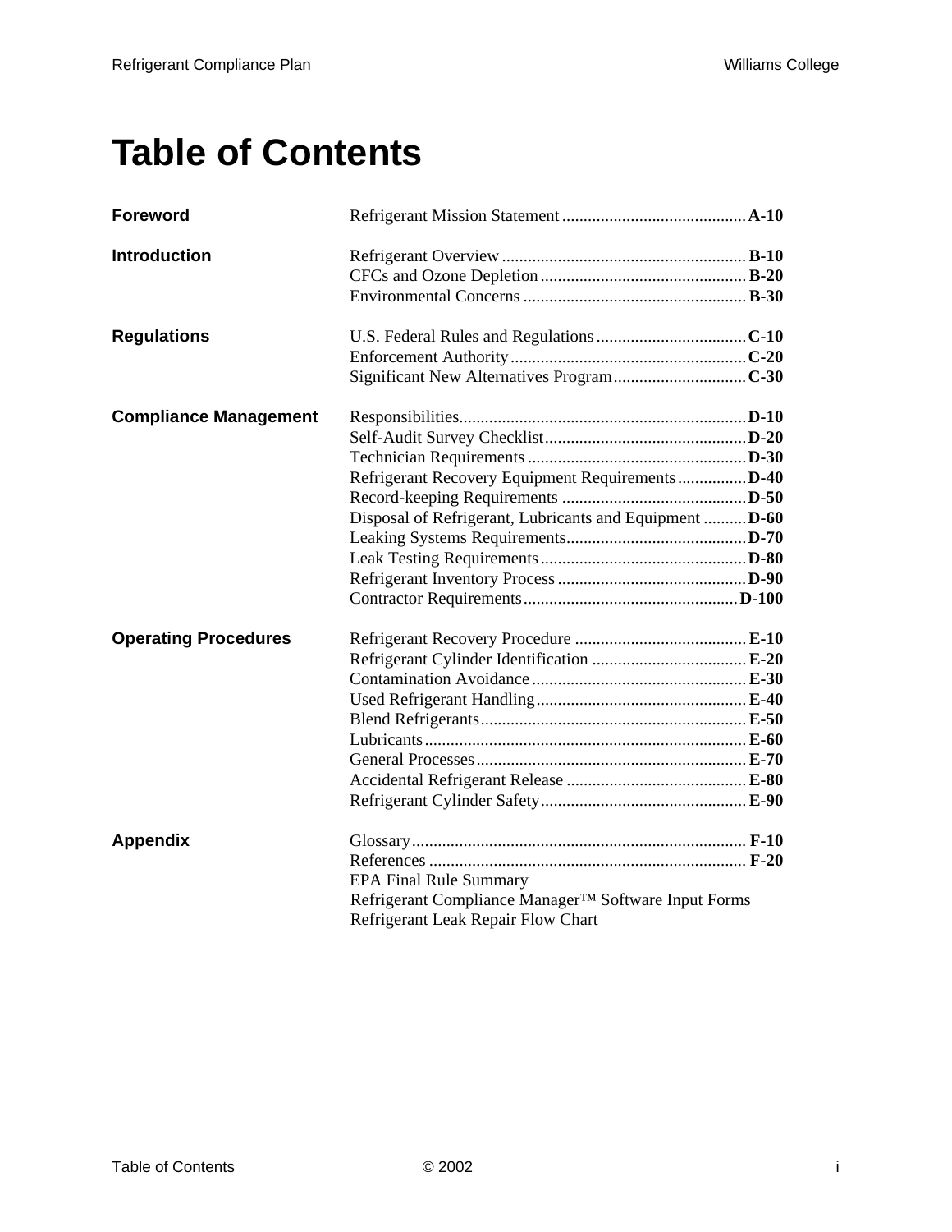# Table of Contents

| Section | Topic | Page |
|---|---|---|
| **Foreword** | Refrigerant Mission Statement | **A-10** |
| **Introduction** | Refrigerant Overview | **B-10** |
| | CFCs and Ozone Depletion | **B-20** |
| | Environmental Concerns | **B-30** |
| **Regulations** | U.S. Federal Rules and Regulations | **C-10** |
| | Enforcement Authority | **C-20** |
| | Significant New Alternatives Program | **C-30** |
| **Compliance Management** | Responsibilities | **D-10** |
| | Self-Audit Survey Checklist | **D-20** |
| | Technician Requirements | **D-30** |
| | Refrigerant Recovery Equipment Requirements | **D-40** |
| | Record-keeping Requirements | **D-50** |
| | Disposal of Refrigerant, Lubricants and Equipment | **D-60** |
| | Leaking Systems Requirements | **D-70** |
| | Leak Testing Requirements | **D-80** |
| | Refrigerant Inventory Process | **D-90** |
| | Contractor Requirements | **D-100** |
| **Operating Procedures** | Refrigerant Recovery Procedure | **E-10** |
| | Refrigerant Cylinder Identification | **E-20** |
| | Contamination Avoidance | **E-30** |
| | Used Refrigerant Handling | **E-40** |
| | Blend Refrigerants | **E-50** |
| | Lubricants | **E-60** |
| | General Processes | **E-70** |
| | Accidental Refrigerant Release | **E-80** |
| | Refrigerant Cylinder Safety | **E-90** |
| **Appendix** | Glossary | **F-10** |
| | References | **F-20** |
| | EPA Final Rule Summary | |
| | Refrigerant Compliance Manager™ Software Input Forms | |
| | Refrigerant Leak Repair Flow Chart | |

© 2002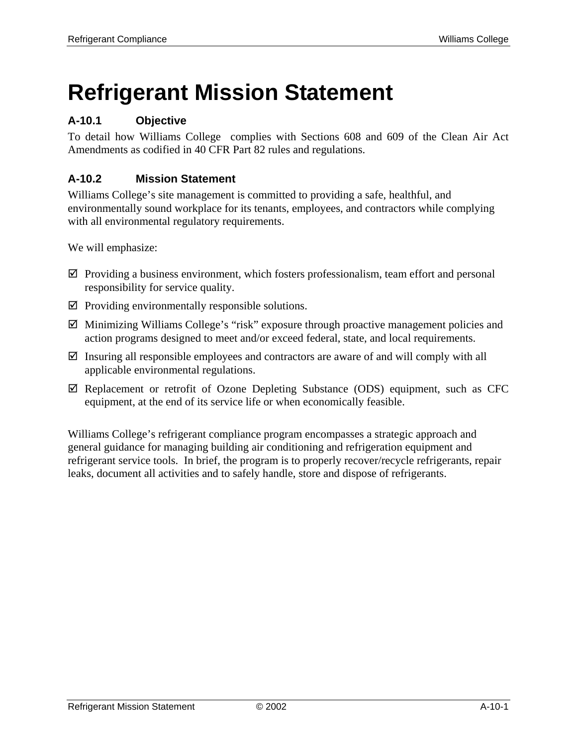# Refrigerant Mission Statement

### A-10.1 Objective

To detail how Williams College complies with Sections 608 and 609 of the Clean Air Act Amendments as codified in 40 CFR Part 82 rules and regulations.

### A-10.2 Mission Statement

Williams College's site management is committed to providing a safe, healthful, and environmentally sound workplace for its tenants, employees, and contractors while complying with all environmental regulatory requirements.

We will emphasize:

- ☑ Providing a business environment, which fosters professionalism, team effort and personal responsibility for service quality.
- ☑ Providing environmentally responsible solutions.
- ☑ Minimizing Williams College's "risk" exposure through proactive management policies and action programs designed to meet and/or exceed federal, state, and local requirements.
- ☑ Insuring all responsible employees and contractors are aware of and will comply with all applicable environmental regulations.
- ☑ Replacement or retrofit of Ozone Depleting Substance (ODS) equipment, such as CFC equipment, at the end of its service life or when economically feasible.

Williams College's refrigerant compliance program encompasses a strategic approach and general guidance for managing building air conditioning and refrigeration equipment and refrigerant service tools. In brief, the program is to properly recover/recycle refrigerants, repair leaks, document all activities and to safely handle, store and dispose of refrigerants.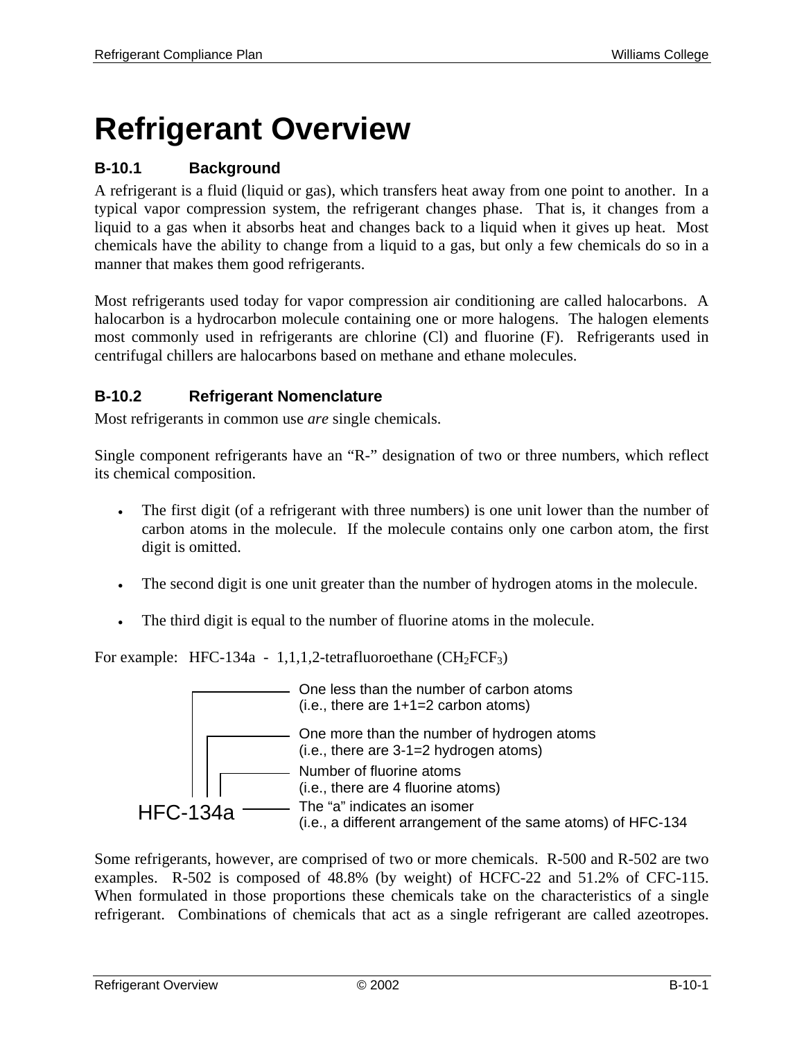# Refrigerant Overview

## B-10.1 Background

A refrigerant is a fluid (liquid or gas), which transfers heat away from one point to another. In a typical vapor compression system, the refrigerant changes phase. That is, it changes from a liquid to a gas when it absorbs heat and changes back to a liquid when it gives up heat. Most chemicals have the ability to change from a liquid to a gas, but only a few chemicals do so in a manner that makes them good refrigerants.

Most refrigerants used today for vapor compression air conditioning are called halocarbons. A halocarbon is a hydrocarbon molecule containing one or more halogens. The halogen elements most commonly used in refrigerants are chlorine (Cl) and fluorine (F). Refrigerants used in centrifugal chillers are halocarbons based on methane and ethane molecules.

## B-10.2 Refrigerant Nomenclature

Most refrigerants in common use *are* single chemicals.

Single component refrigerants have an "R-" designation of two or three numbers, which reflect its chemical composition.

- The first digit (of a refrigerant with three numbers) is one unit lower than the number of carbon atoms in the molecule. If the molecule contains only one carbon atom, the first digit is omitted.
- The second digit is one unit greater than the number of hydrogen atoms in the molecule.
- The third digit is equal to the number of fluorine atoms in the molecule.

For example: HFC-134a - 1,1,1,2-tetrafluoroethane ($CH_2FCF_3$)

HFC-134a

- One less than the number of carbon atoms (i.e., there are 1+1=2 carbon atoms)
- One more than the number of hydrogen atoms (i.e., there are 3-1=2 hydrogen atoms)
- Number of fluorine atoms (i.e., there are 4 fluorine atoms)
- The "a" indicates an isomer (i.e., a different arrangement of the same atoms) of HFC-134

Some refrigerants, however, are comprised of two or more chemicals. R-500 and R-502 are two examples. R-502 is composed of 48.8% (by weight) of HCFC-22 and 51.2% of CFC-115. When formulated in those proportions these chemicals take on the characteristics of a single refrigerant. Combinations of chemicals that act as a single refrigerant are called azeotropes.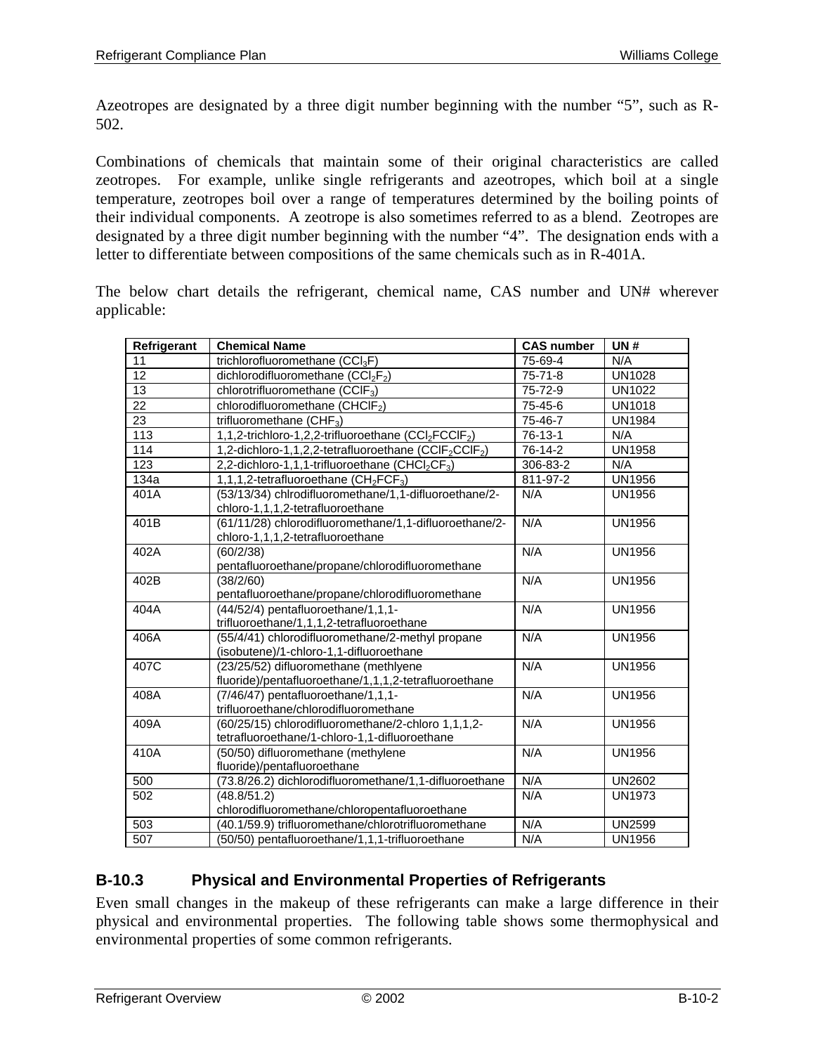Azeotropes are designated by a three digit number beginning with the number “5”, such as R-502.

Combinations of chemicals that maintain some of their original characteristics are called zeotropes. For example, unlike single refrigerants and azeotropes, which boil at a single temperature, zeotropes boil over a range of temperatures determined by the boiling points of their individual components. A zeotrope is also sometimes referred to as a blend. Zeotropes are designated by a three digit number beginning with the number “4”. The designation ends with a letter to differentiate between compositions of the same chemicals such as in R-401A.

The below chart details the refrigerant, chemical name, CAS number and UN# wherever applicable:

| Refrigerant | Chemical Name | CAS number | UN # |
|---|---|---|---|
| 11 | trichlorofluoromethane ($CCl_3F$) | 75-69-4 | N/A |
| 12 | dichlorodifluoromethane ($CCl_2F_2$) | 75-71-8 | UN1028 |
| 13 | chlorotrifluoromethane ($CClF_3$) | 75-72-9 | UN1022 |
| 22 | chlorodifluoromethane ($CHClF_2$) | 75-45-6 | UN1018 |
| 23 | trifluoromethane ($CHF_3$) | 75-46-7 | UN1984 |
| 113 | 1,1,2-trichloro-1,2,2-trifluoroethane ($CCl_2FCClF_2$) | 76-13-1 | N/A |
| 114 | 1,2-dichloro-1,1,2,2-tetrafluoroethane ($CClF_2CClF_2$) | 76-14-2 | UN1958 |
| 123 | 2,2-dichloro-1,1,1-trifluoroethane ($CHCl_2CF_3$) | 306-83-2 | N/A |
| 134a | 1,1,1,2-tetrafluoroethane ($CH_2FCF_3$) | 811-97-2 | UN1956 |
| 401A | (53/13/34) chlrodifluoromethane/1,1-difluoroethane/2-chloro-1,1,1,2-tetrafluoroethane | N/A | UN1956 |
| 401B | (61/11/28) chlorodifluoromethane/1,1-difluoroethane/2-chloro-1,1,1,2-tetrafluoroethane | N/A | UN1956 |
| 402A | (60/2/38) pentafluoroethane/propane/chlorodifluoromethane | N/A | UN1956 |
| 402B | (38/2/60) pentafluoroethane/propane/chlorodifluoromethane | N/A | UN1956 |
| 404A | (44/52/4) pentafluoroethane/1,1,1-trifluoroethane/1,1,1,2-tetrafluoroethane | N/A | UN1956 |
| 406A | (55/4/41) chlorodifluoromethane/2-methyl propane (isobutene)/1-chloro-1,1-difluoroethane | N/A | UN1956 |
| 407C | (23/25/52) difluoromethane (methlyene fluoride)/pentafluoroethane/1,1,1,2-tetrafluoroethane | N/A | UN1956 |
| 408A | (7/46/47) pentafluoroethane/1,1,1-trifluoroethane/chlorodifluoromethane | N/A | UN1956 |
| 409A | (60/25/15) chlorodifluoromethane/2-chloro 1,1,1,2-tetrafluoroethane/1-chloro-1,1-difluoroethane | N/A | UN1956 |
| 410A | (50/50) difluoromethane (methylene fluoride)/pentafluoroethane | N/A | UN1956 |
| 500 | (73.8/26.2) dichlorodifluoromethane/1,1-difluoroethane | N/A | UN2602 |
| 502 | (48.8/51.2) chlorodifluoromethane/chloropentafluoroethane | N/A | UN1973 |
| 503 | (40.1/59.9) trifluoromethane/chlorotrifluoromethane | N/A | UN2599 |
| 507 | (50/50) pentafluoroethane/1,1,1-trifluoroethane | N/A | UN1956 |

### B-10.3 Physical and Environmental Properties of Refrigerants

Even small changes in the makeup of these refrigerants can make a large difference in their physical and environmental properties. The following table shows some thermophysical and environmental properties of some common refrigerants.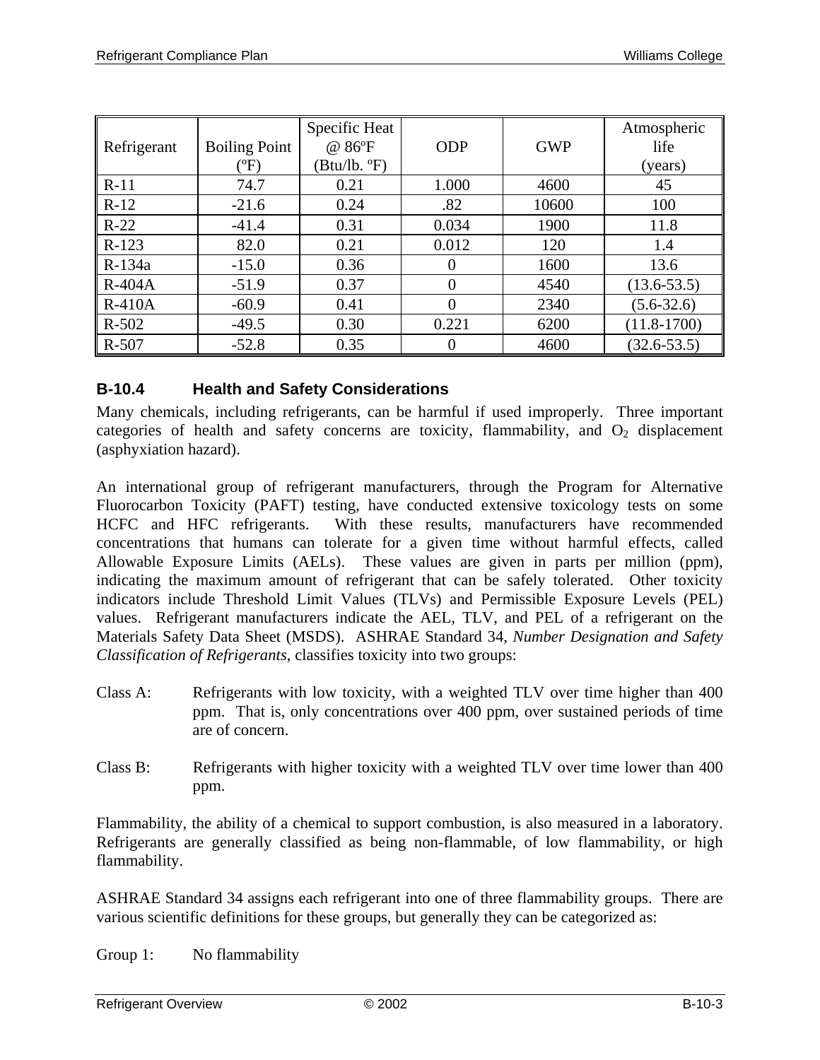| Refrigerant | Boiling Point (ºF) | Specific Heat @ 86ºF (Btu/lb. ºF) | ODP | GWP | Atmospheric life (years) |
|---|---|---|---|---|---|
| R-11 | 74.7 | 0.21 | 1.000 | 4600 | 45 |
| R-12 | -21.6 | 0.24 | .82 | 10600 | 100 |
| R-22 | -41.4 | 0.31 | 0.034 | 1900 | 11.8 |
| R-123 | 82.0 | 0.21 | 0.012 | 120 | 1.4 |
| R-134a | -15.0 | 0.36 | 0 | 1600 | 13.6 |
| R-404A | -51.9 | 0.37 | 0 | 4540 | (13.6-53.5) |
| R-410A | -60.9 | 0.41 | 0 | 2340 | (5.6-32.6) |
| R-502 | -49.5 | 0.30 | 0.221 | 6200 | (11.8-1700) |
| R-507 | -52.8 | 0.35 | 0 | 4600 | (32.6-53.5) |

### B-10.4 Health and Safety Considerations

Many chemicals, including refrigerants, can be harmful if used improperly. Three important categories of health and safety concerns are toxicity, flammability, and $O_2$ displacement (asphyxiation hazard).

An international group of refrigerant manufacturers, through the Program for Alternative Fluorocarbon Toxicity (PAFT) testing, have conducted extensive toxicology tests on some HCFC and HFC refrigerants. With these results, manufacturers have recommended concentrations that humans can tolerate for a given time without harmful effects, called Allowable Exposure Limits (AELs). These values are given in parts per million (ppm), indicating the maximum amount of refrigerant that can be safely tolerated. Other toxicity indicators include Threshold Limit Values (TLVs) and Permissible Exposure Levels (PEL) values. Refrigerant manufacturers indicate the AEL, TLV, and PEL of a refrigerant on the Materials Safety Data Sheet (MSDS). ASHRAE Standard 34, *Number Designation and Safety Classification of Refrigerants*, classifies toxicity into two groups:

Class A: Refrigerants with low toxicity, with a weighted TLV over time higher than 400 ppm. That is, only concentrations over 400 ppm, over sustained periods of time are of concern.

Class B: Refrigerants with higher toxicity with a weighted TLV over time lower than 400 ppm.

Flammability, the ability of a chemical to support combustion, is also measured in a laboratory. Refrigerants are generally classified as being non-flammable, of low flammability, or high flammability.

ASHRAE Standard 34 assigns each refrigerant into one of three flammability groups. There are various scientific definitions for these groups, but generally they can be categorized as:

Group 1: No flammability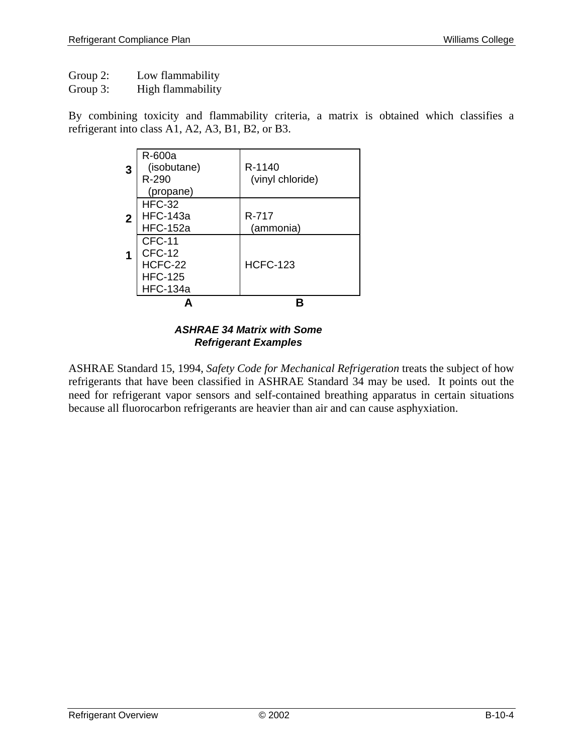Group 2: Low flammability
Group 3: High flammability

By combining toxicity and flammability criteria, a matrix is obtained which classifies a refrigerant into class A1, A2, A3, B1, B2, or B3.

| | A | B |
|---|---|---|
| **3** | R-600a (isobutane)<br>R-290 (propane) | R-1140 (vinyl chloride) |
| **2** | HFC-32<br>HFC-143a<br>HFC-152a | R-717 (ammonia) |
| **1** | CFC-11<br>CFC-12<br>HCFC-22<br>HFC-125<br>HFC-134a | HCFC-123 |

***ASHRAE 34 Matrix with Some Refrigerant Examples***

ASHRAE Standard 15, 1994, *Safety Code for Mechanical Refrigeration* treats the subject of how refrigerants that have been classified in ASHRAE Standard 34 may be used. It points out the need for refrigerant vapor sensors and self-contained breathing apparatus in certain situations because all fluorocarbon refrigerants are heavier than air and can cause asphyxiation.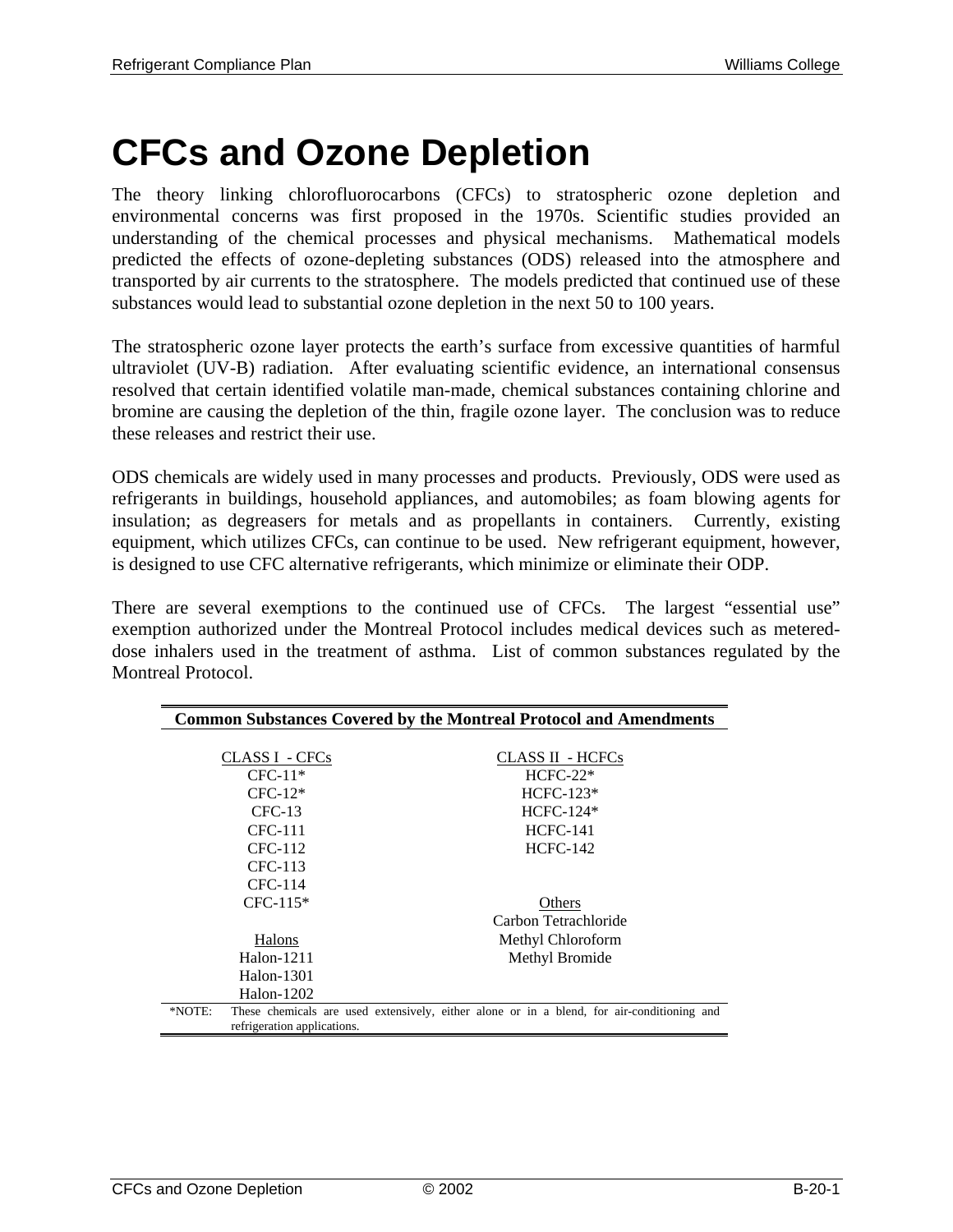# CFCs and Ozone Depletion

The theory linking chlorofluorocarbons (CFCs) to stratospheric ozone depletion and environmental concerns was first proposed in the 1970s. Scientific studies provided an understanding of the chemical processes and physical mechanisms. Mathematical models predicted the effects of ozone-depleting substances (ODS) released into the atmosphere and transported by air currents to the stratosphere. The models predicted that continued use of these substances would lead to substantial ozone depletion in the next 50 to 100 years.

The stratospheric ozone layer protects the earth's surface from excessive quantities of harmful ultraviolet (UV-B) radiation. After evaluating scientific evidence, an international consensus resolved that certain identified volatile man-made, chemical substances containing chlorine and bromine are causing the depletion of the thin, fragile ozone layer. The conclusion was to reduce these releases and restrict their use.

ODS chemicals are widely used in many processes and products. Previously, ODS were used as refrigerants in buildings, household appliances, and automobiles; as foam blowing agents for insulation; as degreasers for metals and as propellants in containers. Currently, existing equipment, which utilizes CFCs, can continue to be used. New refrigerant equipment, however, is designed to use CFC alternative refrigerants, which minimize or eliminate their ODP.

There are several exemptions to the continued use of CFCs. The largest "essential use" exemption authorized under the Montreal Protocol includes medical devices such as metered-dose inhalers used in the treatment of asthma. List of common substances regulated by the Montreal Protocol.

**Common Substances Covered by the Montreal Protocol and Amendments**

| CLASS I - CFCs | CLASS II - HCFCs |
|---|---|
| CFC-11* | HCFC-22* |
| CFC-12* | HCFC-123* |
| CFC-13 | HCFC-124* |
| CFC-111 | HCFC-141 |
| CFC-112 | HCFC-142 |
| CFC-113 | |
| CFC-114 | |
| CFC-115* | Others |
| | Carbon Tetrachloride |
| Halons | Methyl Chloroform |
| Halon-1211 | Methyl Bromide |
| Halon-1301 | |
| Halon-1202 | |

*NOTE: These chemicals are used extensively, either alone or in a blend, for air-conditioning and refrigeration applications.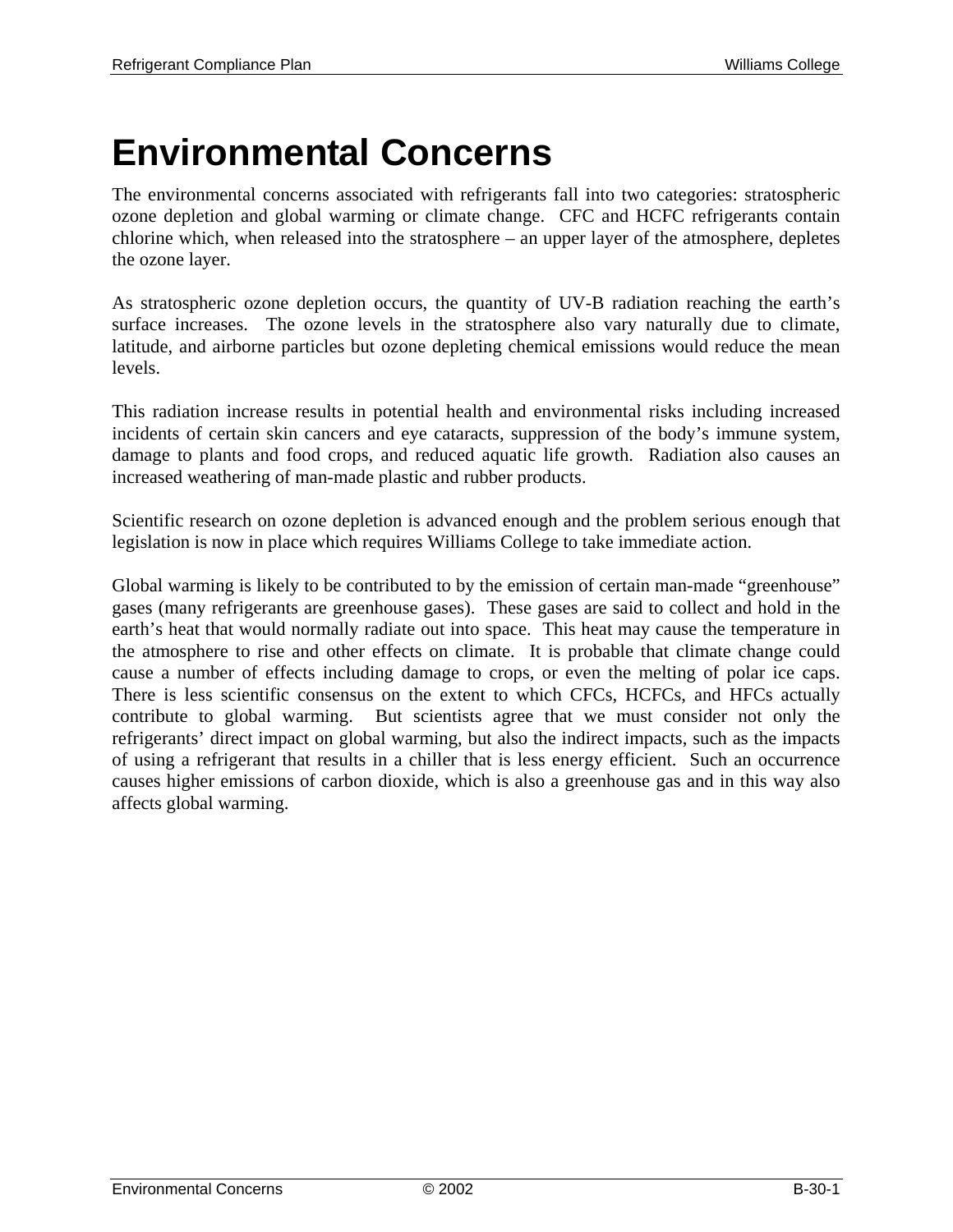# Environmental Concerns

The environmental concerns associated with refrigerants fall into two categories: stratospheric ozone depletion and global warming or climate change. CFC and HCFC refrigerants contain chlorine which, when released into the stratosphere – an upper layer of the atmosphere, depletes the ozone layer.

As stratospheric ozone depletion occurs, the quantity of UV-B radiation reaching the earth's surface increases. The ozone levels in the stratosphere also vary naturally due to climate, latitude, and airborne particles but ozone depleting chemical emissions would reduce the mean levels.

This radiation increase results in potential health and environmental risks including increased incidents of certain skin cancers and eye cataracts, suppression of the body's immune system, damage to plants and food crops, and reduced aquatic life growth. Radiation also causes an increased weathering of man-made plastic and rubber products.

Scientific research on ozone depletion is advanced enough and the problem serious enough that legislation is now in place which requires Williams College to take immediate action.

Global warming is likely to be contributed to by the emission of certain man-made "greenhouse" gases (many refrigerants are greenhouse gases). These gases are said to collect and hold in the earth's heat that would normally radiate out into space. This heat may cause the temperature in the atmosphere to rise and other effects on climate. It is probable that climate change could cause a number of effects including damage to crops, or even the melting of polar ice caps. There is less scientific consensus on the extent to which CFCs, HCFCs, and HFCs actually contribute to global warming. But scientists agree that we must consider not only the refrigerants' direct impact on global warming, but also the indirect impacts, such as the impacts of using a refrigerant that results in a chiller that is less energy efficient. Such an occurrence causes higher emissions of carbon dioxide, which is also a greenhouse gas and in this way also affects global warming.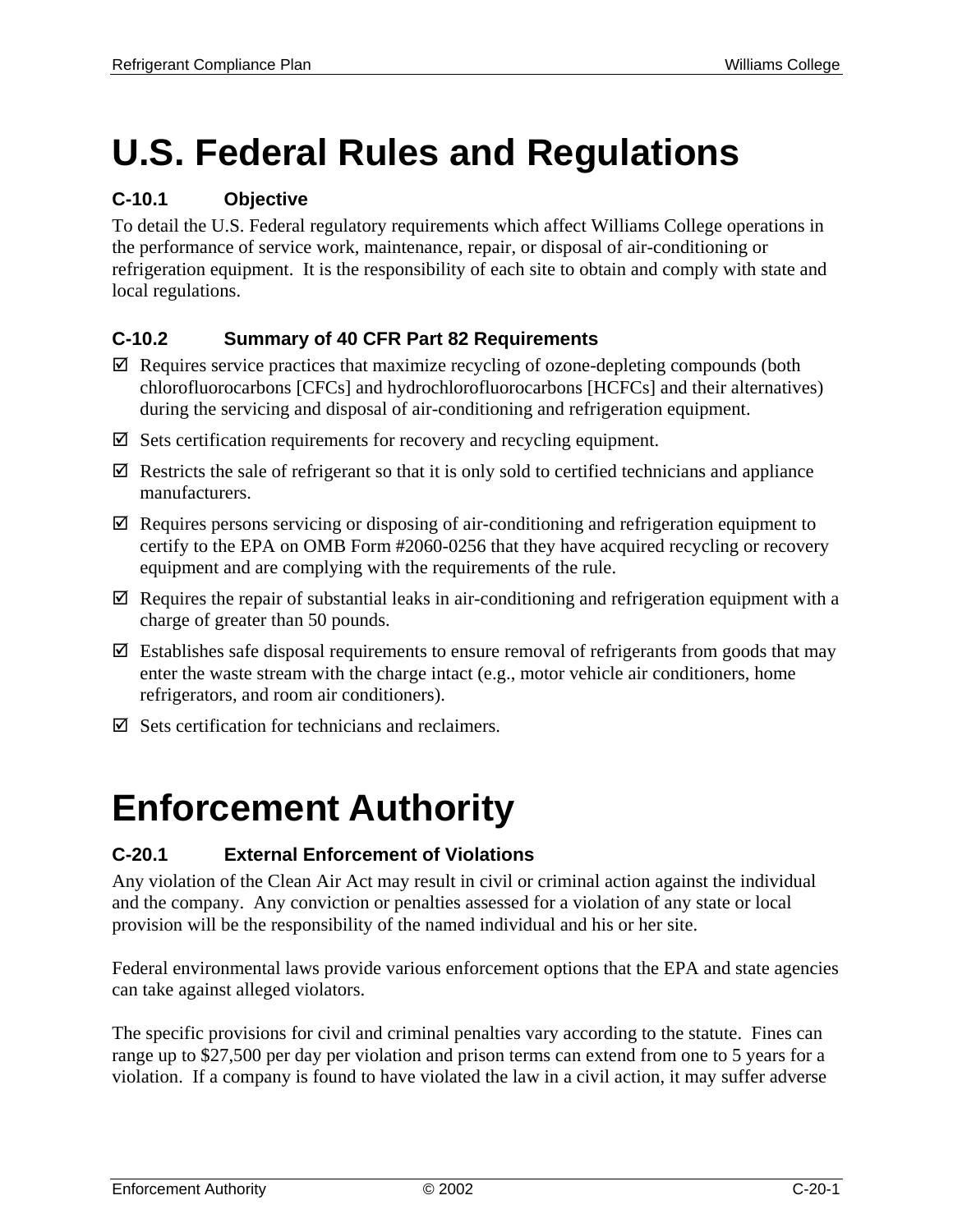# U.S. Federal Rules and Regulations

### C-10.1 Objective

To detail the U.S. Federal regulatory requirements which affect Williams College operations in the performance of service work, maintenance, repair, or disposal of air-conditioning or refrigeration equipment. It is the responsibility of each site to obtain and comply with state and local regulations.

### C-10.2 Summary of 40 CFR Part 82 Requirements

- ☑ Requires service practices that maximize recycling of ozone-depleting compounds (both chlorofluorocarbons [CFCs] and hydrochlorofluorocarbons [HCFCs] and their alternatives) during the servicing and disposal of air-conditioning and refrigeration equipment.
- ☑ Sets certification requirements for recovery and recycling equipment.
- ☑ Restricts the sale of refrigerant so that it is only sold to certified technicians and appliance manufacturers.
- ☑ Requires persons servicing or disposing of air-conditioning and refrigeration equipment to certify to the EPA on OMB Form #2060-0256 that they have acquired recycling or recovery equipment and are complying with the requirements of the rule.
- ☑ Requires the repair of substantial leaks in air-conditioning and refrigeration equipment with a charge of greater than 50 pounds.
- ☑ Establishes safe disposal requirements to ensure removal of refrigerants from goods that may enter the waste stream with the charge intact (e.g., motor vehicle air conditioners, home refrigerators, and room air conditioners).
- ☑ Sets certification for technicians and reclaimers.

# Enforcement Authority

### C-20.1 External Enforcement of Violations

Any violation of the Clean Air Act may result in civil or criminal action against the individual and the company. Any conviction or penalties assessed for a violation of any state or local provision will be the responsibility of the named individual and his or her site.

Federal environmental laws provide various enforcement options that the EPA and state agencies can take against alleged violators.

The specific provisions for civil and criminal penalties vary according to the statute. Fines can range up to $27,500 per day per violation and prison terms can extend from one to 5 years for a violation. If a company is found to have violated the law in a civil action, it may suffer adverse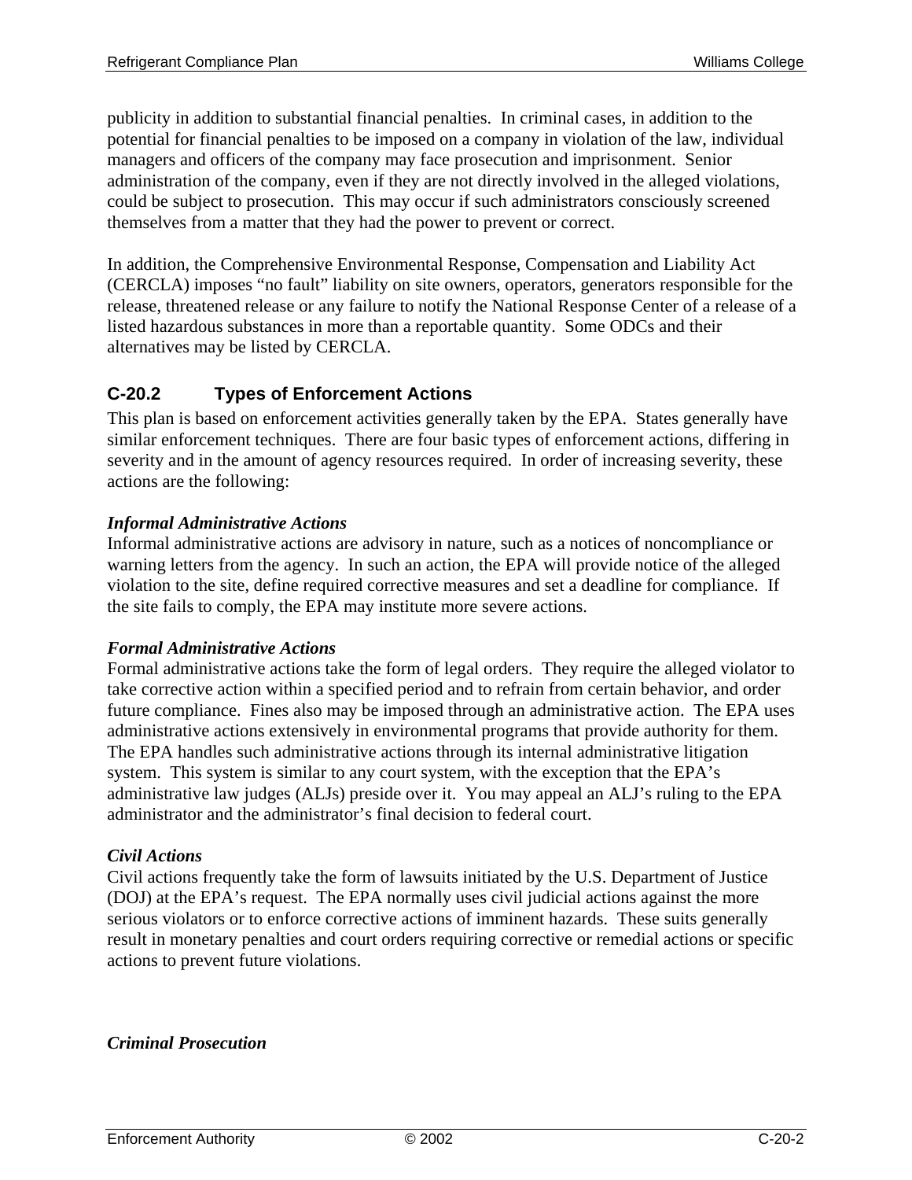publicity in addition to substantial financial penalties. In criminal cases, in addition to the potential for financial penalties to be imposed on a company in violation of the law, individual managers and officers of the company may face prosecution and imprisonment. Senior administration of the company, even if they are not directly involved in the alleged violations, could be subject to prosecution. This may occur if such administrators consciously screened themselves from a matter that they had the power to prevent or correct.

In addition, the Comprehensive Environmental Response, Compensation and Liability Act (CERCLA) imposes "no fault" liability on site owners, operators, generators responsible for the release, threatened release or any failure to notify the National Response Center of a release of a listed hazardous substances in more than a reportable quantity. Some ODCs and their alternatives may be listed by CERCLA.

## C-20.2 Types of Enforcement Actions

This plan is based on enforcement activities generally taken by the EPA. States generally have similar enforcement techniques. There are four basic types of enforcement actions, differing in severity and in the amount of agency resources required. In order of increasing severity, these actions are the following:

***Informal Administrative Actions***

Informal administrative actions are advisory in nature, such as a notices of noncompliance or warning letters from the agency. In such an action, the EPA will provide notice of the alleged violation to the site, define required corrective measures and set a deadline for compliance. If the site fails to comply, the EPA may institute more severe actions.

***Formal Administrative Actions***

Formal administrative actions take the form of legal orders. They require the alleged violator to take corrective action within a specified period and to refrain from certain behavior, and order future compliance. Fines also may be imposed through an administrative action. The EPA uses administrative actions extensively in environmental programs that provide authority for them. The EPA handles such administrative actions through its internal administrative litigation system. This system is similar to any court system, with the exception that the EPA's administrative law judges (ALJs) preside over it. You may appeal an ALJ's ruling to the EPA administrator and the administrator's final decision to federal court.

***Civil Actions***

Civil actions frequently take the form of lawsuits initiated by the U.S. Department of Justice (DOJ) at the EPA's request. The EPA normally uses civil judicial actions against the more serious violators or to enforce corrective actions of imminent hazards. These suits generally result in monetary penalties and court orders requiring corrective or remedial actions or specific actions to prevent future violations.

***Criminal Prosecution***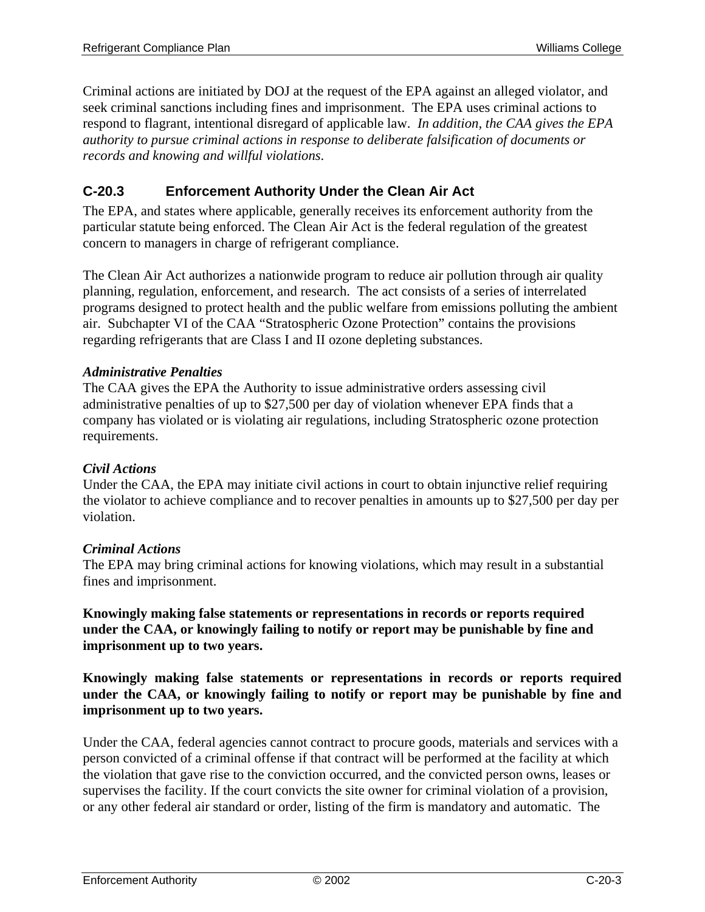Criminal actions are initiated by DOJ at the request of the EPA against an alleged violator, and seek criminal sanctions including fines and imprisonment. The EPA uses criminal actions to respond to flagrant, intentional disregard of applicable law. *In addition, the CAA gives the EPA authority to pursue criminal actions in response to deliberate falsification of documents or records and knowing and willful violations*.

## C-20.3 Enforcement Authority Under the Clean Air Act

The EPA, and states where applicable, generally receives its enforcement authority from the particular statute being enforced. The Clean Air Act is the federal regulation of the greatest concern to managers in charge of refrigerant compliance.

The Clean Air Act authorizes a nationwide program to reduce air pollution through air quality planning, regulation, enforcement, and research. The act consists of a series of interrelated programs designed to protect health and the public welfare from emissions polluting the ambient air. Subchapter VI of the CAA "Stratospheric Ozone Protection" contains the provisions regarding refrigerants that are Class I and II ozone depleting substances.

***Administrative Penalties***

The CAA gives the EPA the Authority to issue administrative orders assessing civil administrative penalties of up to $27,500 per day of violation whenever EPA finds that a company has violated or is violating air regulations, including Stratospheric ozone protection requirements.

***Civil Actions***

Under the CAA, the EPA may initiate civil actions in court to obtain injunctive relief requiring the violator to achieve compliance and to recover penalties in amounts up to $27,500 per day per violation.

***Criminal Actions***

The EPA may bring criminal actions for knowing violations, which may result in a substantial fines and imprisonment.

**Knowingly making false statements or representations in records or reports required under the CAA, or knowingly failing to notify or report may be punishable by fine and imprisonment up to two years.**

**Knowingly making false statements or representations in records or reports required under the CAA, or knowingly failing to notify or report may be punishable by fine and imprisonment up to two years.**

Under the CAA, federal agencies cannot contract to procure goods, materials and services with a person convicted of a criminal offense if that contract will be performed at the facility at which the violation that gave rise to the conviction occurred, and the convicted person owns, leases or supervises the facility. If the court convicts the site owner for criminal violation of a provision, or any other federal air standard or order, listing of the firm is mandatory and automatic. The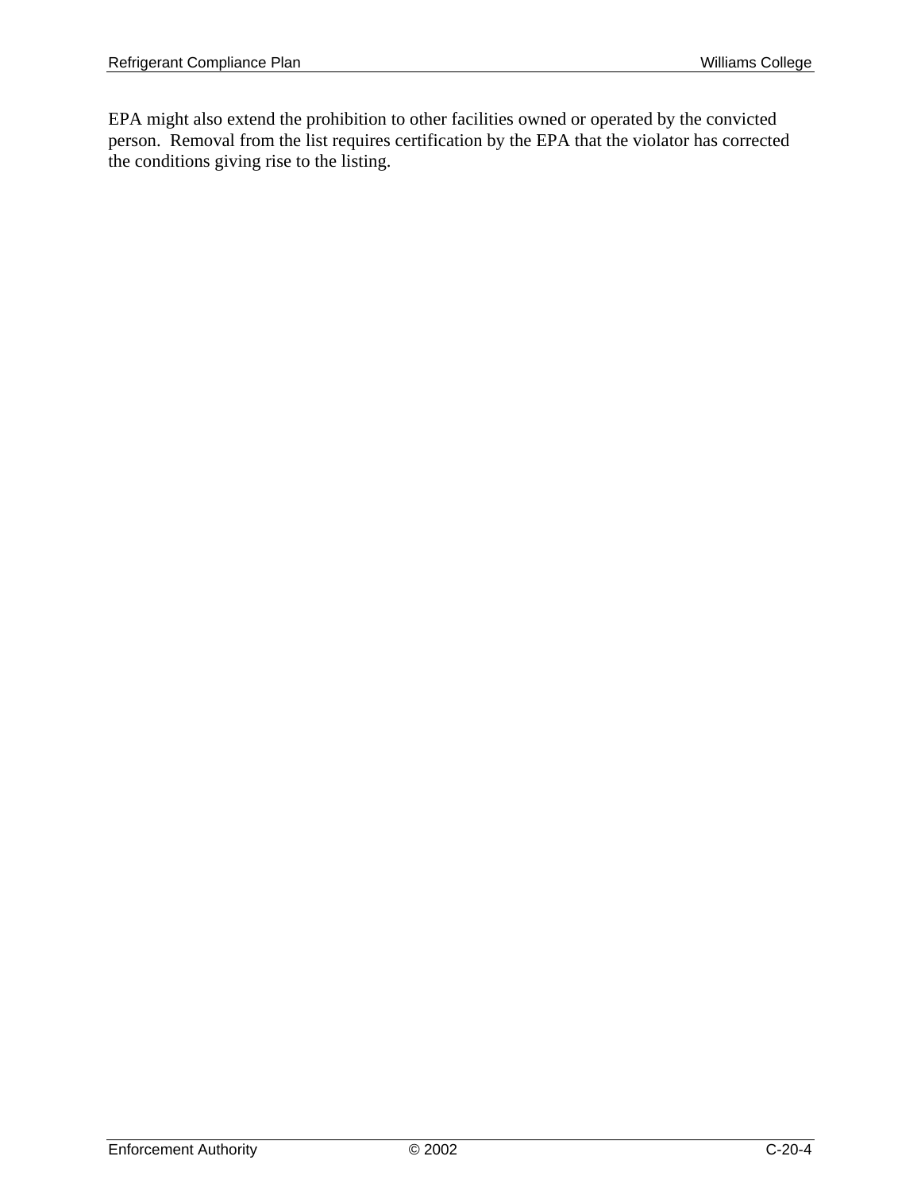EPA might also extend the prohibition to other facilities owned or operated by the convicted person. Removal from the list requires certification by the EPA that the violator has corrected the conditions giving rise to the listing.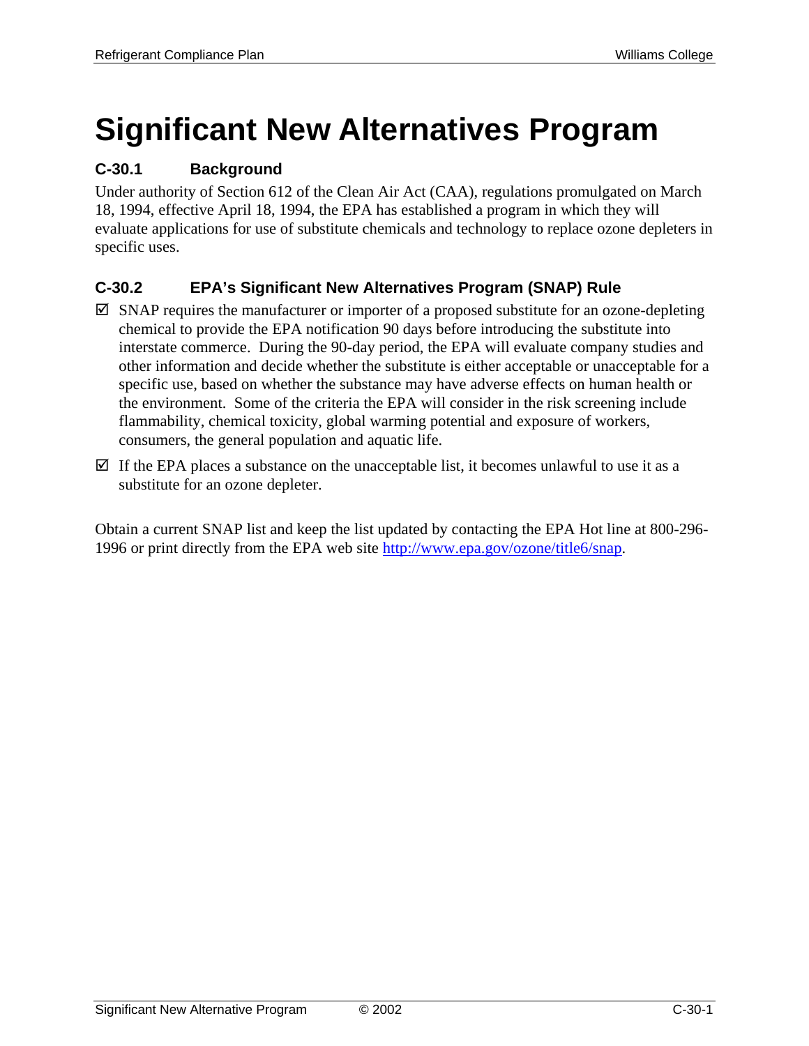# Significant New Alternatives Program

### C-30.1 Background

Under authority of Section 612 of the Clean Air Act (CAA), regulations promulgated on March 18, 1994, effective April 18, 1994, the EPA has established a program in which they will evaluate applications for use of substitute chemicals and technology to replace ozone depleters in specific uses.

### C-30.2 EPA's Significant New Alternatives Program (SNAP) Rule

- ☑ SNAP requires the manufacturer or importer of a proposed substitute for an ozone-depleting chemical to provide the EPA notification 90 days before introducing the substitute into interstate commerce. During the 90-day period, the EPA will evaluate company studies and other information and decide whether the substitute is either acceptable or unacceptable for a specific use, based on whether the substance may have adverse effects on human health or the environment. Some of the criteria the EPA will consider in the risk screening include flammability, chemical toxicity, global warming potential and exposure of workers, consumers, the general population and aquatic life.
- ☑ If the EPA places a substance on the unacceptable list, it becomes unlawful to use it as a substitute for an ozone depleter.

Obtain a current SNAP list and keep the list updated by contacting the EPA Hot line at 800-296-1996 or print directly from the EPA web site [http://www.epa.gov/ozone/title6/snap](http://www.epa.gov/ozone/title6/snap).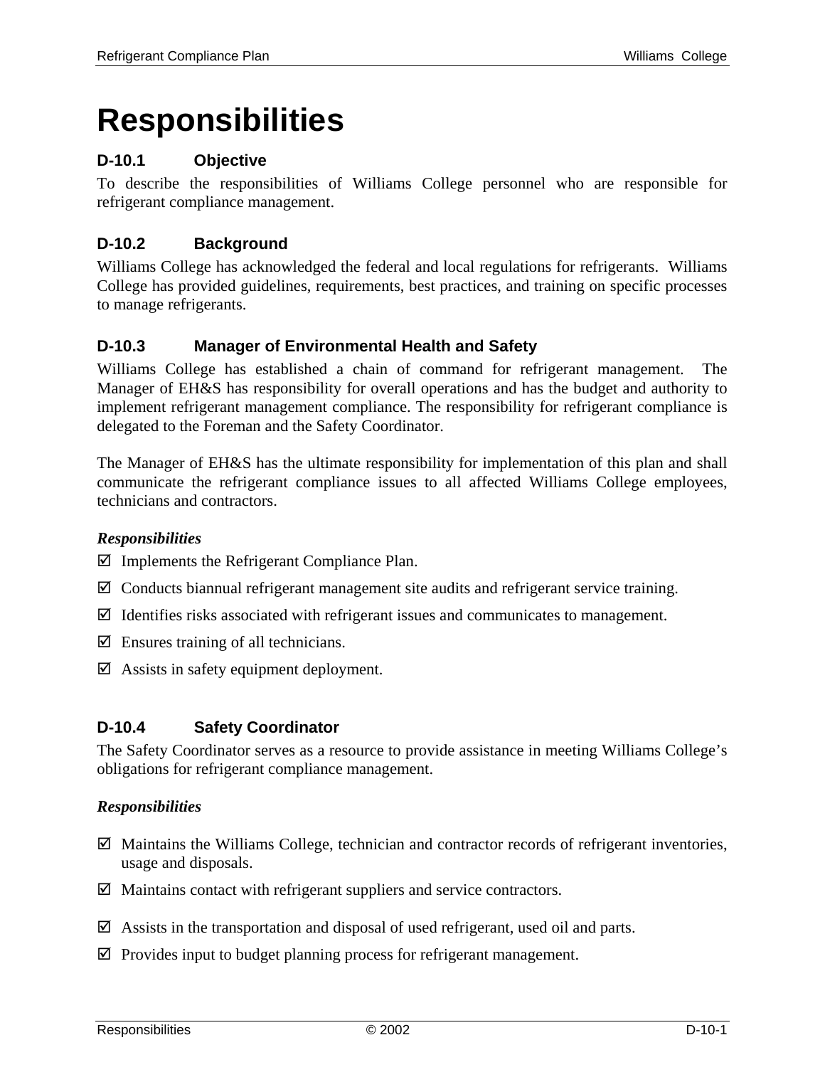# Responsibilities

### D-10.1 Objective

To describe the responsibilities of Williams College personnel who are responsible for refrigerant compliance management.

### D-10.2 Background

Williams College has acknowledged the federal and local regulations for refrigerants. Williams College has provided guidelines, requirements, best practices, and training on specific processes to manage refrigerants.

### D-10.3 Manager of Environmental Health and Safety

Williams College has established a chain of command for refrigerant management. The Manager of EH&S has responsibility for overall operations and has the budget and authority to implement refrigerant management compliance. The responsibility for refrigerant compliance is delegated to the Foreman and the Safety Coordinator.

The Manager of EH&S has the ultimate responsibility for implementation of this plan and shall communicate the refrigerant compliance issues to all affected Williams College employees, technicians and contractors.

***Responsibilities***

- ☑ Implements the Refrigerant Compliance Plan.
- ☑ Conducts biannual refrigerant management site audits and refrigerant service training.
- ☑ Identifies risks associated with refrigerant issues and communicates to management.
- ☑ Ensures training of all technicians.
- ☑ Assists in safety equipment deployment.

### D-10.4 Safety Coordinator

The Safety Coordinator serves as a resource to provide assistance in meeting Williams College's obligations for refrigerant compliance management.

***Responsibilities***

- ☑ Maintains the Williams College, technician and contractor records of refrigerant inventories, usage and disposals.
- ☑ Maintains contact with refrigerant suppliers and service contractors.
- ☑ Assists in the transportation and disposal of used refrigerant, used oil and parts.
- ☑ Provides input to budget planning process for refrigerant management.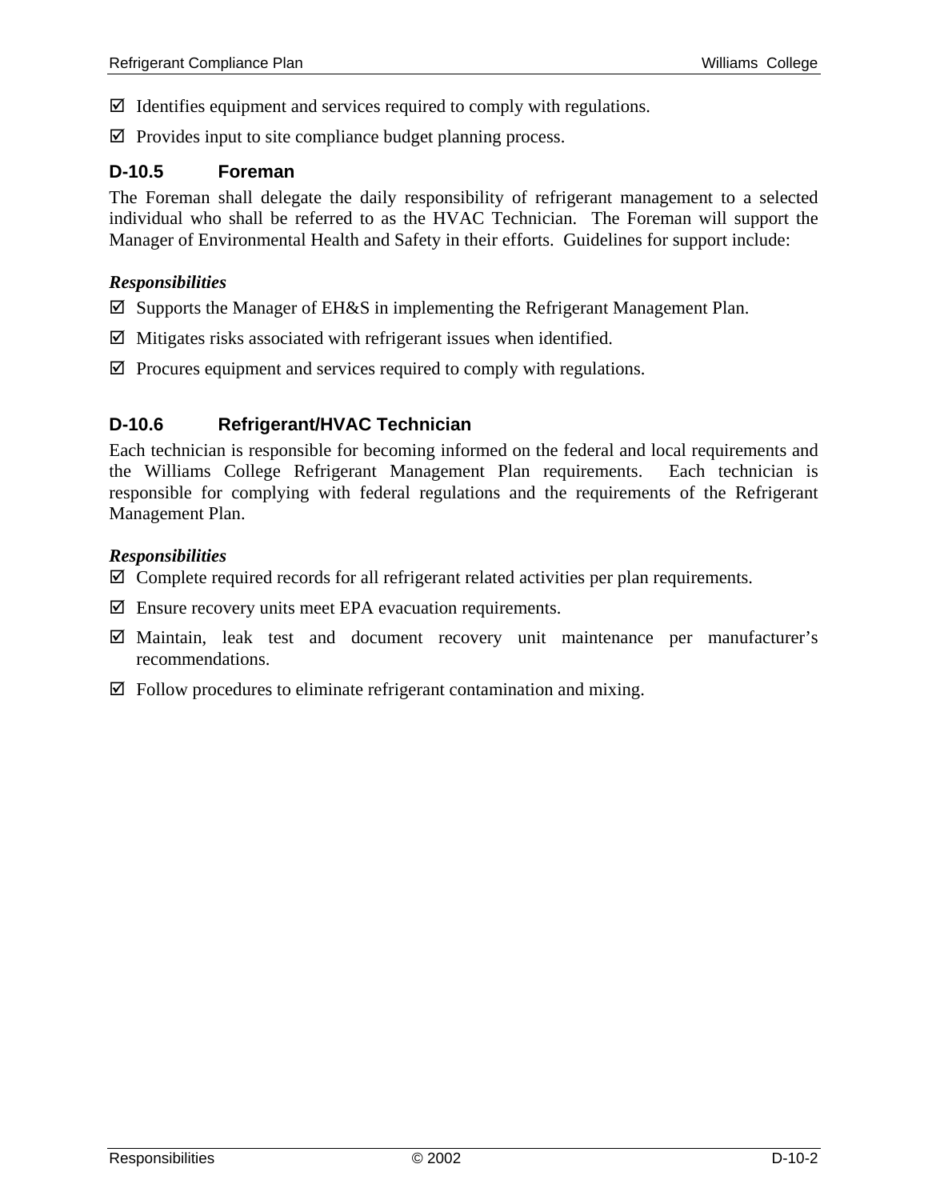- ☑ Identifies equipment and services required to comply with regulations.
- ☑ Provides input to site compliance budget planning process.

### D-10.5 Foreman

The Foreman shall delegate the daily responsibility of refrigerant management to a selected individual who shall be referred to as the HVAC Technician. The Foreman will support the Manager of Environmental Health and Safety in their efforts. Guidelines for support include:

***Responsibilities***

- ☑ Supports the Manager of EH&S in implementing the Refrigerant Management Plan.
- ☑ Mitigates risks associated with refrigerant issues when identified.
- ☑ Procures equipment and services required to comply with regulations.

### D-10.6 Refrigerant/HVAC Technician

Each technician is responsible for becoming informed on the federal and local requirements and the Williams College Refrigerant Management Plan requirements. Each technician is responsible for complying with federal regulations and the requirements of the Refrigerant Management Plan.

***Responsibilities***

- ☑ Complete required records for all refrigerant related activities per plan requirements.
- ☑ Ensure recovery units meet EPA evacuation requirements.
- ☑ Maintain, leak test and document recovery unit maintenance per manufacturer's recommendations.
- ☑ Follow procedures to eliminate refrigerant contamination and mixing.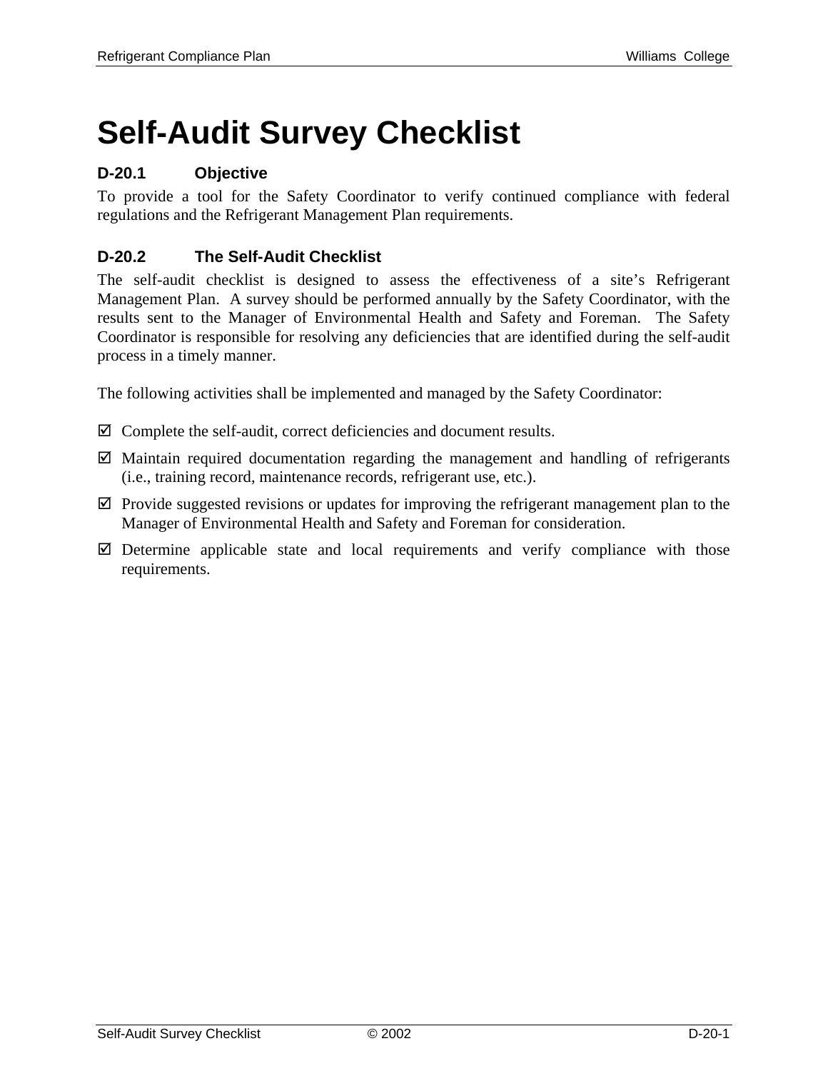# Self-Audit Survey Checklist

### D-20.1 Objective

To provide a tool for the Safety Coordinator to verify continued compliance with federal regulations and the Refrigerant Management Plan requirements.

### D-20.2 The Self-Audit Checklist

The self-audit checklist is designed to assess the effectiveness of a site's Refrigerant Management Plan. A survey should be performed annually by the Safety Coordinator, with the results sent to the Manager of Environmental Health and Safety and Foreman. The Safety Coordinator is responsible for resolving any deficiencies that are identified during the self-audit process in a timely manner.

The following activities shall be implemented and managed by the Safety Coordinator:

- ☑ Complete the self-audit, correct deficiencies and document results.
- ☑ Maintain required documentation regarding the management and handling of refrigerants (i.e., training record, maintenance records, refrigerant use, etc.).
- ☑ Provide suggested revisions or updates for improving the refrigerant management plan to the Manager of Environmental Health and Safety and Foreman for consideration.
- ☑ Determine applicable state and local requirements and verify compliance with those requirements.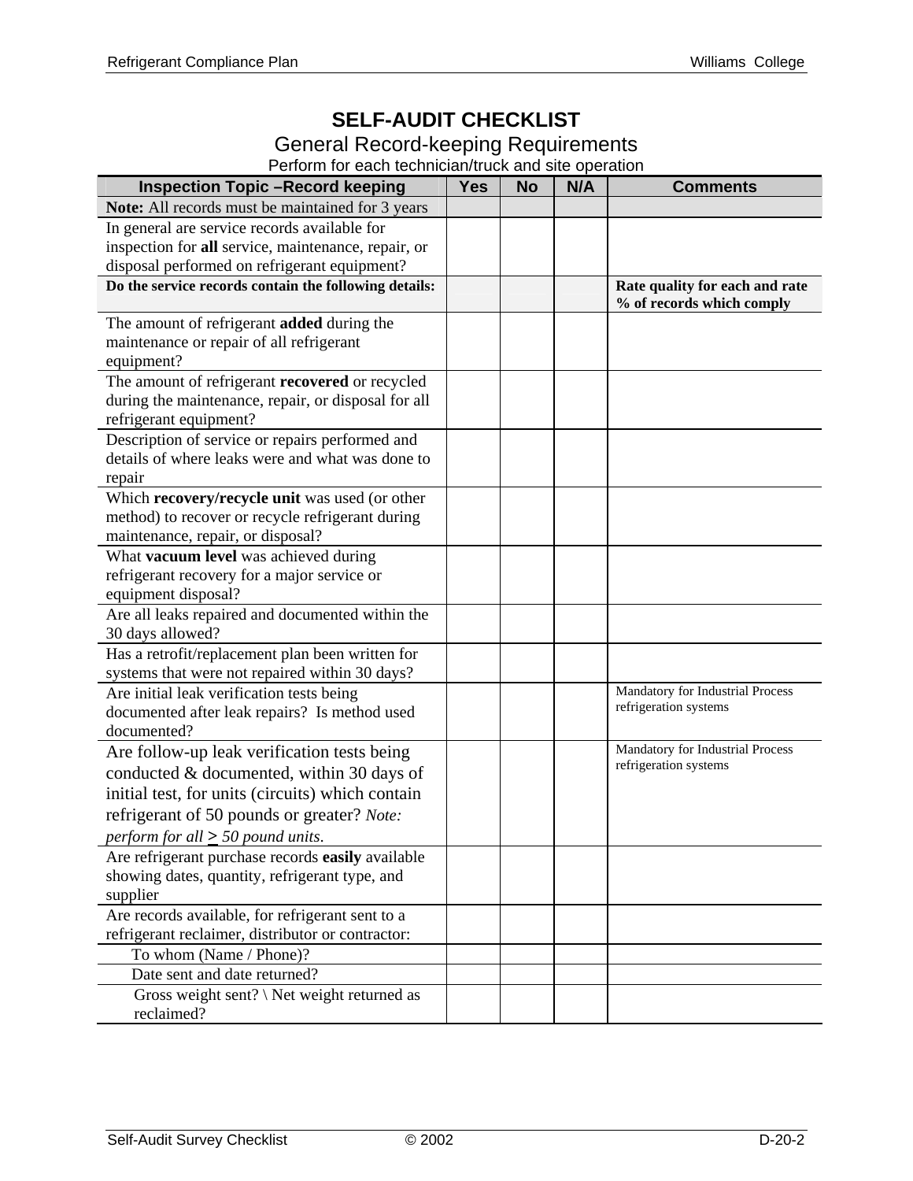# SELF-AUDIT CHECKLIST

## General Record-keeping Requirements

Perform for each technician/truck and site operation

| Inspection Topic –Record keeping | Yes | No | N/A | Comments |
|---|---|---|---|---|
| **Note:** All records must be maintained for 3 years | | | | |
| In general are service records available for inspection for **all** service, maintenance, repair, or disposal performed on refrigerant equipment? | | | | |
| **Do the service records contain the following details:** | | | | **Rate quality for each and rate % of records which comply** |
| The amount of refrigerant **added** during the maintenance or repair of all refrigerant equipment? | | | | |
| The amount of refrigerant **recovered** or recycled during the maintenance, repair, or disposal for all refrigerant equipment? | | | | |
| Description of service or repairs performed and details of where leaks were and what was done to repair | | | | |
| Which **recovery/recycle unit** was used (or other method) to recover or recycle refrigerant during maintenance, repair, or disposal? | | | | |
| What **vacuum level** was achieved during refrigerant recovery for a major service or equipment disposal? | | | | |
| Are all leaks repaired and documented within the 30 days allowed? | | | | |
| Has a retrofit/replacement plan been written for systems that were not repaired within 30 days? | | | | |
| Are initial leak verification tests being documented after leak repairs? Is method used documented? | | | | Mandatory for Industrial Process refrigeration systems |
| Are follow-up leak verification tests being conducted & documented, within 30 days of initial test, for units (circuits) which contain refrigerant of 50 pounds or greater? *Note: perform for all ≥ 50 pound units.* | | | | Mandatory for Industrial Process refrigeration systems |
| Are refrigerant purchase records **easily** available showing dates, quantity, refrigerant type, and supplier | | | | |
| Are records available, for refrigerant sent to a refrigerant reclaimer, distributor or contractor: | | | | |
| To whom (Name / Phone)? | | | | |
| Date sent and date returned? | | | | |
| Gross weight sent? \ Net weight returned as reclaimed? | | | | |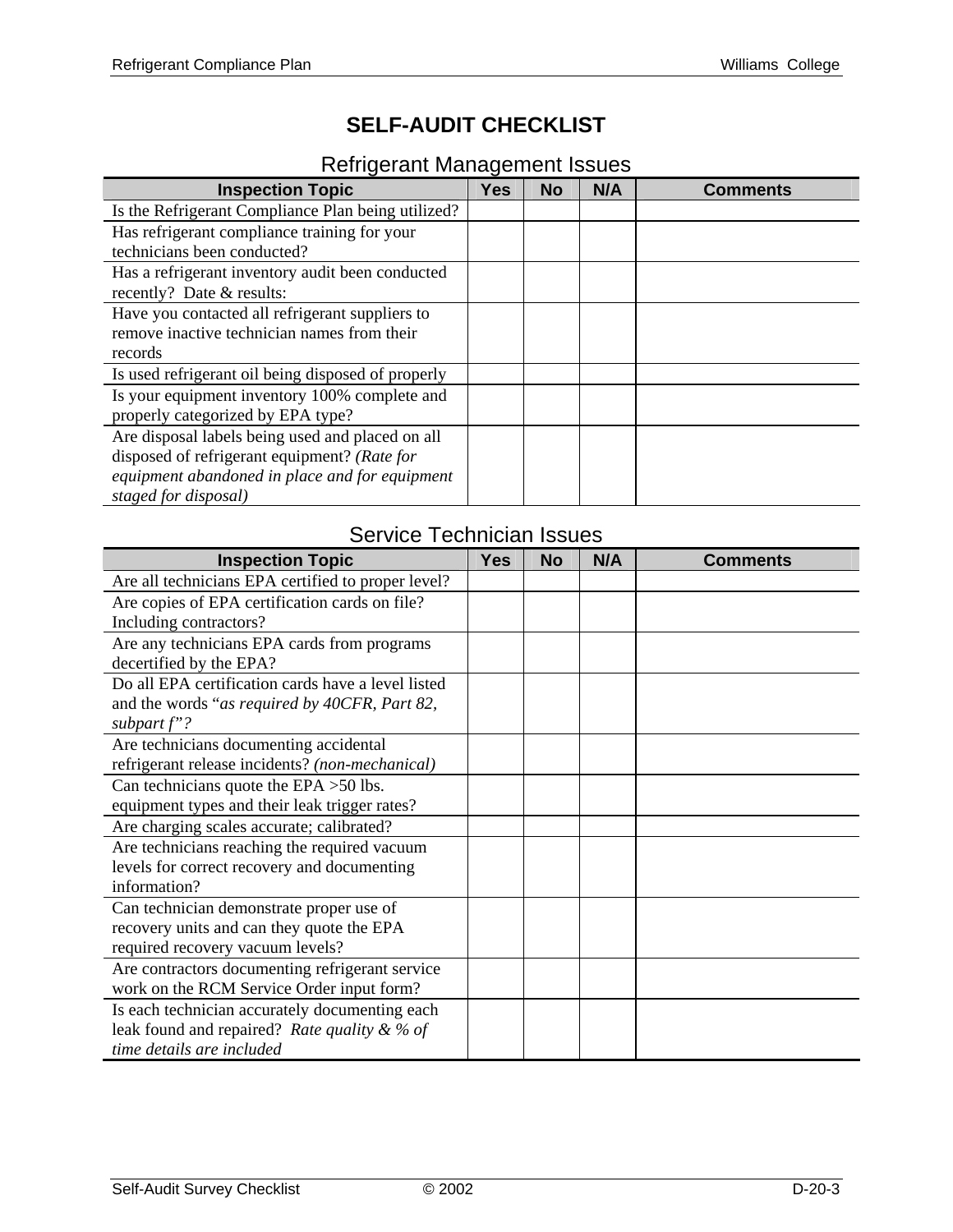# SELF-AUDIT CHECKLIST

## Refrigerant Management Issues

| Inspection Topic | Yes | No | N/A | Comments |
|---|---|---|---|---|
| Is the Refrigerant Compliance Plan being utilized? | | | | |
| Has refrigerant compliance training for your technicians been conducted? | | | | |
| Has a refrigerant inventory audit been conducted recently? Date & results: | | | | |
| Have you contacted all refrigerant suppliers to remove inactive technician names from their records | | | | |
| Is used refrigerant oil being disposed of properly | | | | |
| Is your equipment inventory 100% complete and properly categorized by EPA type? | | | | |
| Are disposal labels being used and placed on all disposed of refrigerant equipment? *(Rate for equipment abandoned in place and for equipment staged for disposal)* | | | | |

## Service Technician Issues

| Inspection Topic | Yes | No | N/A | Comments |
|---|---|---|---|---|
| Are all technicians EPA certified to proper level? | | | | |
| Are copies of EPA certification cards on file? Including contractors? | | | | |
| Are any technicians EPA cards from programs decertified by the EPA? | | | | |
| Do all EPA certification cards have a level listed and the words "*as required by 40CFR, Part 82, subpart f*"? | | | | |
| Are technicians documenting accidental refrigerant release incidents? *(non-mechanical)* | | | | |
| Can technicians quote the EPA >50 lbs. equipment types and their leak trigger rates? | | | | |
| Are charging scales accurate; calibrated? | | | | |
| Are technicians reaching the required vacuum levels for correct recovery and documenting information? | | | | |
| Can technician demonstrate proper use of recovery units and can they quote the EPA required recovery vacuum levels? | | | | |
| Are contractors documenting refrigerant service work on the RCM Service Order input form? | | | | |
| Is each technician accurately documenting each leak found and repaired? *Rate quality & % of time details are included* | | | | |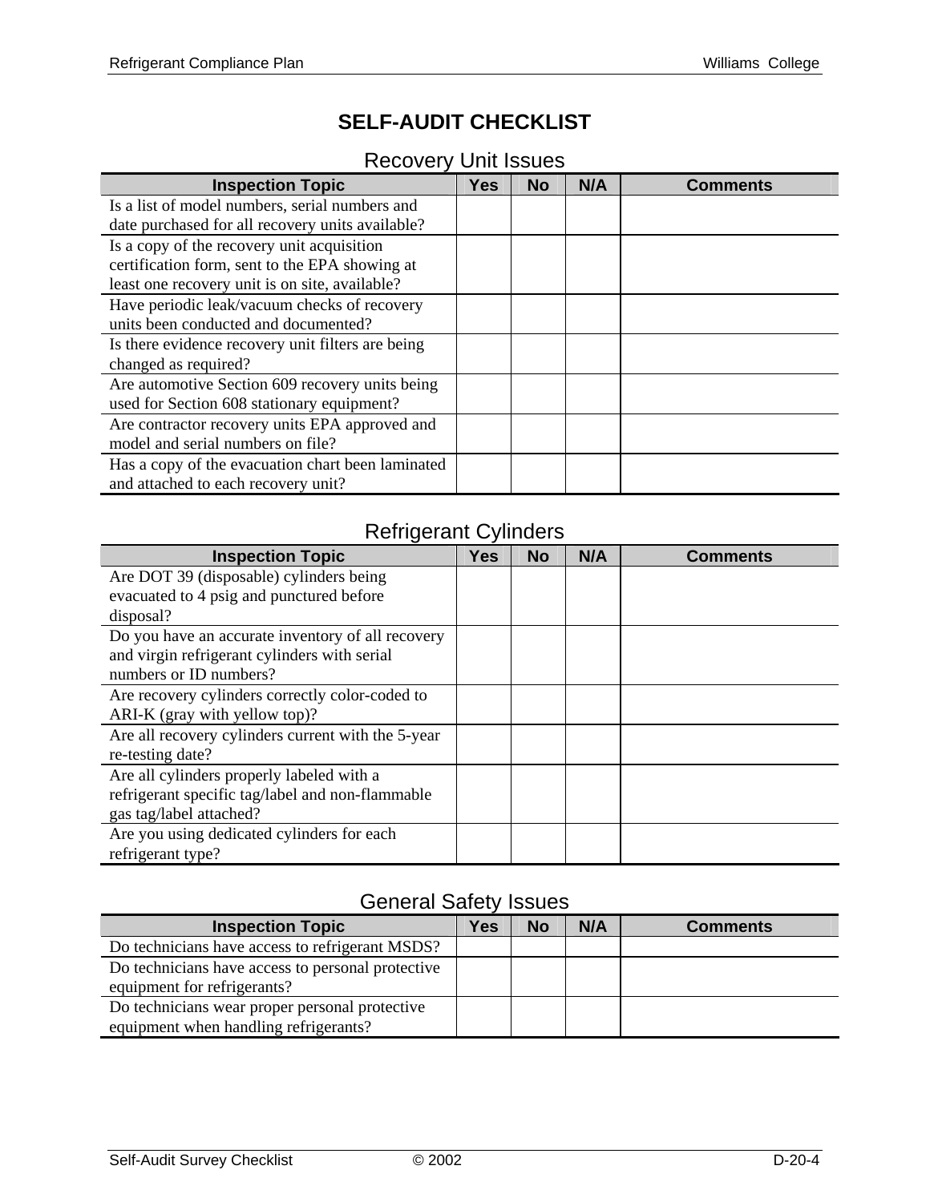# SELF-AUDIT CHECKLIST

## Recovery Unit Issues

| Inspection Topic | Yes | No | N/A | Comments |
|---|---|---|---|---|
| Is a list of model numbers, serial numbers and date purchased for all recovery units available? | | | | |
| Is a copy of the recovery unit acquisition certification form, sent to the EPA showing at least one recovery unit is on site, available? | | | | |
| Have periodic leak/vacuum checks of recovery units been conducted and documented? | | | | |
| Is there evidence recovery unit filters are being changed as required? | | | | |
| Are automotive Section 609 recovery units being used for Section 608 stationary equipment? | | | | |
| Are contractor recovery units EPA approved and model and serial numbers on file? | | | | |
| Has a copy of the evacuation chart been laminated and attached to each recovery unit? | | | | |

## Refrigerant Cylinders

| Inspection Topic | Yes | No | N/A | Comments |
|---|---|---|---|---|
| Are DOT 39 (disposable) cylinders being evacuated to 4 psig and punctured before disposal? | | | | |
| Do you have an accurate inventory of all recovery and virgin refrigerant cylinders with serial numbers or ID numbers? | | | | |
| Are recovery cylinders correctly color-coded to ARI-K (gray with yellow top)? | | | | |
| Are all recovery cylinders current with the 5-year re-testing date? | | | | |
| Are all cylinders properly labeled with a refrigerant specific tag/label and non-flammable gas tag/label attached? | | | | |
| Are you using dedicated cylinders for each refrigerant type? | | | | |

## General Safety Issues

| Inspection Topic | Yes | No | N/A | Comments |
|---|---|---|---|---|
| Do technicians have access to refrigerant MSDS? | | | | |
| Do technicians have access to personal protective equipment for refrigerants? | | | | |
| Do technicians wear proper personal protective equipment when handling refrigerants? | | | | |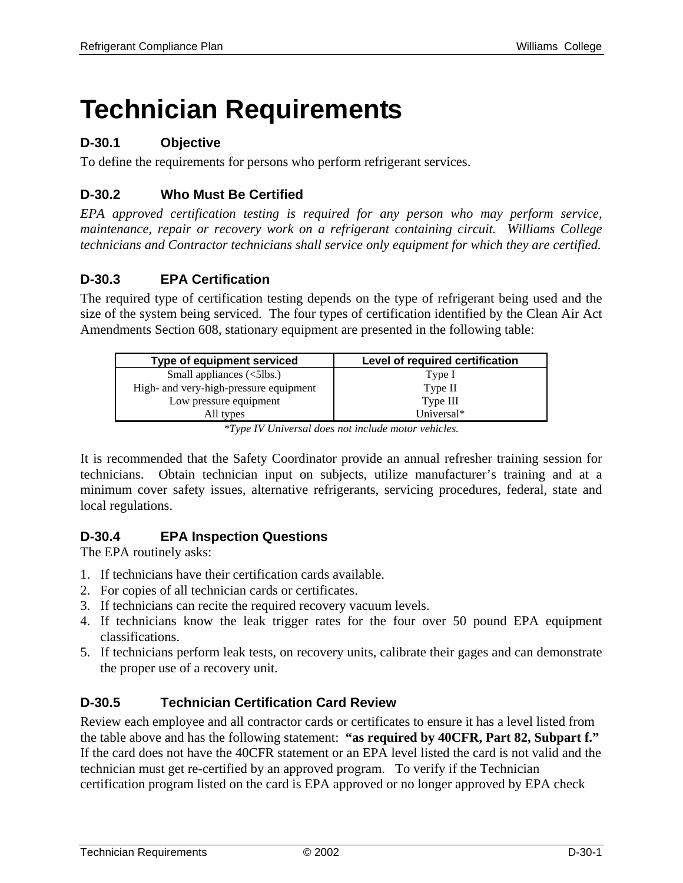# Technician Requirements

### D-30.1 Objective

To define the requirements for persons who perform refrigerant services.

### D-30.2 Who Must Be Certified

*EPA approved certification testing is required for any person who may perform service, maintenance, repair or recovery work on a refrigerant containing circuit. Williams College technicians and Contractor technicians shall service only equipment for which they are certified.*

### D-30.3 EPA Certification

The required type of certification testing depends on the type of refrigerant being used and the size of the system being serviced. The four types of certification identified by the Clean Air Act Amendments Section 608, stationary equipment are presented in the following table:

| Type of equipment serviced | Level of required certification |
|---|---|
| Small appliances (<5lbs.) | Type I |
| High- and very-high-pressure equipment | Type II |
| Low pressure equipment | Type III |
| All types | Universal* |

*\*Type IV Universal does not include motor vehicles.*

It is recommended that the Safety Coordinator provide an annual refresher training session for technicians. Obtain technician input on subjects, utilize manufacturer's training and at a minimum cover safety issues, alternative refrigerants, servicing procedures, federal, state and local regulations.

### D-30.4 EPA Inspection Questions

The EPA routinely asks:

1. If technicians have their certification cards available.
2. For copies of all technician cards or certificates.
3. If technicians can recite the required recovery vacuum levels.
4. If technicians know the leak trigger rates for the four over 50 pound EPA equipment classifications.
5. If technicians perform leak tests, on recovery units, calibrate their gages and can demonstrate the proper use of a recovery unit.

### D-30.5 Technician Certification Card Review

Review each employee and all contractor cards or certificates to ensure it has a level listed from the table above and has the following statement: **"as required by 40CFR, Part 82, Subpart f."** If the card does not have the 40CFR statement or an EPA level listed the card is not valid and the technician must get re-certified by an approved program. To verify if the Technician certification program listed on the card is EPA approved or no longer approved by EPA check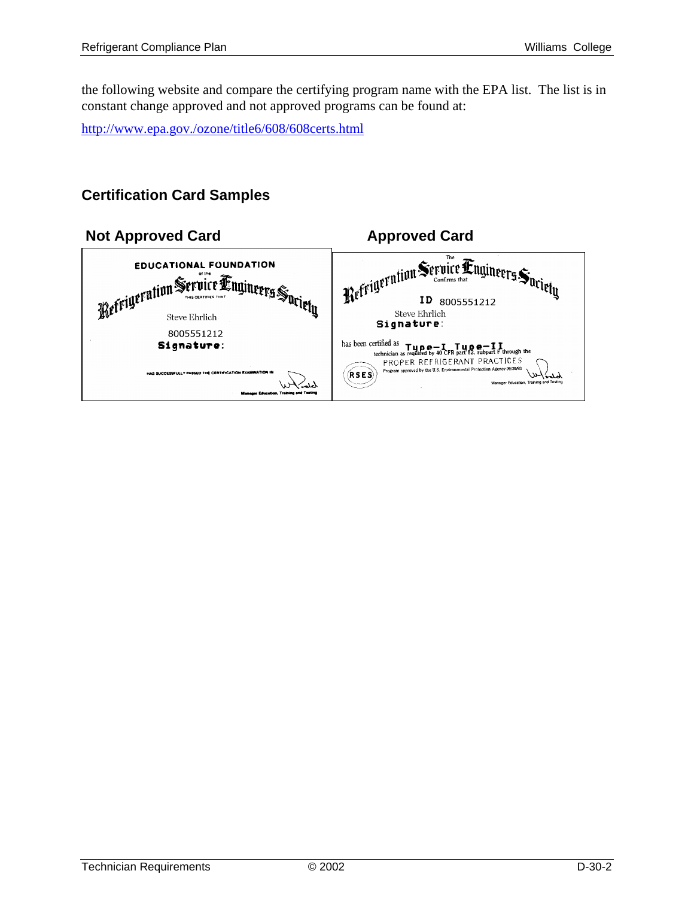the following website and compare the certifying program name with the EPA list. The list is in constant change approved and not approved programs can be found at:

http://www.epa.gov./ozone/title6/608/608certs.html

## Certification Card Samples

| Not Approved Card | Approved Card |
|---|---|
| EDUCATIONAL FOUNDATION of the Refrigeration Service Engineers Society THIS CERTIFIES THAT Steve Ehrlich 8005551212 Signature: HAS SUCCESSFULLY PASSED THE CERTIFICATION EXAMINATION IN Manager Education, Training and Testing | The Refrigeration Service Engineers Society Confirms that ID 8005551212 Steve Ehrlich Signature: has been certified as Type-I Type-II technician as required by 40 CFR part 82, subpart F through the PROPER REFRIGERANT PRACTICES Program approved by the U.S. Environmental Protection Agency 09/30/93 RSES Manager Education, Training and Testing |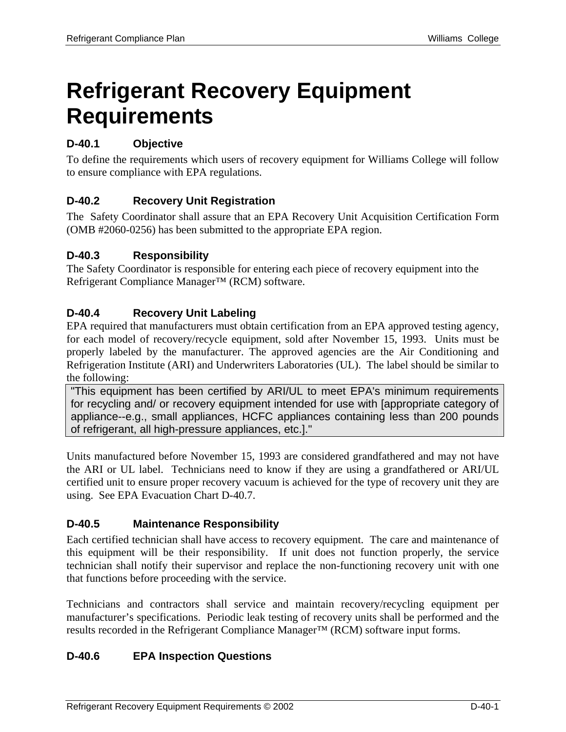# Refrigerant Recovery Equipment Requirements

### D-40.1 Objective

To define the requirements which users of recovery equipment for Williams College will follow to ensure compliance with EPA regulations.

### D-40.2 Recovery Unit Registration

The Safety Coordinator shall assure that an EPA Recovery Unit Acquisition Certification Form (OMB #2060-0256) has been submitted to the appropriate EPA region.

### D-40.3 Responsibility

The Safety Coordinator is responsible for entering each piece of recovery equipment into the Refrigerant Compliance Manager™ (RCM) software.

### D-40.4 Recovery Unit Labeling

EPA required that manufacturers must obtain certification from an EPA approved testing agency, for each model of recovery/recycle equipment, sold after November 15, 1993. Units must be properly labeled by the manufacturer. The approved agencies are the Air Conditioning and Refrigeration Institute (ARI) and Underwriters Laboratories (UL). The label should be similar to the following:

> "This equipment has been certified by ARI/UL to meet EPA's minimum requirements for recycling and/ or recovery equipment intended for use with [appropriate category of appliance--e.g., small appliances, HCFC appliances containing less than 200 pounds of refrigerant, all high-pressure appliances, etc.]."

Units manufactured before November 15, 1993 are considered grandfathered and may not have the ARI or UL label. Technicians need to know if they are using a grandfathered or ARI/UL certified unit to ensure proper recovery vacuum is achieved for the type of recovery unit they are using. See EPA Evacuation Chart D-40.7.

### D-40.5 Maintenance Responsibility

Each certified technician shall have access to recovery equipment. The care and maintenance of this equipment will be their responsibility. If unit does not function properly, the service technician shall notify their supervisor and replace the non-functioning recovery unit with one that functions before proceeding with the service.

Technicians and contractors shall service and maintain recovery/recycling equipment per manufacturer's specifications. Periodic leak testing of recovery units shall be performed and the results recorded in the Refrigerant Compliance Manager™ (RCM) software input forms.

### D-40.6 EPA Inspection Questions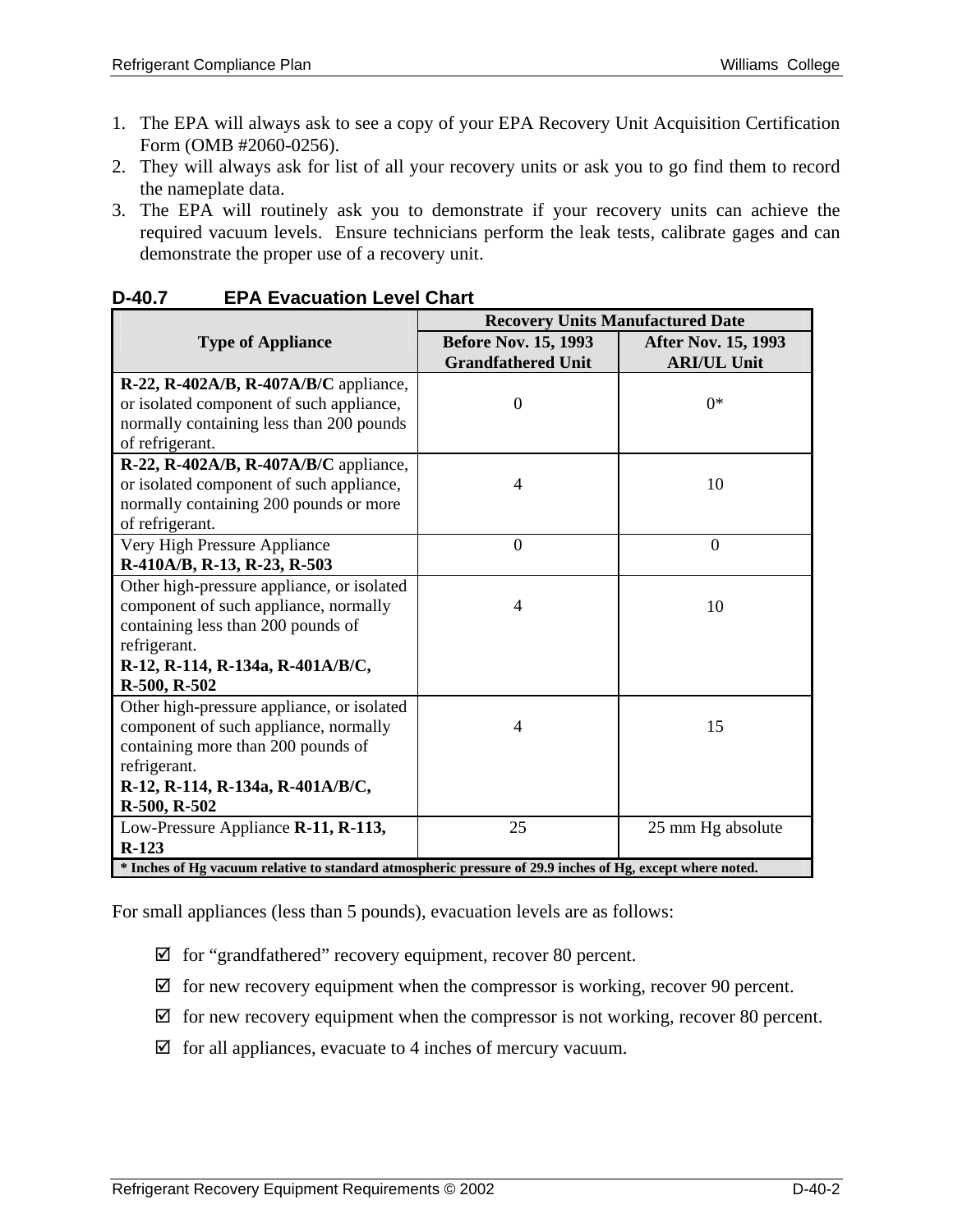1. The EPA will always ask to see a copy of your EPA Recovery Unit Acquisition Certification Form (OMB #2060-0256).
2. They will always ask for list of all your recovery units or ask you to go find them to record the nameplate data.
3. The EPA will routinely ask you to demonstrate if your recovery units can achieve the required vacuum levels. Ensure technicians perform the leak tests, calibrate gages and can demonstrate the proper use of a recovery unit.

### D-40.7 EPA Evacuation Level Chart

| Type of Appliance | Recovery Units Manufactured Date | |
|---|---|---|
| | **Before Nov. 15, 1993 Grandfathered Unit** | **After Nov. 15, 1993 ARI/UL Unit** |
| **R-22, R-402A/B, R-407A/B/C** appliance, or isolated component of such appliance, normally containing less than 200 pounds of refrigerant. | 0 | 0* |
| **R-22, R-402A/B, R-407A/B/C** appliance, or isolated component of such appliance, normally containing 200 pounds or more of refrigerant. | 4 | 10 |
| Very High Pressure Appliance **R-410A/B, R-13, R-23, R-503** | 0 | 0 |
| Other high-pressure appliance, or isolated component of such appliance, normally containing less than 200 pounds of refrigerant. **R-12, R-114, R-134a, R-401A/B/C, R-500, R-502** | 4 | 10 |
| Other high-pressure appliance, or isolated component of such appliance, normally containing more than 200 pounds of refrigerant. **R-12, R-114, R-134a, R-401A/B/C, R-500, R-502** | 4 | 15 |
| Low-Pressure Appliance **R-11, R-113, R-123** | 25 | 25 mm Hg absolute |
| *** Inches of Hg vacuum relative to standard atmospheric pressure of 29.9 inches of Hg, except where noted.** | | |

For small appliances (less than 5 pounds), evacuation levels are as follows:

- ☑ for "grandfathered" recovery equipment, recover 80 percent.
- ☑ for new recovery equipment when the compressor is working, recover 90 percent.
- ☑ for new recovery equipment when the compressor is not working, recover 80 percent.
- ☑ for all appliances, evacuate to 4 inches of mercury vacuum.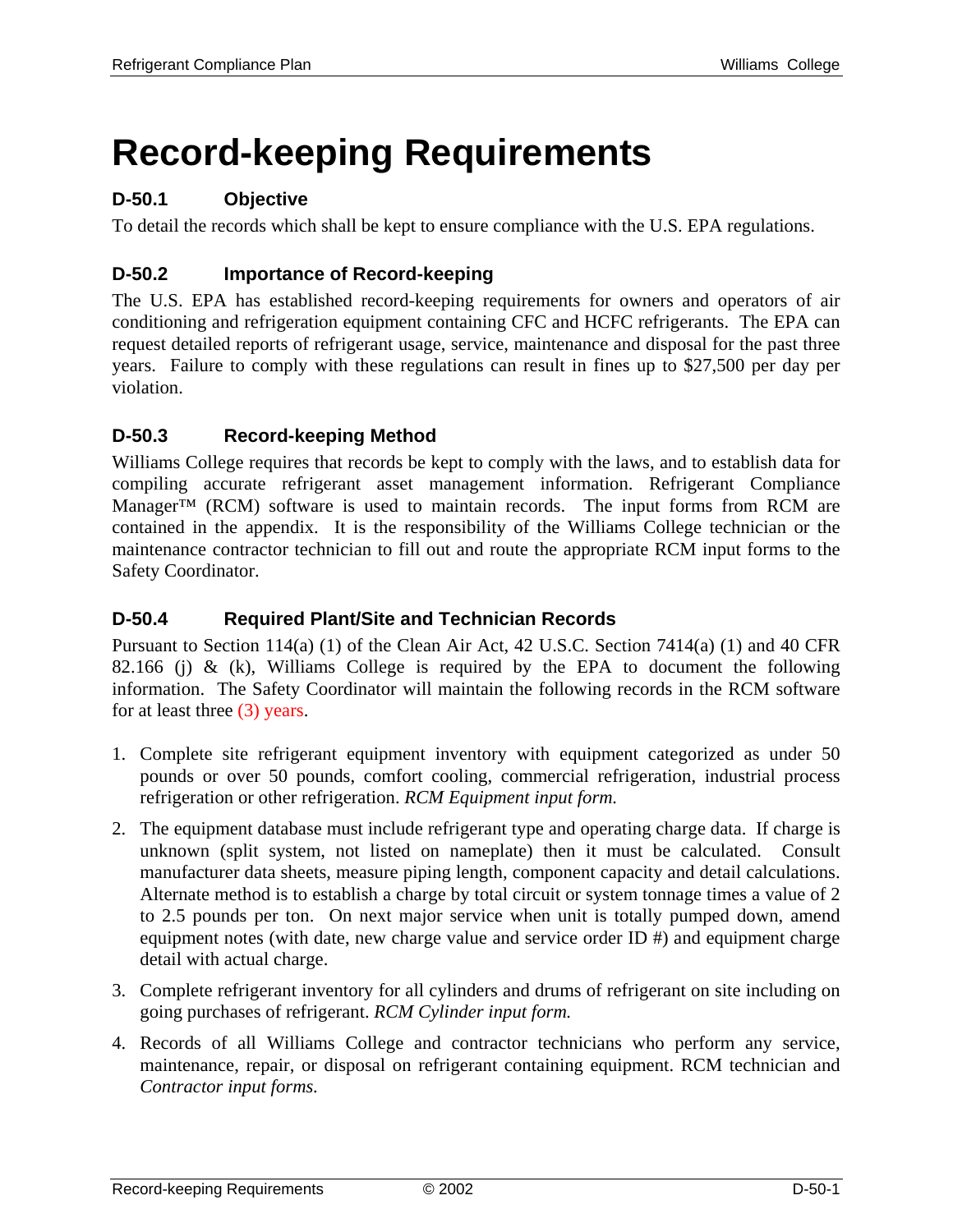# Record-keeping Requirements

### D-50.1 Objective

To detail the records which shall be kept to ensure compliance with the U.S. EPA regulations.

### D-50.2 Importance of Record-keeping

The U.S. EPA has established record-keeping requirements for owners and operators of air conditioning and refrigeration equipment containing CFC and HCFC refrigerants. The EPA can request detailed reports of refrigerant usage, service, maintenance and disposal for the past three years. Failure to comply with these regulations can result in fines up to $27,500 per day per violation.

### D-50.3 Record-keeping Method

Williams College requires that records be kept to comply with the laws, and to establish data for compiling accurate refrigerant asset management information. Refrigerant Compliance Manager™ (RCM) software is used to maintain records. The input forms from RCM are contained in the appendix. It is the responsibility of the Williams College technician or the maintenance contractor technician to fill out and route the appropriate RCM input forms to the Safety Coordinator.

### D-50.4 Required Plant/Site and Technician Records

Pursuant to Section 114(a) (1) of the Clean Air Act, 42 U.S.C. Section 7414(a) (1) and 40 CFR 82.166 (j) & (k), Williams College is required by the EPA to document the following information. The Safety Coordinator will maintain the following records in the RCM software for at least three (3) years.

1. Complete site refrigerant equipment inventory with equipment categorized as under 50 pounds or over 50 pounds, comfort cooling, commercial refrigeration, industrial process refrigeration or other refrigeration. *RCM Equipment input form.*
2. The equipment database must include refrigerant type and operating charge data. If charge is unknown (split system, not listed on nameplate) then it must be calculated. Consult manufacturer data sheets, measure piping length, component capacity and detail calculations. Alternate method is to establish a charge by total circuit or system tonnage times a value of 2 to 2.5 pounds per ton. On next major service when unit is totally pumped down, amend equipment notes (with date, new charge value and service order ID #) and equipment charge detail with actual charge.
3. Complete refrigerant inventory for all cylinders and drums of refrigerant on site including on going purchases of refrigerant. *RCM Cylinder input form.*
4. Records of all Williams College and contractor technicians who perform any service, maintenance, repair, or disposal on refrigerant containing equipment. RCM technician and *Contractor input forms.*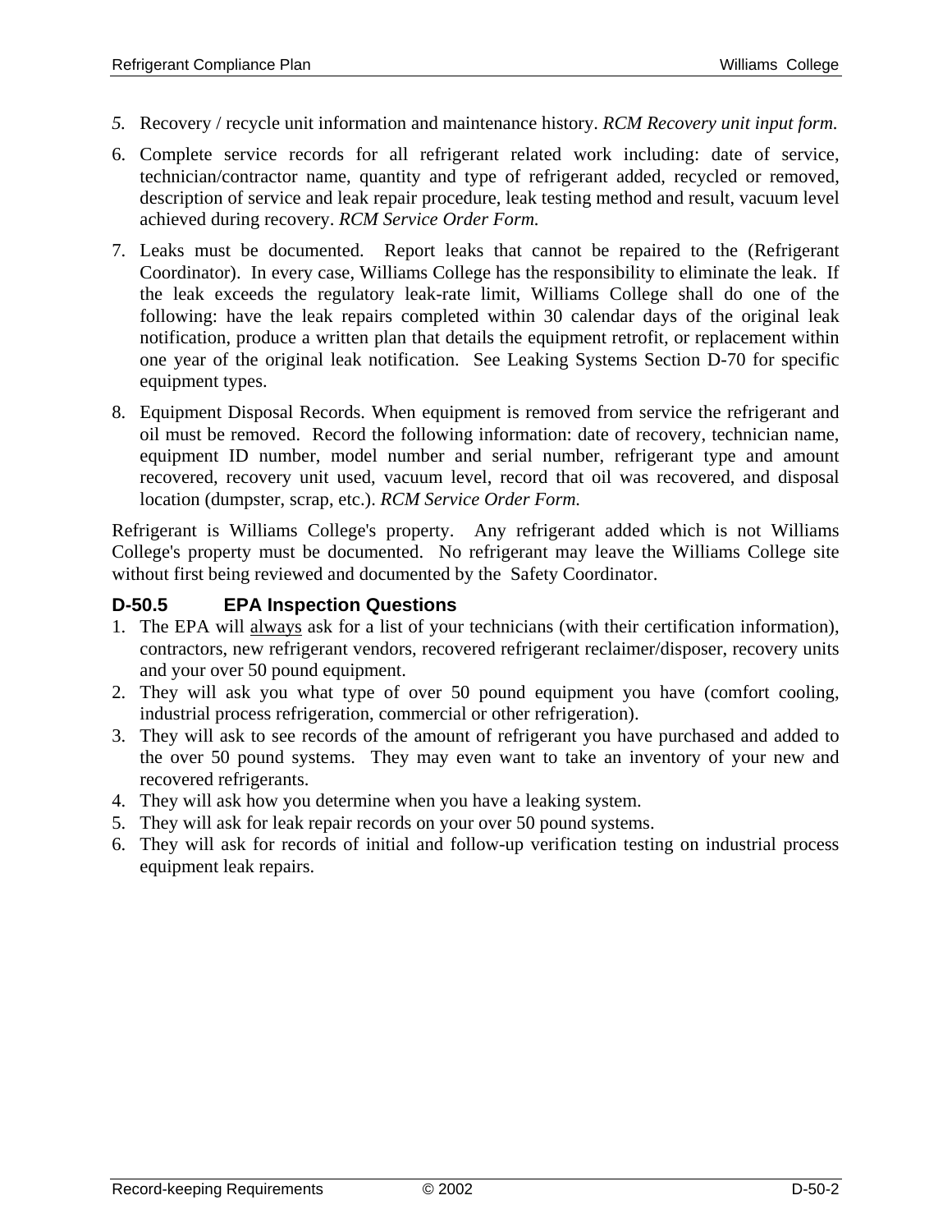5. Recovery / recycle unit information and maintenance history. *RCM Recovery unit input form.*

6. Complete service records for all refrigerant related work including: date of service, technician/contractor name, quantity and type of refrigerant added, recycled or removed, description of service and leak repair procedure, leak testing method and result, vacuum level achieved during recovery. *RCM Service Order Form.*

7. Leaks must be documented. Report leaks that cannot be repaired to the (Refrigerant Coordinator). In every case, Williams College has the responsibility to eliminate the leak. If the leak exceeds the regulatory leak-rate limit, Williams College shall do one of the following: have the leak repairs completed within 30 calendar days of the original leak notification, produce a written plan that details the equipment retrofit, or replacement within one year of the original leak notification. See Leaking Systems Section D-70 for specific equipment types.

8. Equipment Disposal Records. When equipment is removed from service the refrigerant and oil must be removed. Record the following information: date of recovery, technician name, equipment ID number, model number and serial number, refrigerant type and amount recovered, recovery unit used, vacuum level, record that oil was recovered, and disposal location (dumpster, scrap, etc.). *RCM Service Order Form.*

Refrigerant is Williams College's property. Any refrigerant added which is not Williams College's property must be documented. No refrigerant may leave the Williams College site without first being reviewed and documented by the Safety Coordinator.

### D-50.5 EPA Inspection Questions

1. The EPA will <u>always</u> ask for a list of your technicians (with their certification information), contractors, new refrigerant vendors, recovered refrigerant reclaimer/disposer, recovery units and your over 50 pound equipment.
2. They will ask you what type of over 50 pound equipment you have (comfort cooling, industrial process refrigeration, commercial or other refrigeration).
3. They will ask to see records of the amount of refrigerant you have purchased and added to the over 50 pound systems. They may even want to take an inventory of your new and recovered refrigerants.
4. They will ask how you determine when you have a leaking system.
5. They will ask for leak repair records on your over 50 pound systems.
6. They will ask for records of initial and follow-up verification testing on industrial process equipment leak repairs.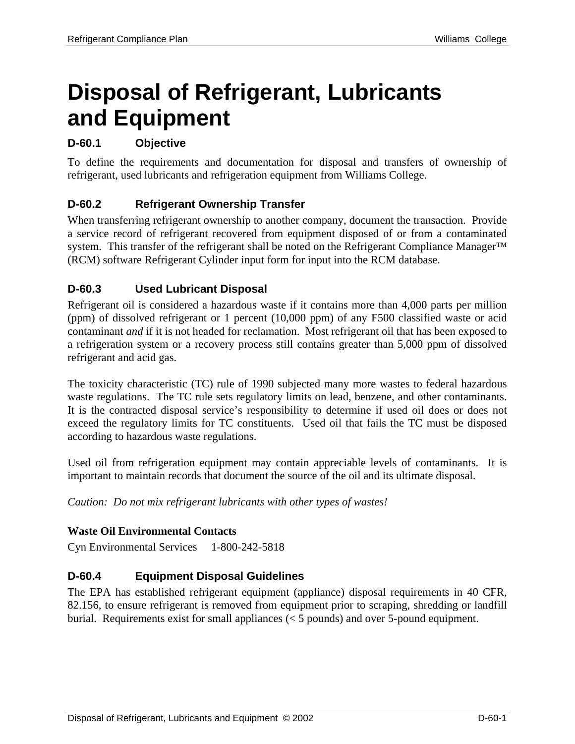# Disposal of Refrigerant, Lubricants and Equipment

### D-60.1 Objective

To define the requirements and documentation for disposal and transfers of ownership of refrigerant, used lubricants and refrigeration equipment from Williams College.

### D-60.2 Refrigerant Ownership Transfer

When transferring refrigerant ownership to another company, document the transaction. Provide a service record of refrigerant recovered from equipment disposed of or from a contaminated system. This transfer of the refrigerant shall be noted on the Refrigerant Compliance Manager™ (RCM) software Refrigerant Cylinder input form for input into the RCM database.

### D-60.3 Used Lubricant Disposal

Refrigerant oil is considered a hazardous waste if it contains more than 4,000 parts per million (ppm) of dissolved refrigerant or 1 percent (10,000 ppm) of any F500 classified waste or acid contaminant *and* if it is not headed for reclamation. Most refrigerant oil that has been exposed to a refrigeration system or a recovery process still contains greater than 5,000 ppm of dissolved refrigerant and acid gas.

The toxicity characteristic (TC) rule of 1990 subjected many more wastes to federal hazardous waste regulations. The TC rule sets regulatory limits on lead, benzene, and other contaminants. It is the contracted disposal service's responsibility to determine if used oil does or does not exceed the regulatory limits for TC constituents. Used oil that fails the TC must be disposed according to hazardous waste regulations.

Used oil from refrigeration equipment may contain appreciable levels of contaminants. It is important to maintain records that document the source of the oil and its ultimate disposal.

*Caution: Do not mix refrigerant lubricants with other types of wastes!*

**Waste Oil Environmental Contacts**

Cyn Environmental Services 1-800-242-5818

### D-60.4 Equipment Disposal Guidelines

The EPA has established refrigerant equipment (appliance) disposal requirements in 40 CFR, 82.156, to ensure refrigerant is removed from equipment prior to scraping, shredding or landfill burial. Requirements exist for small appliances (< 5 pounds) and over 5-pound equipment.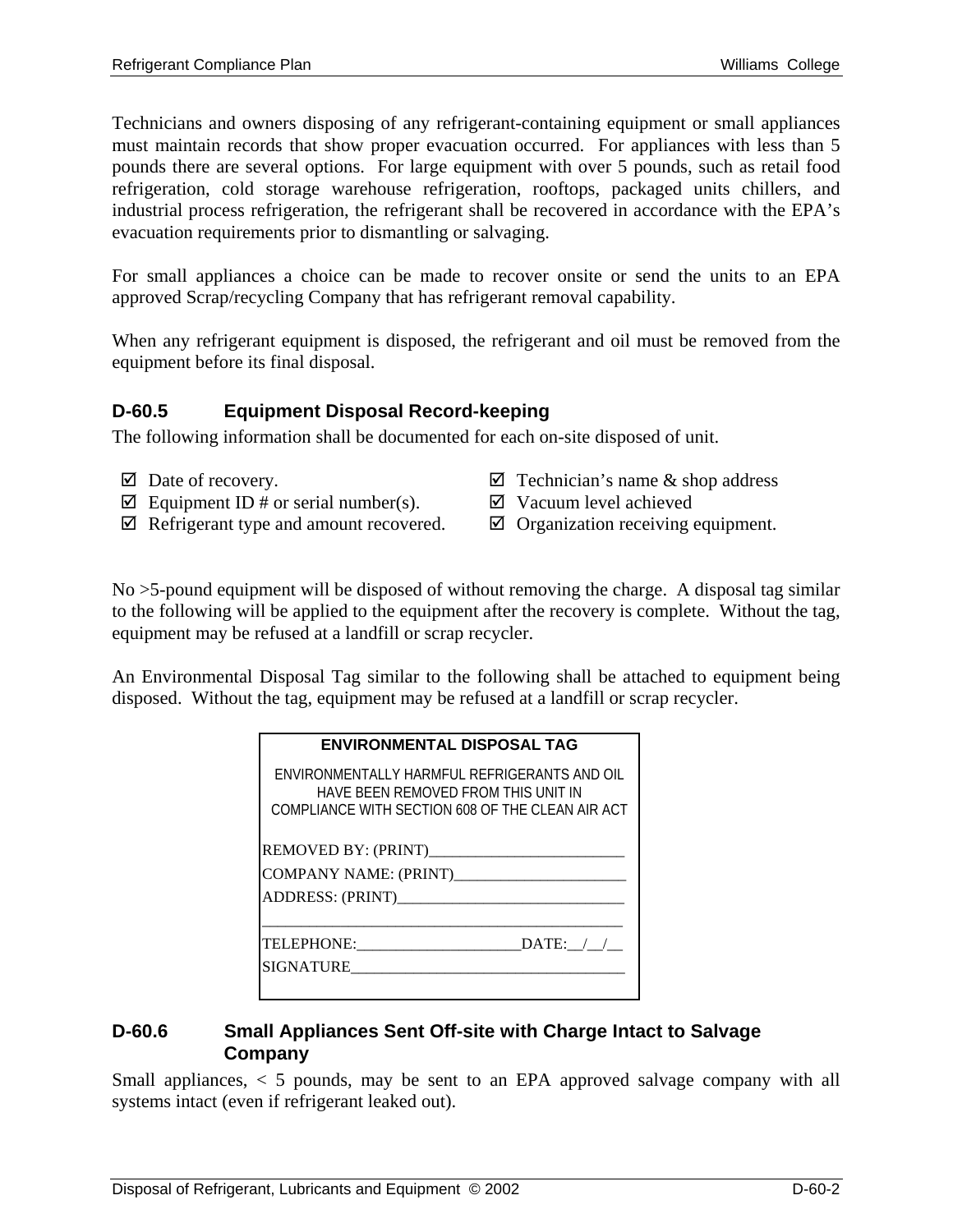Technicians and owners disposing of any refrigerant-containing equipment or small appliances must maintain records that show proper evacuation occurred. For appliances with less than 5 pounds there are several options. For large equipment with over 5 pounds, such as retail food refrigeration, cold storage warehouse refrigeration, rooftops, packaged units chillers, and industrial process refrigeration, the refrigerant shall be recovered in accordance with the EPA's evacuation requirements prior to dismantling or salvaging.

For small appliances a choice can be made to recover onsite or send the units to an EPA approved Scrap/recycling Company that has refrigerant removal capability.

When any refrigerant equipment is disposed, the refrigerant and oil must be removed from the equipment before its final disposal.

### D-60.5 Equipment Disposal Record-keeping

The following information shall be documented for each on-site disposed of unit.

- ☑ Date of recovery.
- ☑ Equipment ID # or serial number(s).
- ☑ Refrigerant type and amount recovered.
- ☑ Technician's name & shop address
- ☑ Vacuum level achieved
- ☑ Organization receiving equipment.

No >5-pound equipment will be disposed of without removing the charge. A disposal tag similar to the following will be applied to the equipment after the recovery is complete. Without the tag, equipment may be refused at a landfill or scrap recycler.

An Environmental Disposal Tag similar to the following shall be attached to equipment being disposed. Without the tag, equipment may be refused at a landfill or scrap recycler.

**ENVIRONMENTAL DISPOSAL TAG**

ENVIRONMENTALLY HARMFUL REFRIGERANTS AND OIL HAVE BEEN REMOVED FROM THIS UNIT IN COMPLIANCE WITH SECTION 608 OF THE CLEAN AIR ACT

REMOVED BY: (PRINT)_________________________

COMPANY NAME: (PRINT)______________________

ADDRESS: (PRINT)_____________________________

_____________________________________________

TELEPHONE:_____________________DATE:__/__/__

SIGNATURE___________________________________

### D-60.6 Small Appliances Sent Off-site with Charge Intact to Salvage Company

Small appliances, < 5 pounds, may be sent to an EPA approved salvage company with all systems intact (even if refrigerant leaked out).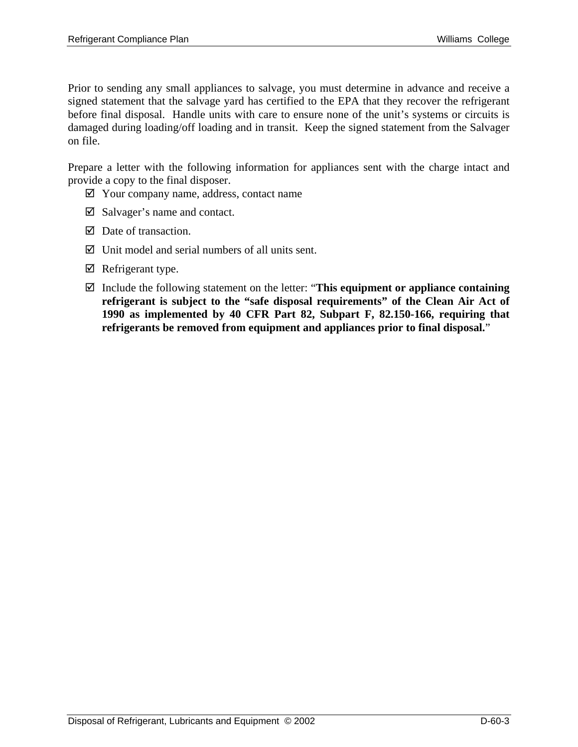Prior to sending any small appliances to salvage, you must determine in advance and receive a signed statement that the salvage yard has certified to the EPA that they recover the refrigerant before final disposal. Handle units with care to ensure none of the unit's systems or circuits is damaged during loading/off loading and in transit. Keep the signed statement from the Salvager on file.

Prepare a letter with the following information for appliances sent with the charge intact and provide a copy to the final disposer.

- ☑ Your company name, address, contact name
- ☑ Salvager's name and contact.
- ☑ Date of transaction.
- ☑ Unit model and serial numbers of all units sent.
- ☑ Refrigerant type.
- ☑ Include the following statement on the letter: "**This equipment or appliance containing refrigerant is subject to the "safe disposal requirements" of the Clean Air Act of 1990 as implemented by 40 CFR Part 82, Subpart F, 82.150-166, requiring that refrigerants be removed from equipment and appliances prior to final disposal.**"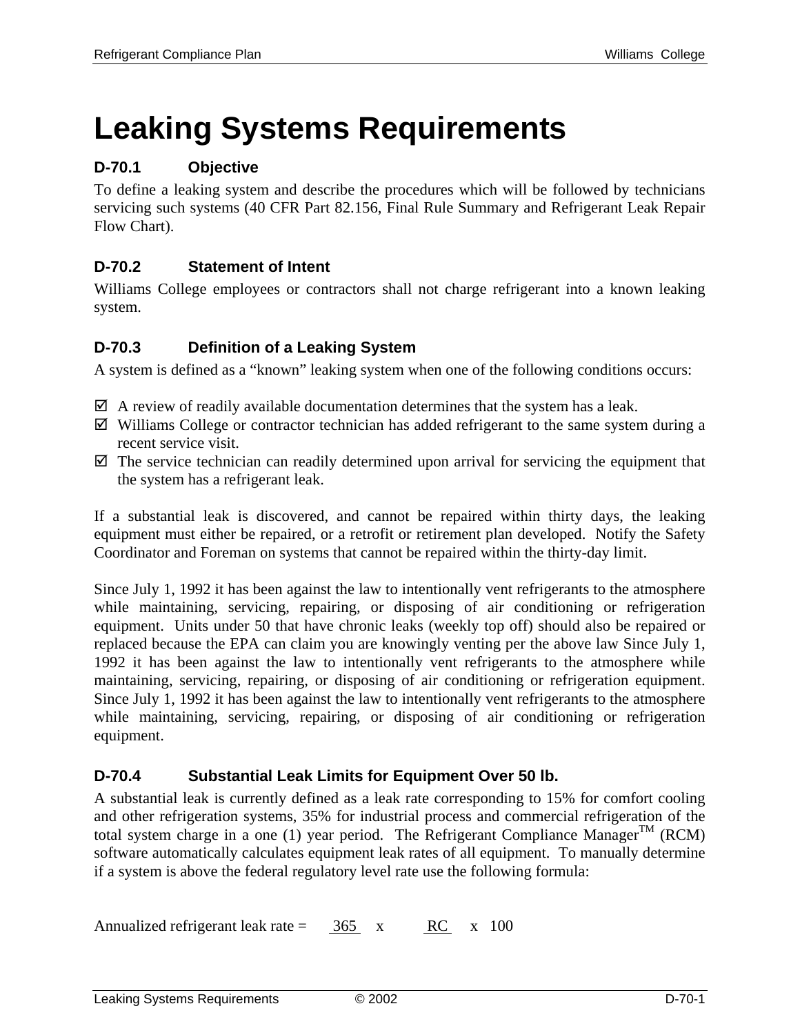# Leaking Systems Requirements

### D-70.1 Objective

To define a leaking system and describe the procedures which will be followed by technicians servicing such systems (40 CFR Part 82.156, Final Rule Summary and Refrigerant Leak Repair Flow Chart).

### D-70.2 Statement of Intent

Williams College employees or contractors shall not charge refrigerant into a known leaking system.

### D-70.3 Definition of a Leaking System

A system is defined as a “known” leaking system when one of the following conditions occurs:

- ☑ A review of readily available documentation determines that the system has a leak.
- ☑ Williams College or contractor technician has added refrigerant to the same system during a recent service visit.
- ☑ The service technician can readily determined upon arrival for servicing the equipment that the system has a refrigerant leak.

If a substantial leak is discovered, and cannot be repaired within thirty days, the leaking equipment must either be repaired, or a retrofit or retirement plan developed. Notify the Safety Coordinator and Foreman on systems that cannot be repaired within the thirty-day limit.

Since July 1, 1992 it has been against the law to intentionally vent refrigerants to the atmosphere while maintaining, servicing, repairing, or disposing of air conditioning or refrigeration equipment. Units under 50 that have chronic leaks (weekly top off) should also be repaired or replaced because the EPA can claim you are knowingly venting per the above law Since July 1, 1992 it has been against the law to intentionally vent refrigerants to the atmosphere while maintaining, servicing, repairing, or disposing of air conditioning or refrigeration equipment. Since July 1, 1992 it has been against the law to intentionally vent refrigerants to the atmosphere while maintaining, servicing, repairing, or disposing of air conditioning or refrigeration equipment.

### D-70.4 Substantial Leak Limits for Equipment Over 50 lb.

A substantial leak is currently defined as a leak rate corresponding to 15% for comfort cooling and other refrigeration systems, 35% for industrial process and commercial refrigeration of the total system charge in a one (1) year period. The Refrigerant Compliance Manager[TM] (RCM) software automatically calculates equipment leak rates of all equipment. To manually determine if a system is above the federal regulatory level rate use the following formula:

Annualized refrigerant leak rate = 365 x RC x 100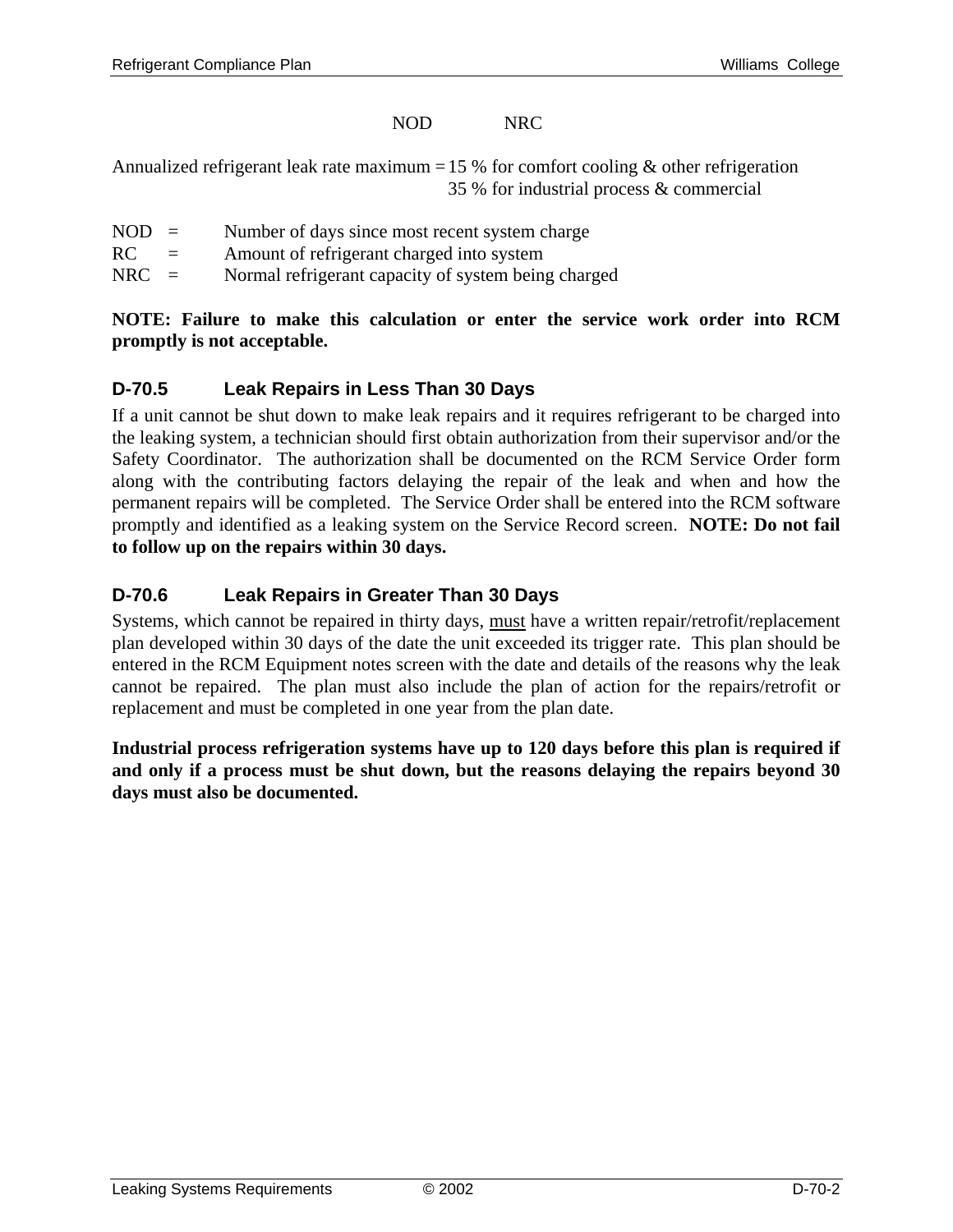NOD NRC

Annualized refrigerant leak rate maximum = 15 % for comfort cooling & other refrigeration
35 % for industrial process & commercial

NOD = Number of days since most recent system charge
RC = Amount of refrigerant charged into system
NRC = Normal refrigerant capacity of system being charged

**NOTE: Failure to make this calculation or enter the service work order into RCM promptly is not acceptable.**

### D-70.5 Leak Repairs in Less Than 30 Days

If a unit cannot be shut down to make leak repairs and it requires refrigerant to be charged into the leaking system, a technician should first obtain authorization from their supervisor and/or the Safety Coordinator. The authorization shall be documented on the RCM Service Order form along with the contributing factors delaying the repair of the leak and when and how the permanent repairs will be completed. The Service Order shall be entered into the RCM software promptly and identified as a leaking system on the Service Record screen. **NOTE: Do not fail to follow up on the repairs within 30 days.**

### D-70.6 Leak Repairs in Greater Than 30 Days

Systems, which cannot be repaired in thirty days, <u>must</u> have a written repair/retrofit/replacement plan developed within 30 days of the date the unit exceeded its trigger rate. This plan should be entered in the RCM Equipment notes screen with the date and details of the reasons why the leak cannot be repaired. The plan must also include the plan of action for the repairs/retrofit or replacement and must be completed in one year from the plan date.

**Industrial process refrigeration systems have up to 120 days before this plan is required if and only if a process must be shut down, but the reasons delaying the repairs beyond 30 days must also be documented.**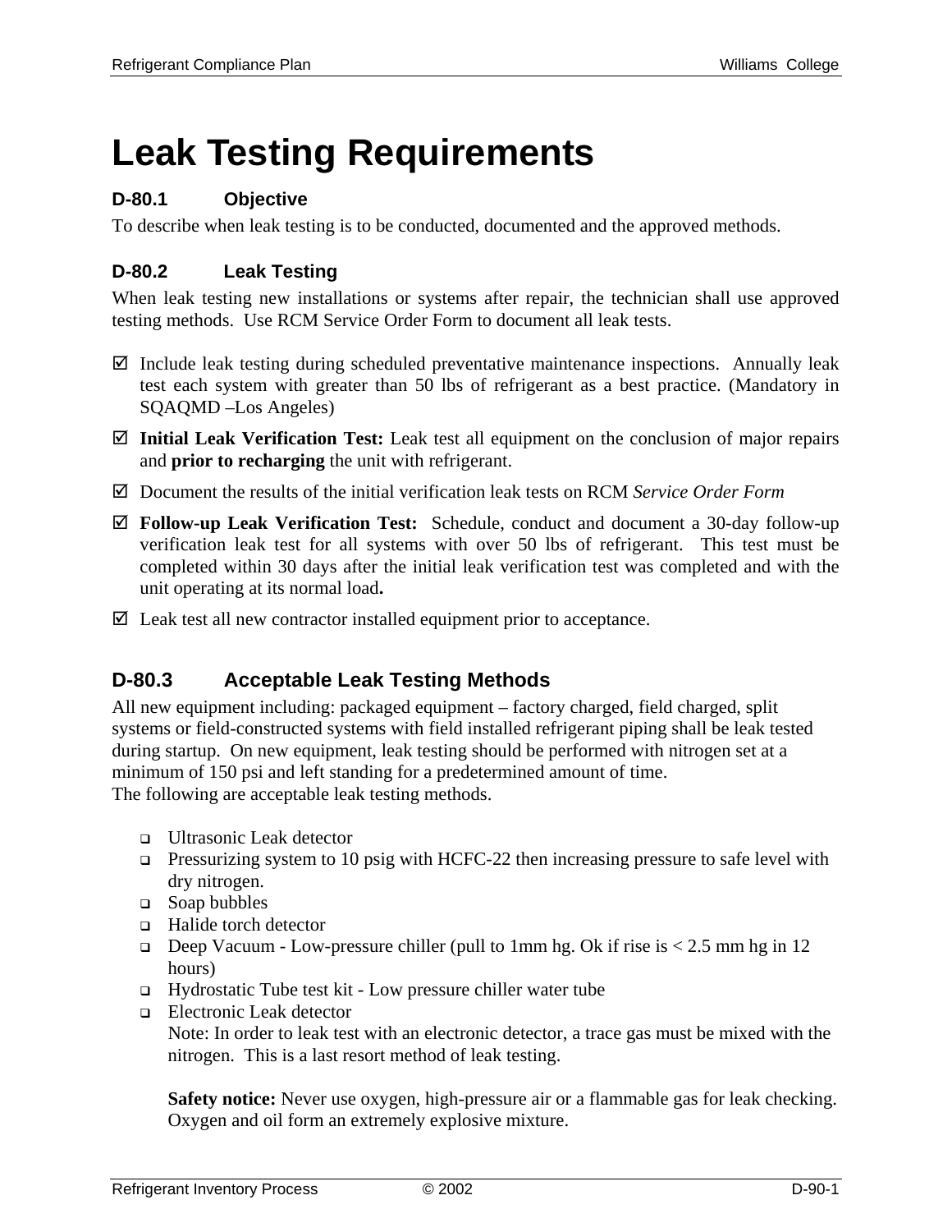# Leak Testing Requirements

### D-80.1 Objective

To describe when leak testing is to be conducted, documented and the approved methods.

### D-80.2 Leak Testing

When leak testing new installations or systems after repair, the technician shall use approved testing methods. Use RCM Service Order Form to document all leak tests.

- ☑ Include leak testing during scheduled preventative maintenance inspections. Annually leak test each system with greater than 50 lbs of refrigerant as a best practice. (Mandatory in SQAQMD –Los Angeles)
- ☑ **Initial Leak Verification Test:** Leak test all equipment on the conclusion of major repairs and **prior to recharging** the unit with refrigerant.
- ☑ Document the results of the initial verification leak tests on RCM *Service Order Form*
- ☑ **Follow-up Leak Verification Test:** Schedule, conduct and document a 30-day follow-up verification leak test for all systems with over 50 lbs of refrigerant. This test must be completed within 30 days after the initial leak verification test was completed and with the unit operating at its normal load**.**
- ☑ Leak test all new contractor installed equipment prior to acceptance.

### D-80.3 Acceptable Leak Testing Methods

All new equipment including: packaged equipment – factory charged, field charged, split systems or field-constructed systems with field installed refrigerant piping shall be leak tested during startup. On new equipment, leak testing should be performed with nitrogen set at a minimum of 150 psi and left standing for a predetermined amount of time.
The following are acceptable leak testing methods.

- Ultrasonic Leak detector
- Pressurizing system to 10 psig with HCFC-22 then increasing pressure to safe level with dry nitrogen.
- Soap bubbles
- Halide torch detector
- Deep Vacuum - Low-pressure chiller (pull to 1mm hg. Ok if rise is < 2.5 mm hg in 12 hours)
- Hydrostatic Tube test kit - Low pressure chiller water tube
- Electronic Leak detector
  Note: In order to leak test with an electronic detector, a trace gas must be mixed with the nitrogen. This is a last resort method of leak testing.

  **Safety notice:** Never use oxygen, high-pressure air or a flammable gas for leak checking. Oxygen and oil form an extremely explosive mixture.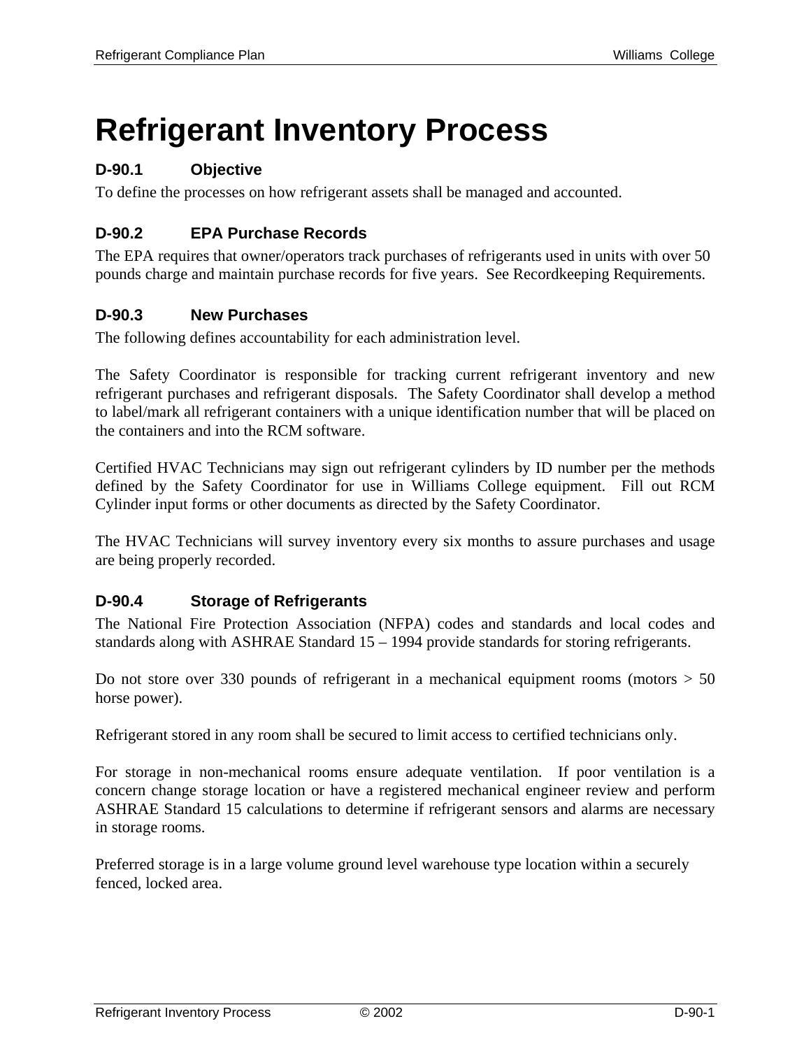# Refrigerant Inventory Process

### D-90.1 Objective

To define the processes on how refrigerant assets shall be managed and accounted.

### D-90.2 EPA Purchase Records

The EPA requires that owner/operators track purchases of refrigerants used in units with over 50 pounds charge and maintain purchase records for five years. See Recordkeeping Requirements.

### D-90.3 New Purchases

The following defines accountability for each administration level.

The Safety Coordinator is responsible for tracking current refrigerant inventory and new refrigerant purchases and refrigerant disposals. The Safety Coordinator shall develop a method to label/mark all refrigerant containers with a unique identification number that will be placed on the containers and into the RCM software.

Certified HVAC Technicians may sign out refrigerant cylinders by ID number per the methods defined by the Safety Coordinator for use in Williams College equipment. Fill out RCM Cylinder input forms or other documents as directed by the Safety Coordinator.

The HVAC Technicians will survey inventory every six months to assure purchases and usage are being properly recorded.

### D-90.4 Storage of Refrigerants

The National Fire Protection Association (NFPA) codes and standards and local codes and standards along with ASHRAE Standard 15 – 1994 provide standards for storing refrigerants.

Do not store over 330 pounds of refrigerant in a mechanical equipment rooms (motors > 50 horse power).

Refrigerant stored in any room shall be secured to limit access to certified technicians only.

For storage in non-mechanical rooms ensure adequate ventilation. If poor ventilation is a concern change storage location or have a registered mechanical engineer review and perform ASHRAE Standard 15 calculations to determine if refrigerant sensors and alarms are necessary in storage rooms.

Preferred storage is in a large volume ground level warehouse type location within a securely fenced, locked area.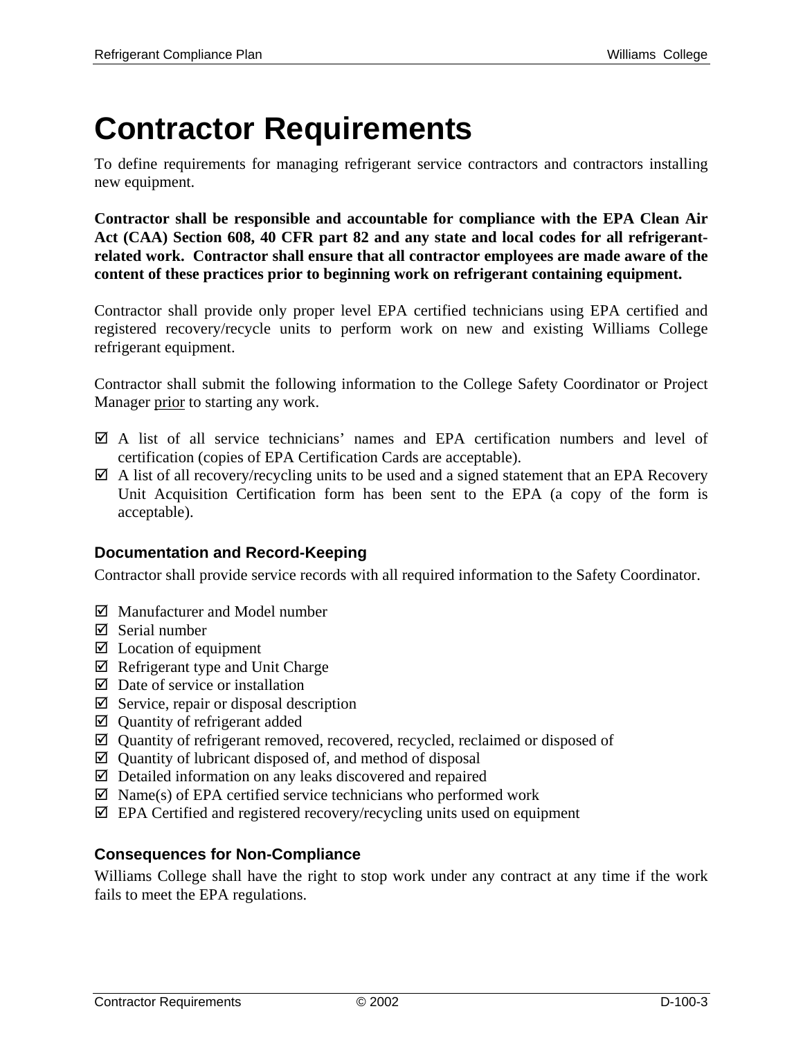# Contractor Requirements

To define requirements for managing refrigerant service contractors and contractors installing new equipment.

**Contractor shall be responsible and accountable for compliance with the EPA Clean Air Act (CAA) Section 608, 40 CFR part 82 and any state and local codes for all refrigerant-related work. Contractor shall ensure that all contractor employees are made aware of the content of these practices prior to beginning work on refrigerant containing equipment.**

Contractor shall provide only proper level EPA certified technicians using EPA certified and registered recovery/recycle units to perform work on new and existing Williams College refrigerant equipment.

Contractor shall submit the following information to the College Safety Coordinator or Project Manager <u>prior</u> to starting any work.

- ☑ A list of all service technicians' names and EPA certification numbers and level of certification (copies of EPA Certification Cards are acceptable).
- ☑ A list of all recovery/recycling units to be used and a signed statement that an EPA Recovery Unit Acquisition Certification form has been sent to the EPA (a copy of the form is acceptable).

### Documentation and Record-Keeping

Contractor shall provide service records with all required information to the Safety Coordinator.

- ☑ Manufacturer and Model number
- ☑ Serial number
- ☑ Location of equipment
- ☑ Refrigerant type and Unit Charge
- ☑ Date of service or installation
- ☑ Service, repair or disposal description
- ☑ Quantity of refrigerant added
- ☑ Quantity of refrigerant removed, recovered, recycled, reclaimed or disposed of
- ☑ Quantity of lubricant disposed of, and method of disposal
- ☑ Detailed information on any leaks discovered and repaired
- ☑ Name(s) of EPA certified service technicians who performed work
- ☑ EPA Certified and registered recovery/recycling units used on equipment

### Consequences for Non-Compliance

Williams College shall have the right to stop work under any contract at any time if the work fails to meet the EPA regulations.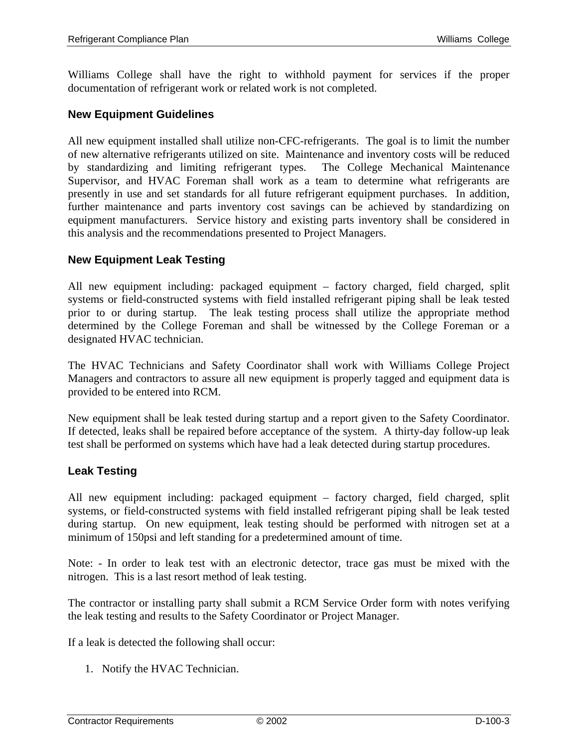Williams College shall have the right to withhold payment for services if the proper documentation of refrigerant work or related work is not completed.

### New Equipment Guidelines

All new equipment installed shall utilize non-CFC-refrigerants. The goal is to limit the number of new alternative refrigerants utilized on site. Maintenance and inventory costs will be reduced by standardizing and limiting refrigerant types. The College Mechanical Maintenance Supervisor, and HVAC Foreman shall work as a team to determine what refrigerants are presently in use and set standards for all future refrigerant equipment purchases. In addition, further maintenance and parts inventory cost savings can be achieved by standardizing on equipment manufacturers. Service history and existing parts inventory shall be considered in this analysis and the recommendations presented to Project Managers.

### New Equipment Leak Testing

All new equipment including: packaged equipment – factory charged, field charged, split systems or field-constructed systems with field installed refrigerant piping shall be leak tested prior to or during startup. The leak testing process shall utilize the appropriate method determined by the College Foreman and shall be witnessed by the College Foreman or a designated HVAC technician.

The HVAC Technicians and Safety Coordinator shall work with Williams College Project Managers and contractors to assure all new equipment is properly tagged and equipment data is provided to be entered into RCM.

New equipment shall be leak tested during startup and a report given to the Safety Coordinator. If detected, leaks shall be repaired before acceptance of the system. A thirty-day follow-up leak test shall be performed on systems which have had a leak detected during startup procedures.

### Leak Testing

All new equipment including: packaged equipment – factory charged, field charged, split systems, or field-constructed systems with field installed refrigerant piping shall be leak tested during startup. On new equipment, leak testing should be performed with nitrogen set at a minimum of 150psi and left standing for a predetermined amount of time.

Note: - In order to leak test with an electronic detector, trace gas must be mixed with the nitrogen. This is a last resort method of leak testing.

The contractor or installing party shall submit a RCM Service Order form with notes verifying the leak testing and results to the Safety Coordinator or Project Manager.

If a leak is detected the following shall occur:

1. Notify the HVAC Technician.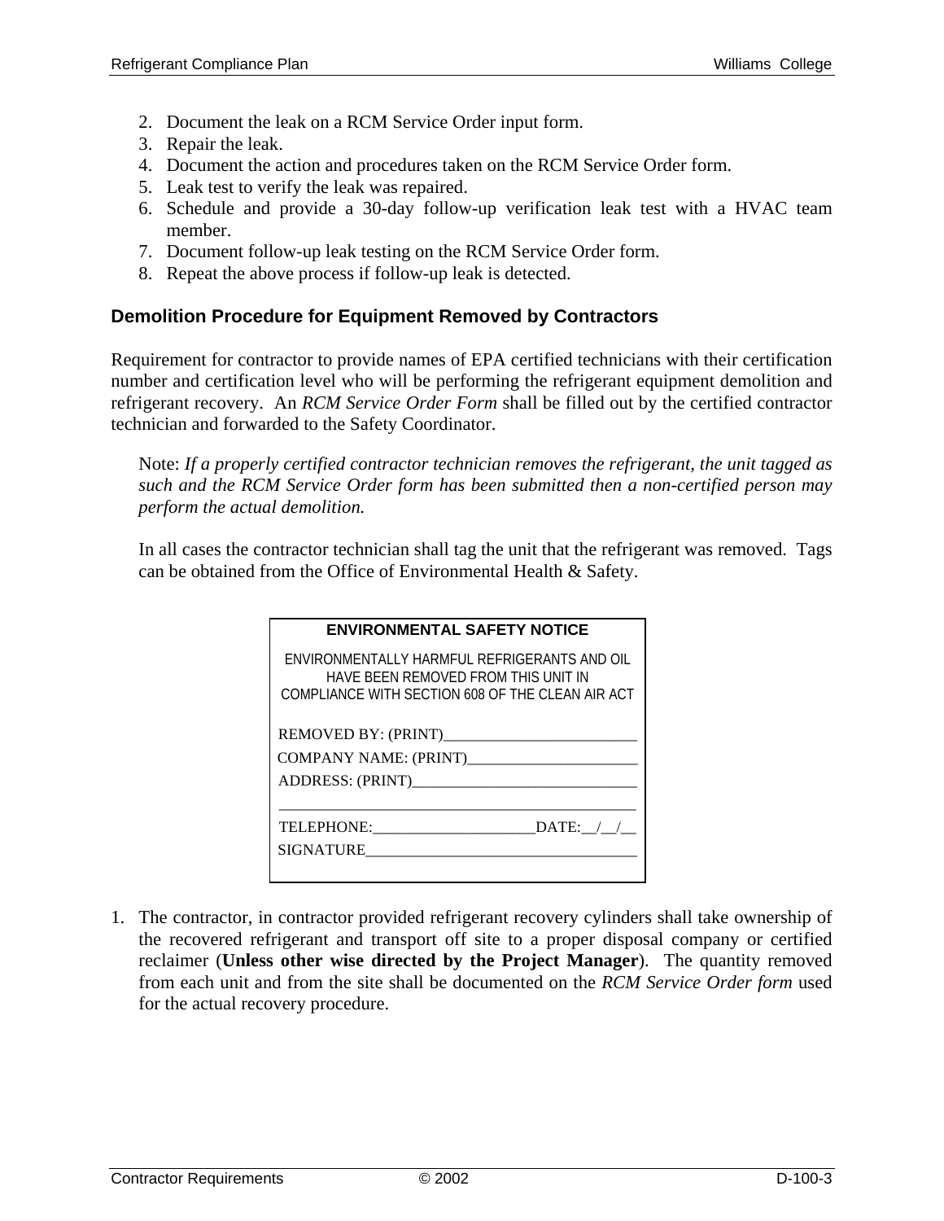2. Document the leak on a RCM Service Order input form.
3. Repair the leak.
4. Document the action and procedures taken on the RCM Service Order form.
5. Leak test to verify the leak was repaired.
6. Schedule and provide a 30-day follow-up verification leak test with a HVAC team member.
7. Document follow-up leak testing on the RCM Service Order form.
8. Repeat the above process if follow-up leak is detected.

### Demolition Procedure for Equipment Removed by Contractors

Requirement for contractor to provide names of EPA certified technicians with their certification number and certification level who will be performing the refrigerant equipment demolition and refrigerant recovery. An *RCM Service Order Form* shall be filled out by the certified contractor technician and forwarded to the Safety Coordinator.

> Note: *If a properly certified contractor technician removes the refrigerant, the unit tagged as such and the RCM Service Order form has been submitted then a non-certified person may perform the actual demolition.*
>
> In all cases the contractor technician shall tag the unit that the refrigerant was removed. Tags can be obtained from the Office of Environmental Health & Safety.

**ENVIRONMENTAL SAFETY NOTICE**

ENVIRONMENTALLY HARMFUL REFRIGERANTS AND OIL HAVE BEEN REMOVED FROM THIS UNIT IN COMPLIANCE WITH SECTION 608 OF THE CLEAN AIR ACT

REMOVED BY: (PRINT)__________________________

COMPANY NAME: (PRINT)______________________

ADDRESS: (PRINT)_____________________________

_______________________________________________

TELEPHONE:_____________________DATE:__/__/__

SIGNATURE___________________________________

1. The contractor, in contractor provided refrigerant recovery cylinders shall take ownership of the recovered refrigerant and transport off site to a proper disposal company or certified reclaimer (**Unless other wise directed by the Project Manager**). The quantity removed from each unit and from the site shall be documented on the *RCM Service Order form* used for the actual recovery procedure.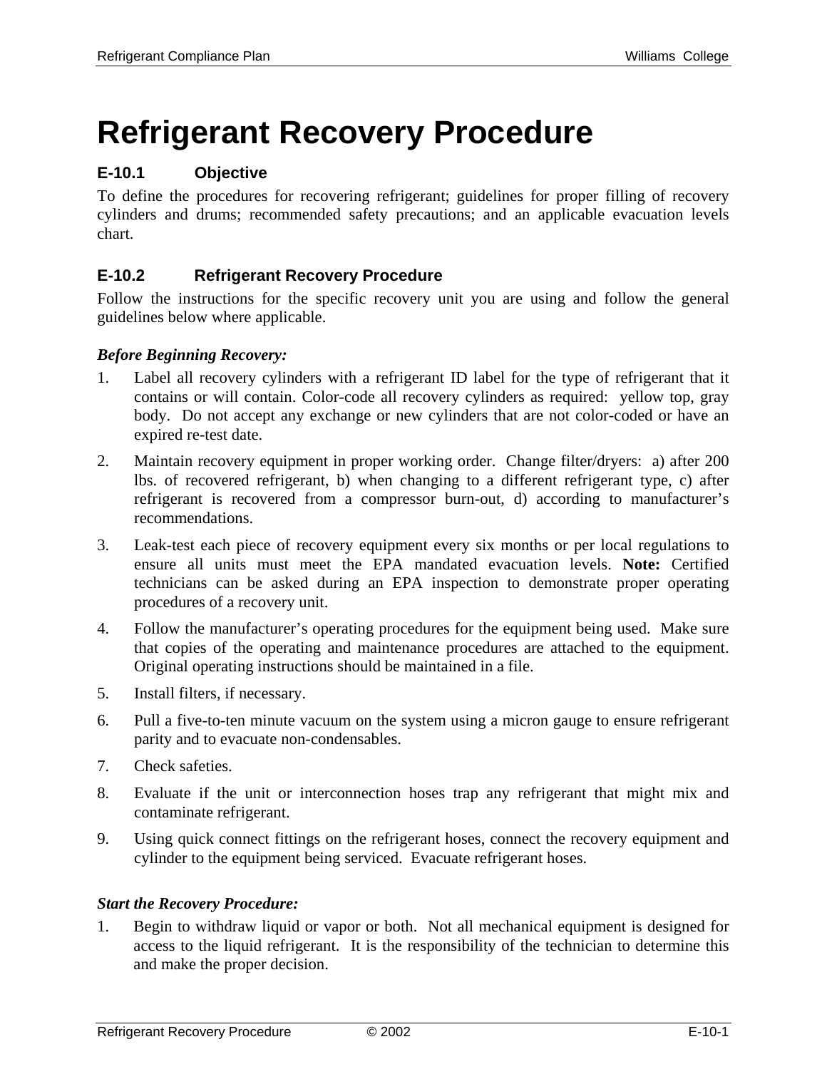# Refrigerant Recovery Procedure

### E-10.1 Objective

To define the procedures for recovering refrigerant; guidelines for proper filling of recovery cylinders and drums; recommended safety precautions; and an applicable evacuation levels chart.

### E-10.2 Refrigerant Recovery Procedure

Follow the instructions for the specific recovery unit you are using and follow the general guidelines below where applicable.

***Before Beginning Recovery:***

1. Label all recovery cylinders with a refrigerant ID label for the type of refrigerant that it contains or will contain. Color-code all recovery cylinders as required: yellow top, gray body. Do not accept any exchange or new cylinders that are not color-coded or have an expired re-test date.
2. Maintain recovery equipment in proper working order. Change filter/dryers: a) after 200 lbs. of recovered refrigerant, b) when changing to a different refrigerant type, c) after refrigerant is recovered from a compressor burn-out, d) according to manufacturer's recommendations.
3. Leak-test each piece of recovery equipment every six months or per local regulations to ensure all units must meet the EPA mandated evacuation levels. **Note:** Certified technicians can be asked during an EPA inspection to demonstrate proper operating procedures of a recovery unit.
4. Follow the manufacturer's operating procedures for the equipment being used. Make sure that copies of the operating and maintenance procedures are attached to the equipment. Original operating instructions should be maintained in a file.
5. Install filters, if necessary.
6. Pull a five-to-ten minute vacuum on the system using a micron gauge to ensure refrigerant parity and to evacuate non-condensables.
7. Check safeties.
8. Evaluate if the unit or interconnection hoses trap any refrigerant that might mix and contaminate refrigerant.
9. Using quick connect fittings on the refrigerant hoses, connect the recovery equipment and cylinder to the equipment being serviced. Evacuate refrigerant hoses.

***Start the Recovery Procedure:***

1. Begin to withdraw liquid or vapor or both. Not all mechanical equipment is designed for access to the liquid refrigerant. It is the responsibility of the technician to determine this and make the proper decision.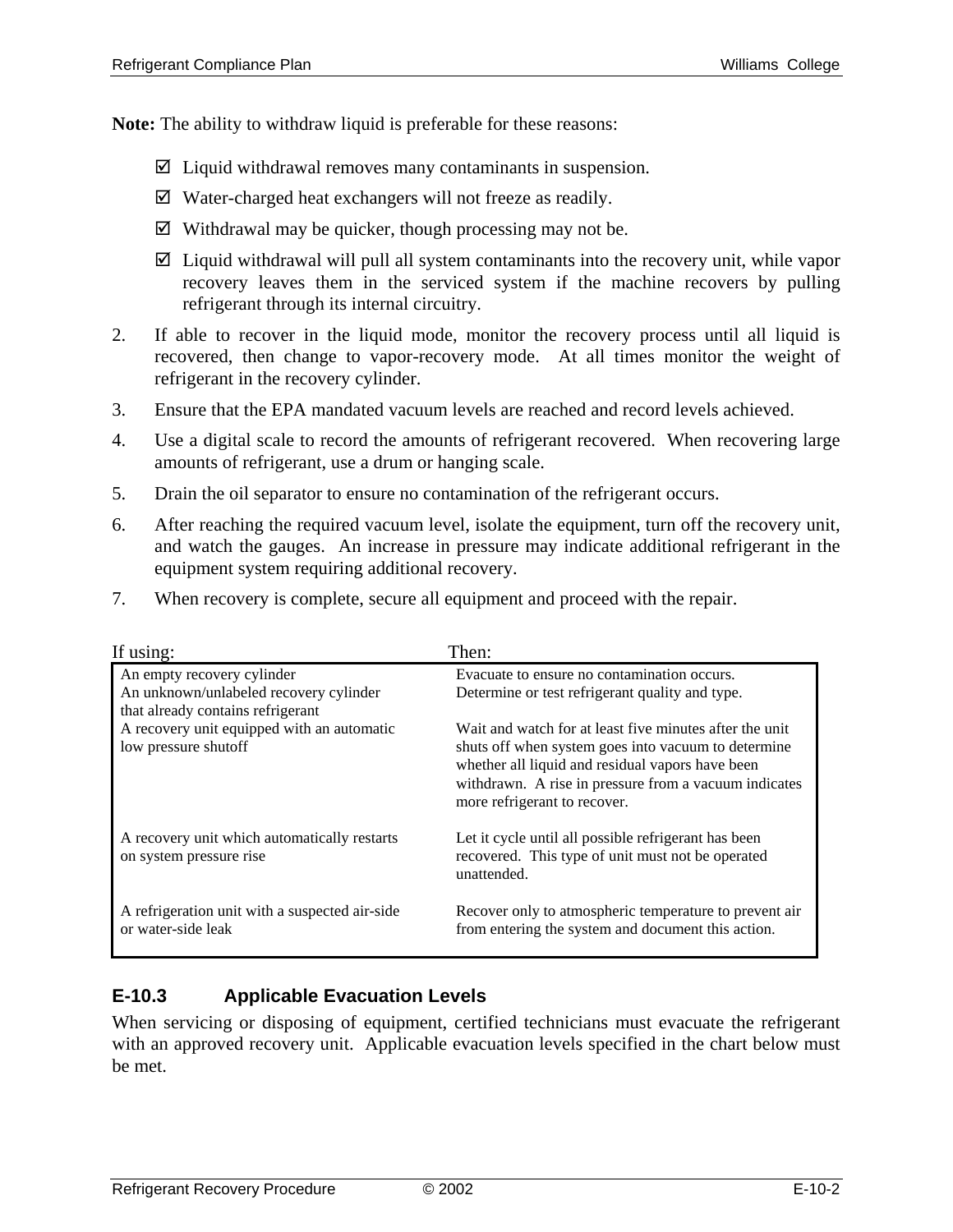**Note:** The ability to withdraw liquid is preferable for these reasons:

- ☑ Liquid withdrawal removes many contaminants in suspension.
- ☑ Water-charged heat exchangers will not freeze as readily.
- ☑ Withdrawal may be quicker, though processing may not be.
- ☑ Liquid withdrawal will pull all system contaminants into the recovery unit, while vapor recovery leaves them in the serviced system if the machine recovers by pulling refrigerant through its internal circuitry.

2. If able to recover in the liquid mode, monitor the recovery process until all liquid is recovered, then change to vapor-recovery mode. At all times monitor the weight of refrigerant in the recovery cylinder.
3. Ensure that the EPA mandated vacuum levels are reached and record levels achieved.
4. Use a digital scale to record the amounts of refrigerant recovered. When recovering large amounts of refrigerant, use a drum or hanging scale.
5. Drain the oil separator to ensure no contamination of the refrigerant occurs.
6. After reaching the required vacuum level, isolate the equipment, turn off the recovery unit, and watch the gauges. An increase in pressure may indicate additional refrigerant in the equipment system requiring additional recovery.
7. When recovery is complete, secure all equipment and proceed with the repair.

| If using: | Then: |
|---|---|
| An empty recovery cylinder | Evacuate to ensure no contamination occurs. |
| An unknown/unlabeled recovery cylinder that already contains refrigerant | Determine or test refrigerant quality and type. |
| A recovery unit equipped with an automatic low pressure shutoff | Wait and watch for at least five minutes after the unit shuts off when system goes into vacuum to determine whether all liquid and residual vapors have been withdrawn. A rise in pressure from a vacuum indicates more refrigerant to recover. |
| A recovery unit which automatically restarts on system pressure rise | Let it cycle until all possible refrigerant has been recovered. This type of unit must not be operated unattended. |
| A refrigeration unit with a suspected air-side or water-side leak | Recover only to atmospheric temperature to prevent air from entering the system and document this action. |

### E-10.3 Applicable Evacuation Levels

When servicing or disposing of equipment, certified technicians must evacuate the refrigerant with an approved recovery unit. Applicable evacuation levels specified in the chart below must be met.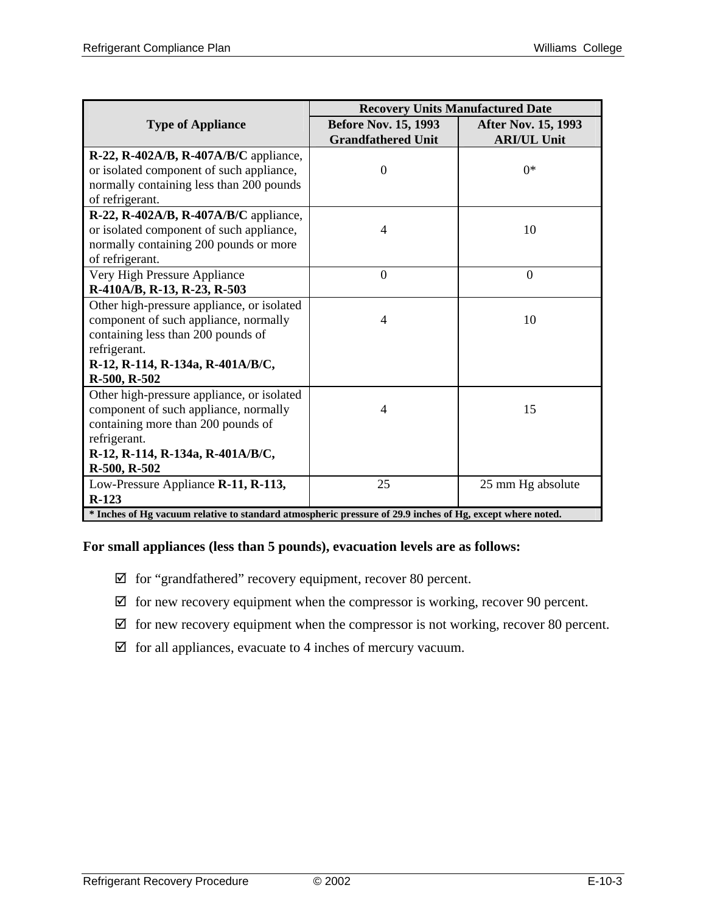| Type of Appliance | Recovery Units Manufactured Date | |
|---|---|---|
| | **Before Nov. 15, 1993 Grandfathered Unit** | **After Nov. 15, 1993 ARI/UL Unit** |
| **R-22, R-402A/B, R-407A/B/C** appliance, or isolated component of such appliance, normally containing less than 200 pounds of refrigerant. | 0 | 0* |
| **R-22, R-402A/B, R-407A/B/C** appliance, or isolated component of such appliance, normally containing 200 pounds or more of refrigerant. | 4 | 10 |
| Very High Pressure Appliance **R-410A/B, R-13, R-23, R-503** | 0 | 0 |
| Other high-pressure appliance, or isolated component of such appliance, normally containing less than 200 pounds of refrigerant. **R-12, R-114, R-134a, R-401A/B/C, R-500, R-502** | 4 | 10 |
| Other high-pressure appliance, or isolated component of such appliance, normally containing more than 200 pounds of refrigerant. **R-12, R-114, R-134a, R-401A/B/C, R-500, R-502** | 4 | 15 |
| Low-Pressure Appliance **R-11, R-113, R-123** | 25 | 25 mm Hg absolute |

**\* Inches of Hg vacuum relative to standard atmospheric pressure of 29.9 inches of Hg, except where noted.**

**For small appliances (less than 5 pounds), evacuation levels are as follows:**

- ☑ for “grandfathered” recovery equipment, recover 80 percent.
- ☑ for new recovery equipment when the compressor is working, recover 90 percent.
- ☑ for new recovery equipment when the compressor is not working, recover 80 percent.
- ☑ for all appliances, evacuate to 4 inches of mercury vacuum.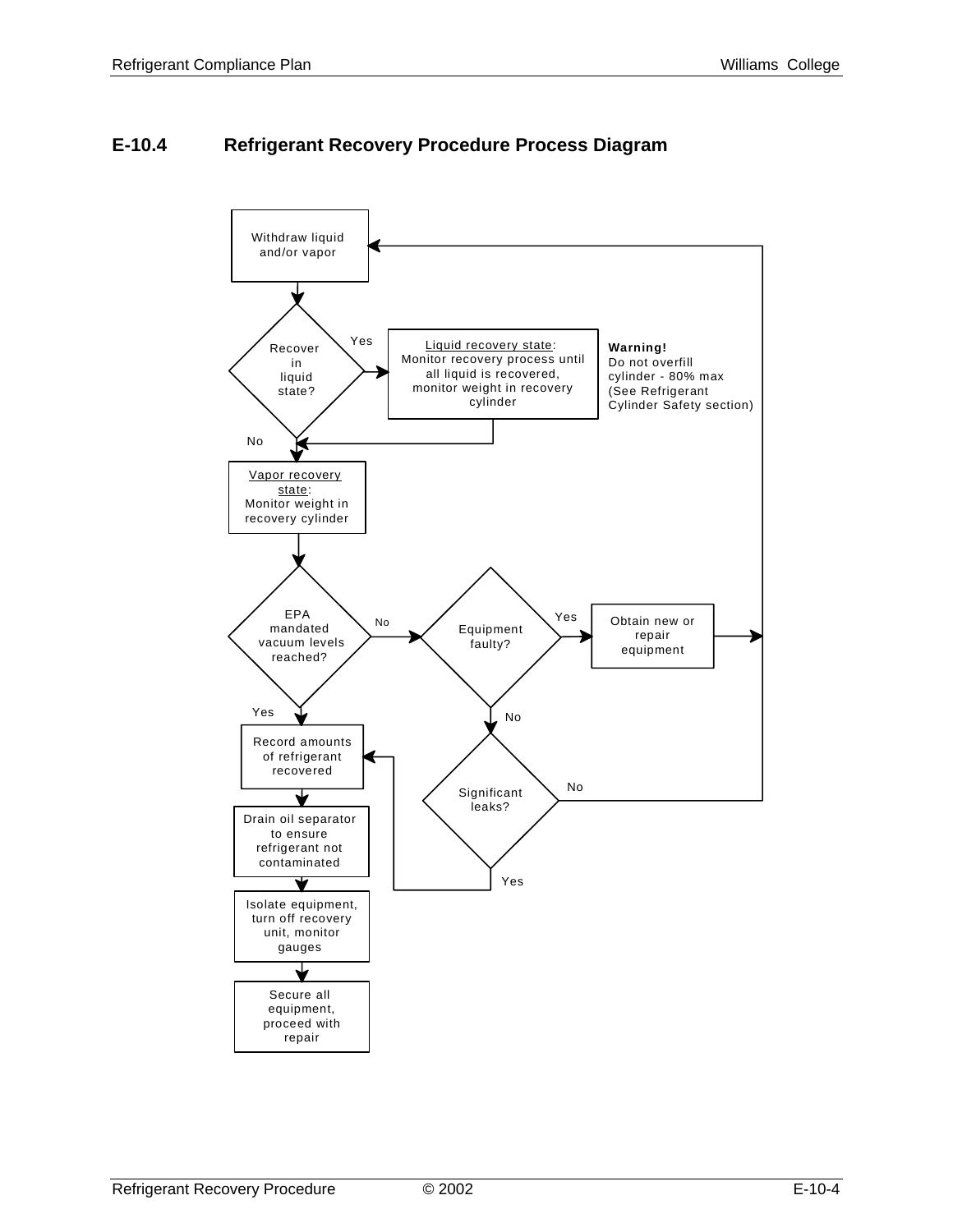## E-10.4 Refrigerant Recovery Procedure Process Diagram

Withdraw liquid and/or vapor

Recover in liquid state?

Yes

Liquid recovery state:
Monitor recovery process until all liquid is recovered, monitor weight in recovery cylinder

**Warning!**
Do not overfill cylinder - 80% max (See Refrigerant Cylinder Safety section)

No

Vapor recovery state:
Monitor weight in recovery cylinder

EPA mandated vacuum levels reached?

No

Equipment faulty?

Yes

Obtain new or repair equipment

Yes

No

Record amounts of refrigerant recovered

Significant leaks?

No

Drain oil separator to ensure refrigerant not contaminated

Yes

Isolate equipment, turn off recovery unit, monitor gauges

Secure all equipment, proceed with repair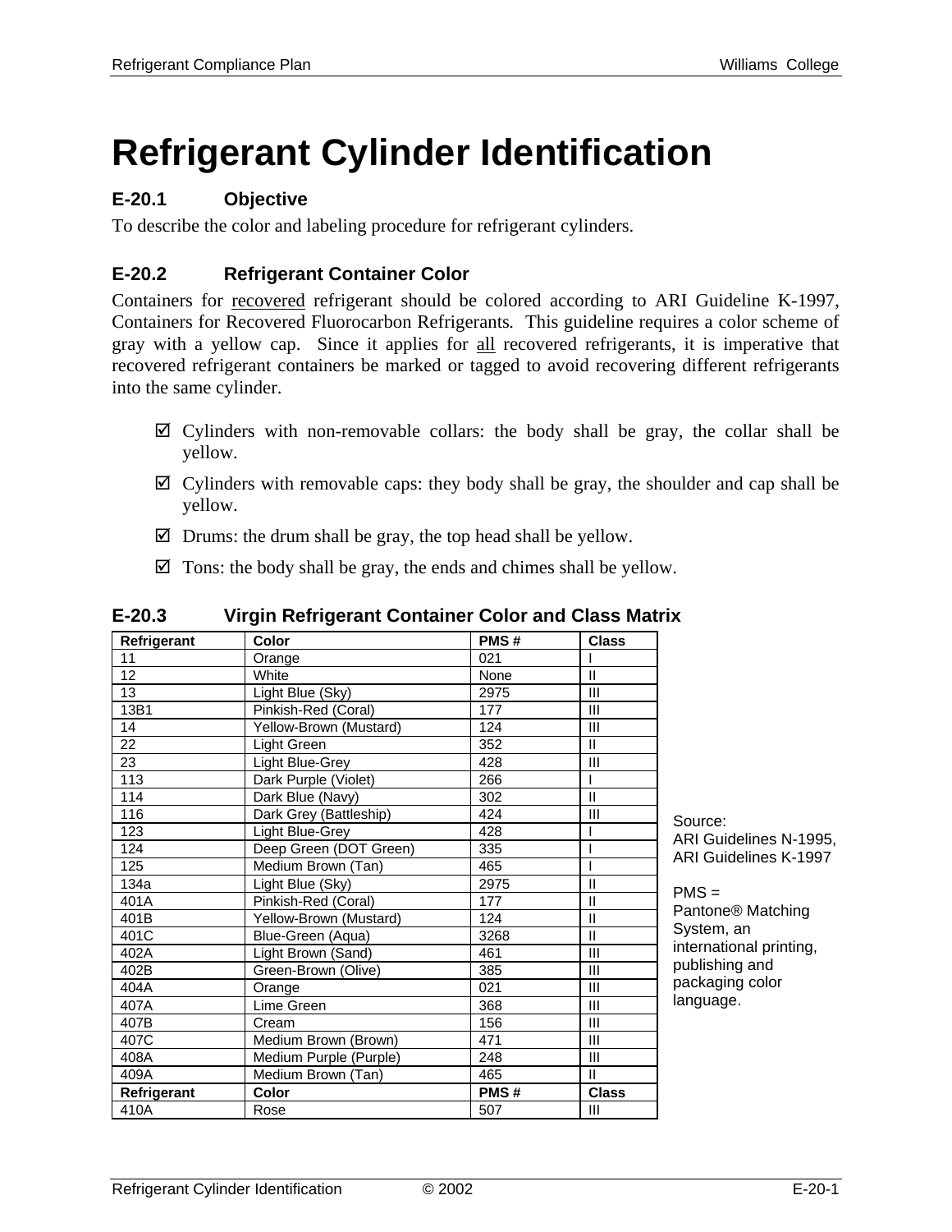# Refrigerant Cylinder Identification

### E-20.1 Objective

To describe the color and labeling procedure for refrigerant cylinders.

### E-20.2 Refrigerant Container Color

Containers for recovered refrigerant should be colored according to ARI Guideline K-1997, Containers for Recovered Fluorocarbon Refrigerants. This guideline requires a color scheme of gray with a yellow cap. Since it applies for all recovered refrigerants, it is imperative that recovered refrigerant containers be marked or tagged to avoid recovering different refrigerants into the same cylinder.

- ☑ Cylinders with non-removable collars: the body shall be gray, the collar shall be yellow.
- ☑ Cylinders with removable caps: they body shall be gray, the shoulder and cap shall be yellow.
- ☑ Drums: the drum shall be gray, the top head shall be yellow.
- ☑ Tons: the body shall be gray, the ends and chimes shall be yellow.

### E-20.3 Virgin Refrigerant Container Color and Class Matrix

| Refrigerant | Color | PMS # | Class |
|---|---|---|---|
| 11 | Orange | 021 | I |
| 12 | White | None | II |
| 13 | Light Blue (Sky) | 2975 | III |
| 13B1 | Pinkish-Red (Coral) | 177 | III |
| 14 | Yellow-Brown (Mustard) | 124 | III |
| 22 | Light Green | 352 | II |
| 23 | Light Blue-Grey | 428 | III |
| 113 | Dark Purple (Violet) | 266 | I |
| 114 | Dark Blue (Navy) | 302 | II |
| 116 | Dark Grey (Battleship) | 424 | III |
| 123 | Light Blue-Grey | 428 | I |
| 124 | Deep Green (DOT Green) | 335 | I |
| 125 | Medium Brown (Tan) | 465 | I |
| 134a | Light Blue (Sky) | 2975 | II |
| 401A | Pinkish-Red (Coral) | 177 | II |
| 401B | Yellow-Brown (Mustard) | 124 | II |
| 401C | Blue-Green (Aqua) | 3268 | II |
| 402A | Light Brown (Sand) | 461 | III |
| 402B | Green-Brown (Olive) | 385 | III |
| 404A | Orange | 021 | III |
| 407A | Lime Green | 368 | III |
| 407B | Cream | 156 | III |
| 407C | Medium Brown (Brown) | 471 | III |
| 408A | Medium Purple (Purple) | 248 | III |
| 409A | Medium Brown (Tan) | 465 | II |
| **Refrigerant** | **Color** | **PMS #** | **Class** |
| 410A | Rose | 507 | III |

Source:
ARI Guidelines N-1995,
ARI Guidelines K-1997

PMS =
Pantone® Matching System, an international printing, publishing and packaging color language.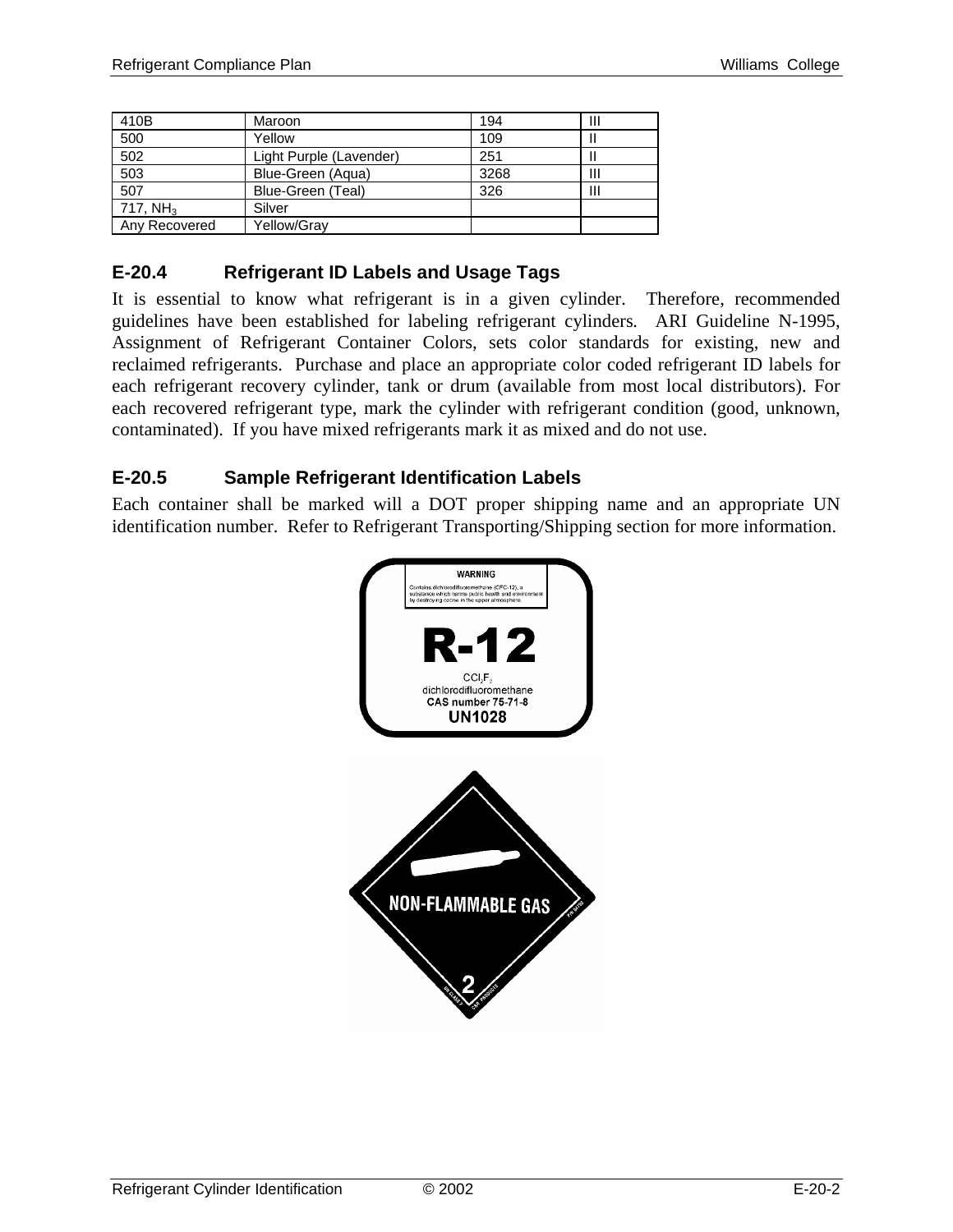| 410B | Maroon | 194 | III |
|---|---|---|---|
| 500 | Yellow | 109 | II |
| 502 | Light Purple (Lavender) | 251 | II |
| 503 | Blue-Green (Aqua) | 3268 | III |
| 507 | Blue-Green (Teal) | 326 | III |
| 717, $NH_3$ | Silver | | |
| Any Recovered | Yellow/Gray | | |

### E-20.4 Refrigerant ID Labels and Usage Tags

It is essential to know what refrigerant is in a given cylinder. Therefore, recommended guidelines have been established for labeling refrigerant cylinders. ARI Guideline N-1995, Assignment of Refrigerant Container Colors, sets color standards for existing, new and reclaimed refrigerants. Purchase and place an appropriate color coded refrigerant ID labels for each refrigerant recovery cylinder, tank or drum (available from most local distributors). For each recovered refrigerant type, mark the cylinder with refrigerant condition (good, unknown, contaminated). If you have mixed refrigerants mark it as mixed and do not use.

### E-20.5 Sample Refrigerant Identification Labels

Each container shall be marked will a DOT proper shipping name and an appropriate UN identification number. Refer to Refrigerant Transporting/Shipping section for more information.

**WARNING**

Contains dichlorodifluoromethane (CFC-12), a substance which harms public health and environment by destroying ozone in the upper atmosphere.

**R-12**

$CCl_2F_2$

dichlorodifluoromethane

**CAS number 75-71-8**

**UN1028**

**NON-FLAMMABLE GAS**

**2**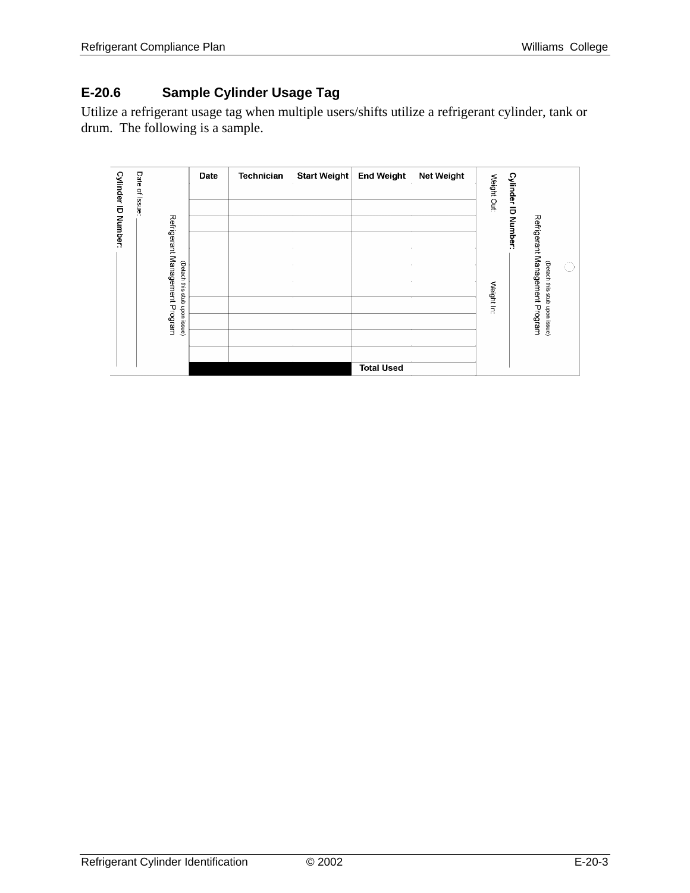## E-20.6 Sample Cylinder Usage Tag

Utilize a refrigerant usage tag when multiple users/shifts utilize a refrigerant cylinder, tank or drum. The following is a sample.

Cylinder ID Number: ______

Date of Issue: ______

Refrigerant Management Program

(Detach this stub upon issue)

| Date | Technician | Start Weight | End Weight | Net Weight |
|---|---|---|---|---|
| | | | | |
| | | | | |
| | | | | |
| | | | | |
| | | | | |
| | | | | |
| | | | | |
| | | | | |
| | | | Total Used | |

Weight Out: ______ Weight In: ______

Cylinder ID Number: ______

Refrigerant Management Program

(Detach this stub upon issue)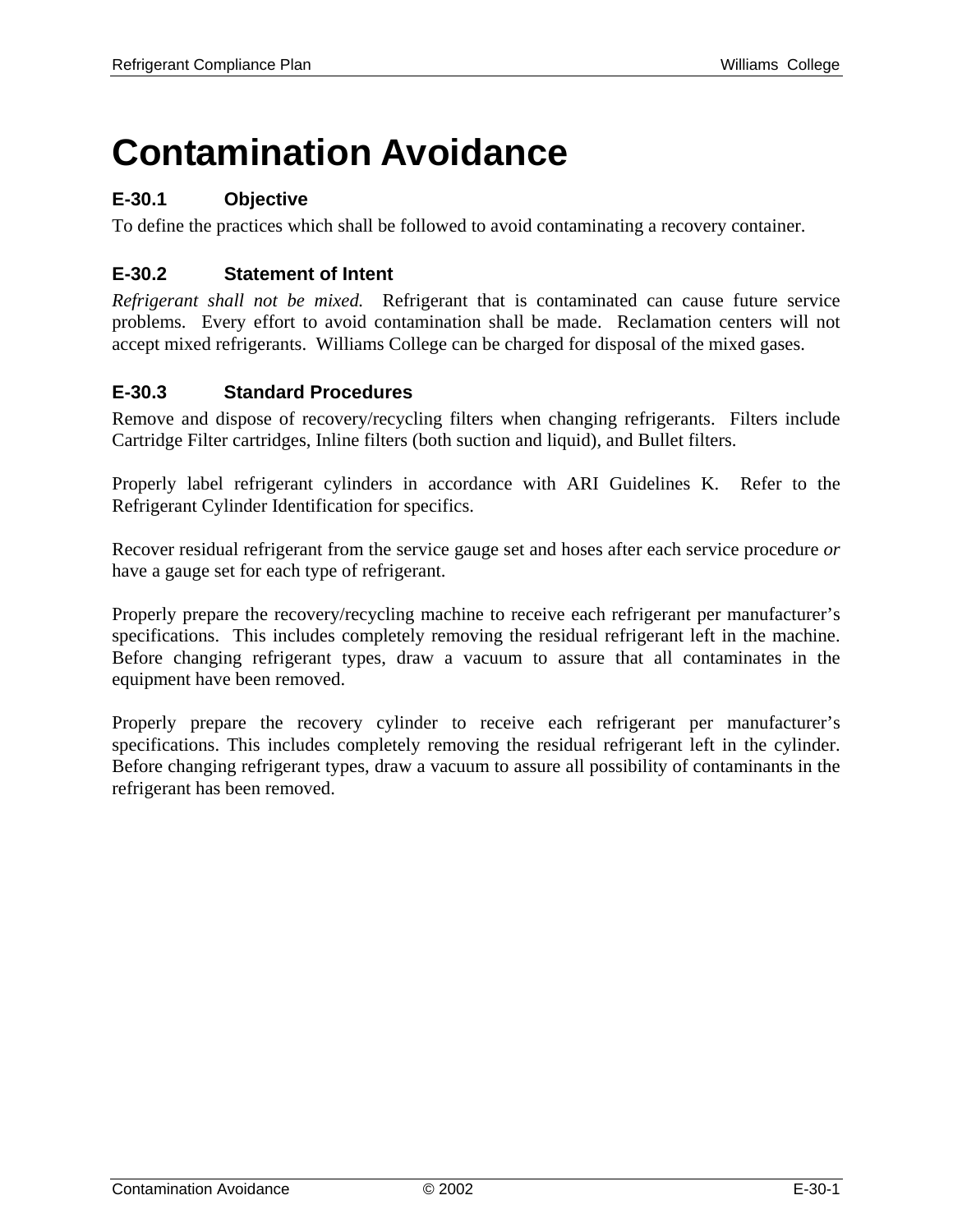# Contamination Avoidance

### E-30.1 Objective

To define the practices which shall be followed to avoid contaminating a recovery container.

### E-30.2 Statement of Intent

*Refrigerant shall not be mixed.* Refrigerant that is contaminated can cause future service problems. Every effort to avoid contamination shall be made. Reclamation centers will not accept mixed refrigerants. Williams College can be charged for disposal of the mixed gases.

### E-30.3 Standard Procedures

Remove and dispose of recovery/recycling filters when changing refrigerants. Filters include Cartridge Filter cartridges, Inline filters (both suction and liquid), and Bullet filters.

Properly label refrigerant cylinders in accordance with ARI Guidelines K. Refer to the Refrigerant Cylinder Identification for specifics.

Recover residual refrigerant from the service gauge set and hoses after each service procedure *or* have a gauge set for each type of refrigerant.

Properly prepare the recovery/recycling machine to receive each refrigerant per manufacturer's specifications. This includes completely removing the residual refrigerant left in the machine. Before changing refrigerant types, draw a vacuum to assure that all contaminates in the equipment have been removed.

Properly prepare the recovery cylinder to receive each refrigerant per manufacturer's specifications. This includes completely removing the residual refrigerant left in the cylinder. Before changing refrigerant types, draw a vacuum to assure all possibility of contaminants in the refrigerant has been removed.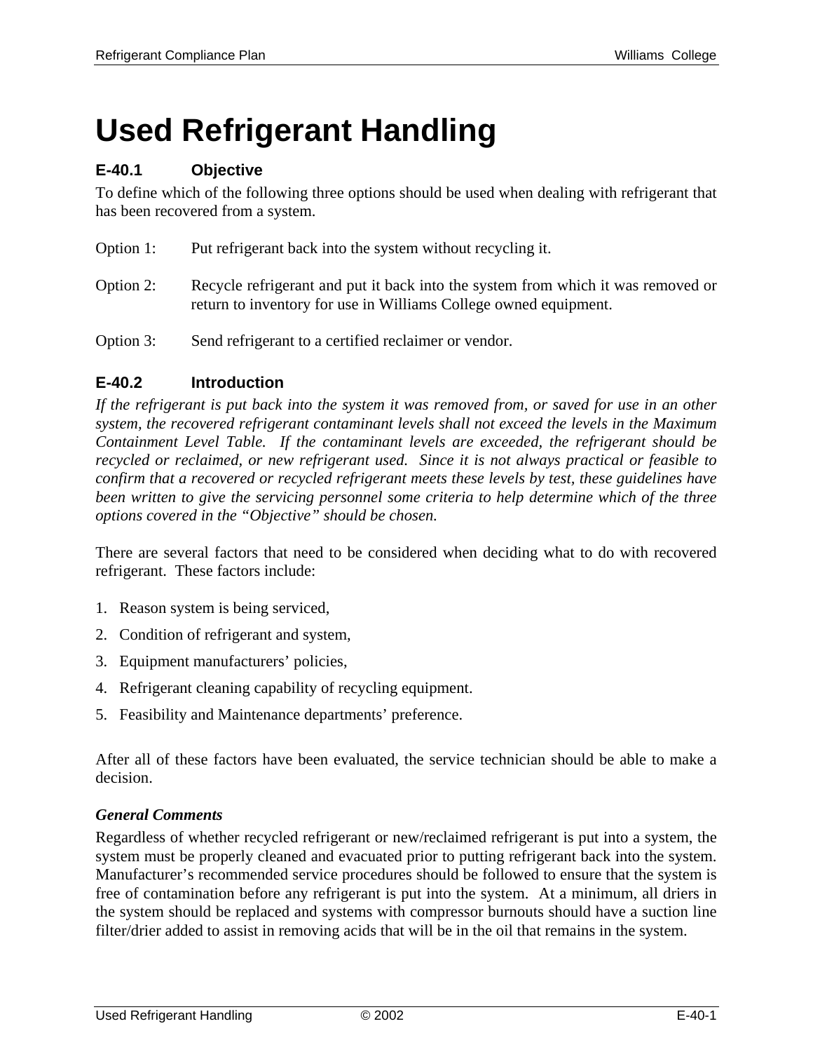# Used Refrigerant Handling

### E-40.1 Objective

To define which of the following three options should be used when dealing with refrigerant that has been recovered from a system.

Option 1: Put refrigerant back into the system without recycling it.

Option 2: Recycle refrigerant and put it back into the system from which it was removed or return to inventory for use in Williams College owned equipment.

Option 3: Send refrigerant to a certified reclaimer or vendor.

### E-40.2 Introduction

*If the refrigerant is put back into the system it was removed from, or saved for use in an other system, the recovered refrigerant contaminant levels shall not exceed the levels in the Maximum Containment Level Table. If the contaminant levels are exceeded, the refrigerant should be recycled or reclaimed, or new refrigerant used. Since it is not always practical or feasible to confirm that a recovered or recycled refrigerant meets these levels by test, these guidelines have been written to give the servicing personnel some criteria to help determine which of the three options covered in the "Objective" should be chosen.*

There are several factors that need to be considered when deciding what to do with recovered refrigerant. These factors include:

1. Reason system is being serviced,
2. Condition of refrigerant and system,
3. Equipment manufacturers' policies,
4. Refrigerant cleaning capability of recycling equipment.
5. Feasibility and Maintenance departments' preference.

After all of these factors have been evaluated, the service technician should be able to make a decision.

***General Comments***

Regardless of whether recycled refrigerant or new/reclaimed refrigerant is put into a system, the system must be properly cleaned and evacuated prior to putting refrigerant back into the system. Manufacturer's recommended service procedures should be followed to ensure that the system is free of contamination before any refrigerant is put into the system. At a minimum, all driers in the system should be replaced and systems with compressor burnouts should have a suction line filter/drier added to assist in removing acids that will be in the oil that remains in the system.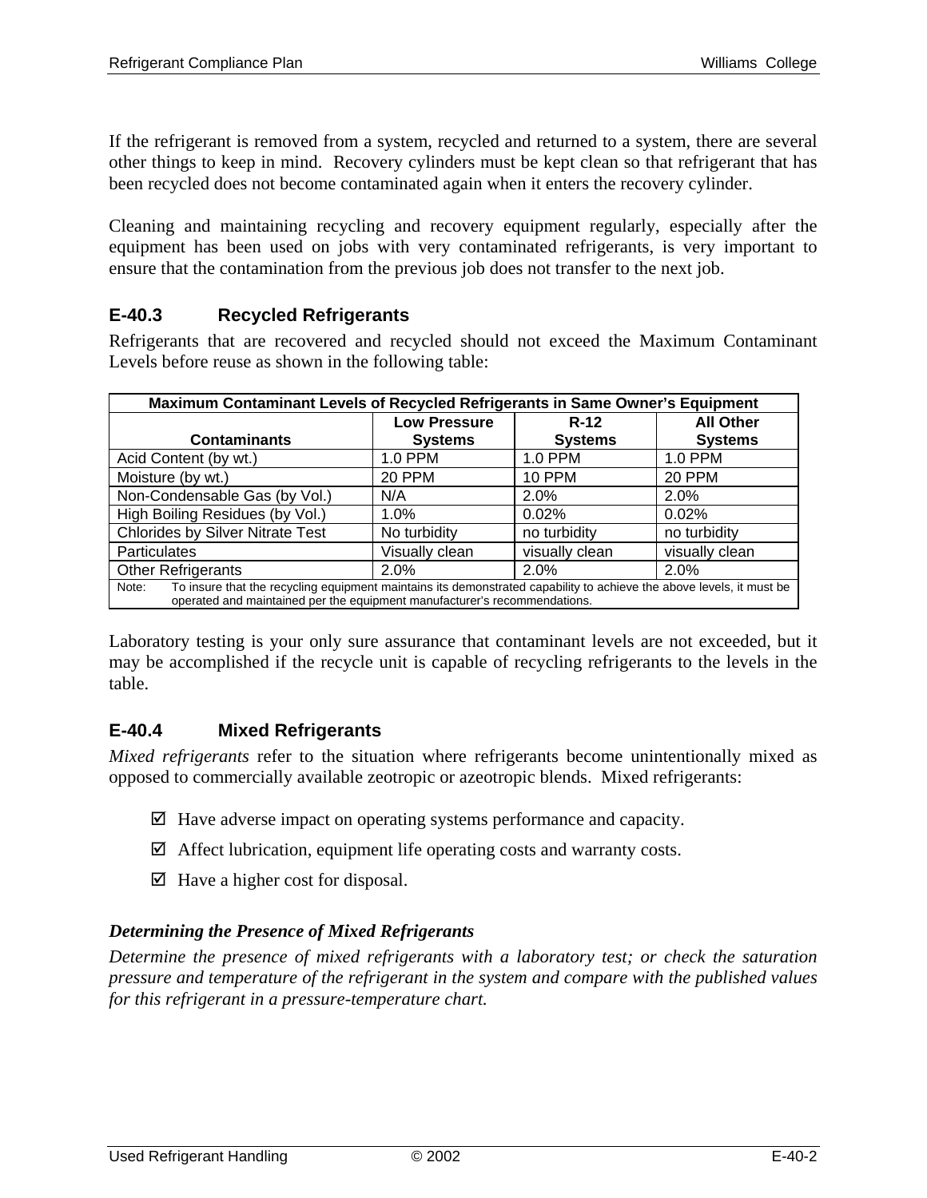If the refrigerant is removed from a system, recycled and returned to a system, there are several other things to keep in mind. Recovery cylinders must be kept clean so that refrigerant that has been recycled does not become contaminated again when it enters the recovery cylinder.

Cleaning and maintaining recycling and recovery equipment regularly, especially after the equipment has been used on jobs with very contaminated refrigerants, is very important to ensure that the contamination from the previous job does not transfer to the next job.

### E-40.3 Recycled Refrigerants

Refrigerants that are recovered and recycled should not exceed the Maximum Contaminant Levels before reuse as shown in the following table:

| Maximum Contaminant Levels of Recycled Refrigerants in Same Owner's Equipment | | | |
|---|---|---|---|
| **Contaminants** | **Low Pressure Systems** | **R-12 Systems** | **All Other Systems** |
| Acid Content (by wt.) | 1.0 PPM | 1.0 PPM | 1.0 PPM |
| Moisture (by wt.) | 20 PPM | 10 PPM | 20 PPM |
| Non-Condensable Gas (by Vol.) | N/A | 2.0% | 2.0% |
| High Boiling Residues (by Vol.) | 1.0% | 0.02% | 0.02% |
| Chlorides by Silver Nitrate Test | No turbidity | no turbidity | no turbidity |
| Particulates | Visually clean | visually clean | visually clean |
| Other Refrigerants | 2.0% | 2.0% | 2.0% |
| Note: To insure that the recycling equipment maintains its demonstrated capability to achieve the above levels, it must be operated and maintained per the equipment manufacturer's recommendations. | | | |

Laboratory testing is your only sure assurance that contaminant levels are not exceeded, but it may be accomplished if the recycle unit is capable of recycling refrigerants to the levels in the table.

### E-40.4 Mixed Refrigerants

*Mixed refrigerants* refer to the situation where refrigerants become unintentionally mixed as opposed to commercially available zeotropic or azeotropic blends. Mixed refrigerants:

- ☑ Have adverse impact on operating systems performance and capacity.
- ☑ Affect lubrication, equipment life operating costs and warranty costs.
- ☑ Have a higher cost for disposal.

***Determining the Presence of Mixed Refrigerants***

*Determine the presence of mixed refrigerants with a laboratory test; or check the saturation pressure and temperature of the refrigerant in the system and compare with the published values for this refrigerant in a pressure-temperature chart.*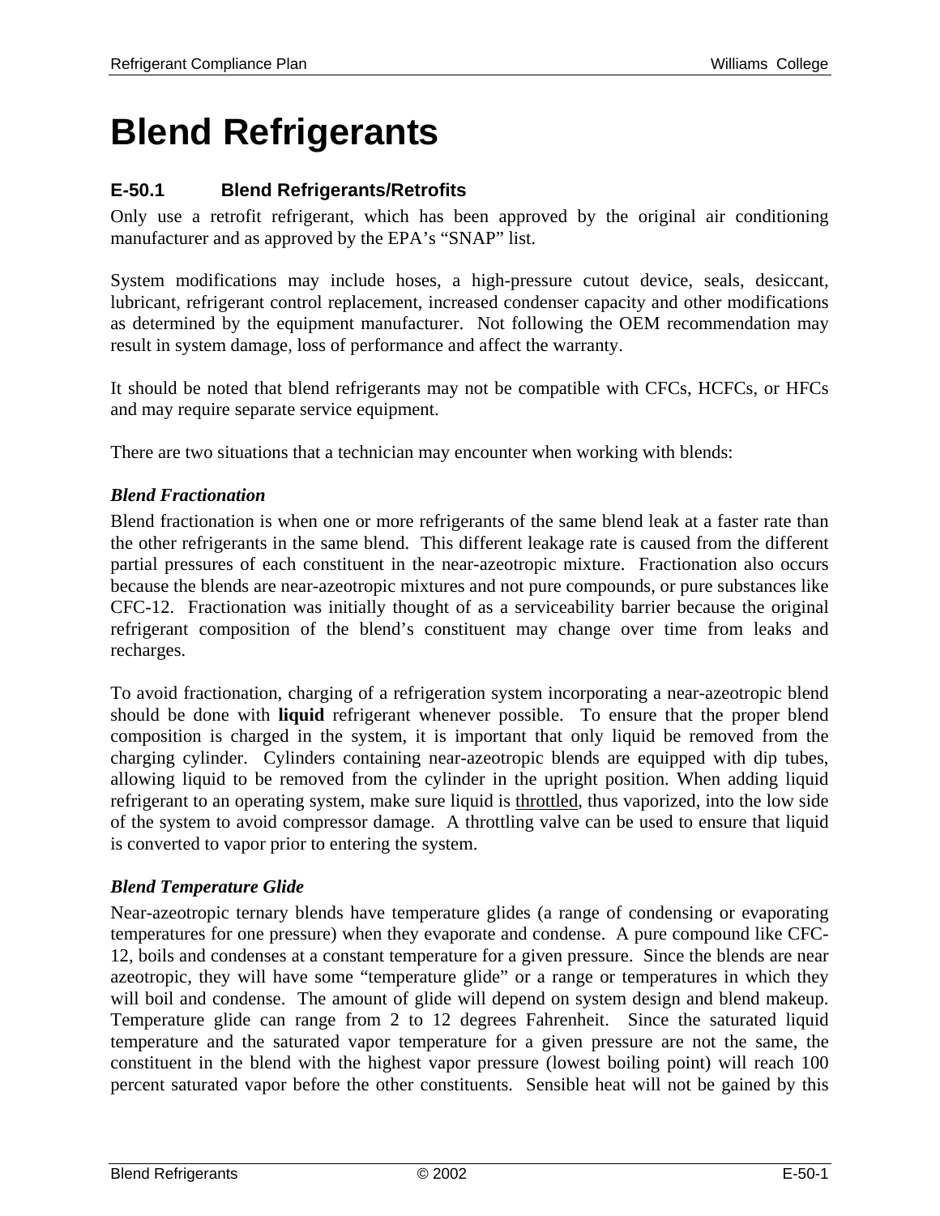# Blend Refrigerants

## E-50.1 Blend Refrigerants/Retrofits

Only use a retrofit refrigerant, which has been approved by the original air conditioning manufacturer and as approved by the EPA's "SNAP" list.

System modifications may include hoses, a high-pressure cutout device, seals, desiccant, lubricant, refrigerant control replacement, increased condenser capacity and other modifications as determined by the equipment manufacturer. Not following the OEM recommendation may result in system damage, loss of performance and affect the warranty.

It should be noted that blend refrigerants may not be compatible with CFCs, HCFCs, or HFCs and may require separate service equipment.

There are two situations that a technician may encounter when working with blends:

### *Blend Fractionation*

Blend fractionation is when one or more refrigerants of the same blend leak at a faster rate than the other refrigerants in the same blend. This different leakage rate is caused from the different partial pressures of each constituent in the near-azeotropic mixture. Fractionation also occurs because the blends are near-azeotropic mixtures and not pure compounds, or pure substances like CFC-12. Fractionation was initially thought of as a serviceability barrier because the original refrigerant composition of the blend's constituent may change over time from leaks and recharges.

To avoid fractionation, charging of a refrigeration system incorporating a near-azeotropic blend should be done with **liquid** refrigerant whenever possible. To ensure that the proper blend composition is charged in the system, it is important that only liquid be removed from the charging cylinder. Cylinders containing near-azeotropic blends are equipped with dip tubes, allowing liquid to be removed from the cylinder in the upright position. When adding liquid refrigerant to an operating system, make sure liquid is <u>throttled</u>, thus vaporized, into the low side of the system to avoid compressor damage. A throttling valve can be used to ensure that liquid is converted to vapor prior to entering the system.

### *Blend Temperature Glide*

Near-azeotropic ternary blends have temperature glides (a range of condensing or evaporating temperatures for one pressure) when they evaporate and condense. A pure compound like CFC-12, boils and condenses at a constant temperature for a given pressure. Since the blends are near azeotropic, they will have some "temperature glide" or a range or temperatures in which they will boil and condense. The amount of glide will depend on system design and blend makeup. Temperature glide can range from 2 to 12 degrees Fahrenheit. Since the saturated liquid temperature and the saturated vapor temperature for a given pressure are not the same, the constituent in the blend with the highest vapor pressure (lowest boiling point) will reach 100 percent saturated vapor before the other constituents. Sensible heat will not be gained by this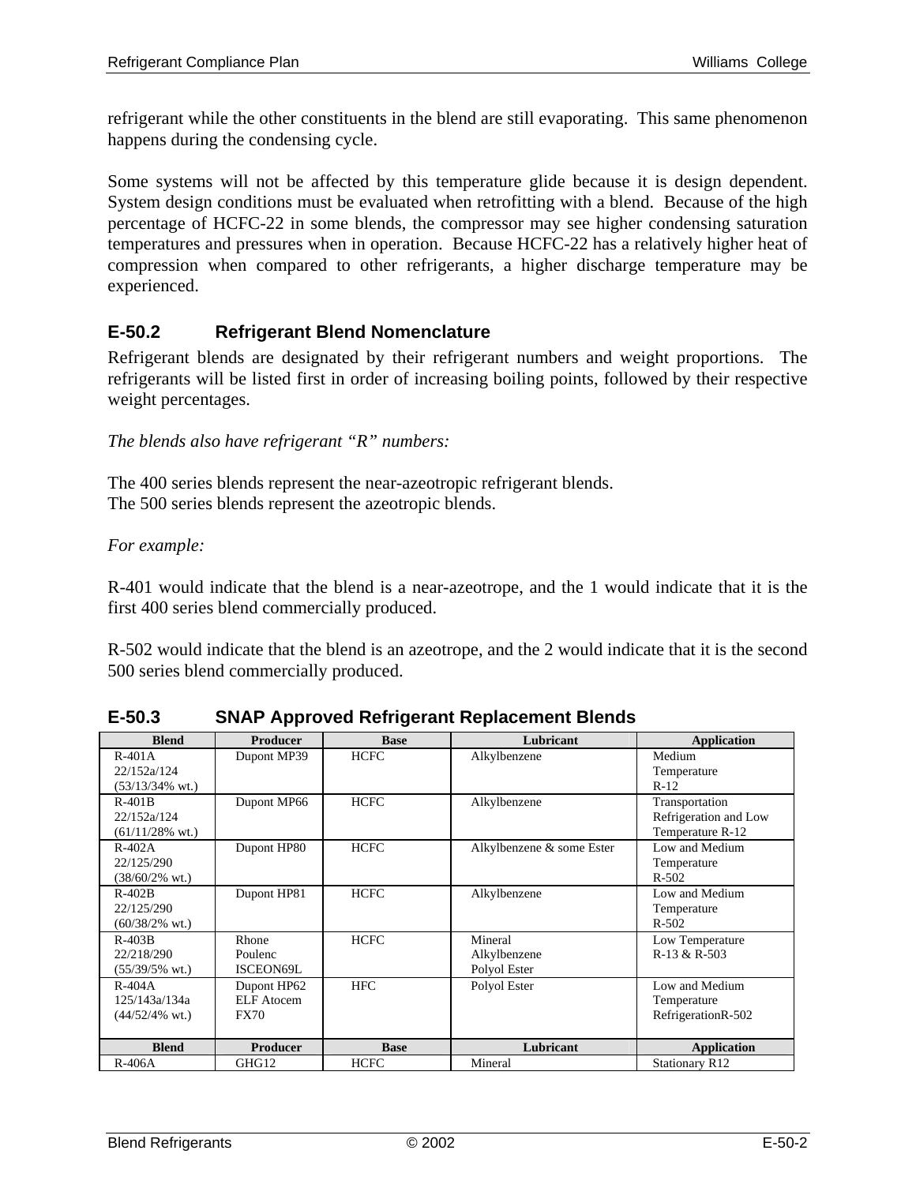refrigerant while the other constituents in the blend are still evaporating. This same phenomenon happens during the condensing cycle.

Some systems will not be affected by this temperature glide because it is design dependent. System design conditions must be evaluated when retrofitting with a blend. Because of the high percentage of HCFC-22 in some blends, the compressor may see higher condensing saturation temperatures and pressures when in operation. Because HCFC-22 has a relatively higher heat of compression when compared to other refrigerants, a higher discharge temperature may be experienced.

### E-50.2 Refrigerant Blend Nomenclature

Refrigerant blends are designated by their refrigerant numbers and weight proportions. The refrigerants will be listed first in order of increasing boiling points, followed by their respective weight percentages.

*The blends also have refrigerant "R" numbers:*

The 400 series blends represent the near-azeotropic refrigerant blends.
The 500 series blends represent the azeotropic blends.

*For example:*

R-401 would indicate that the blend is a near-azeotrope, and the 1 would indicate that it is the first 400 series blend commercially produced.

R-502 would indicate that the blend is an azeotrope, and the 2 would indicate that it is the second 500 series blend commercially produced.

### E-50.3 SNAP Approved Refrigerant Replacement Blends

| Blend | Producer | Base | Lubricant | Application |
|---|---|---|---|---|
| R-401A 22/152a/124 (53/13/34% wt.) | Dupont MP39 | HCFC | Alkylbenzene | Medium Temperature R-12 |
| R-401B 22/152a/124 (61/11/28% wt.) | Dupont MP66 | HCFC | Alkylbenzene | Transportation Refrigeration and Low Temperature R-12 |
| R-402A 22/125/290 (38/60/2% wt.) | Dupont HP80 | HCFC | Alkylbenzene & some Ester | Low and Medium Temperature R-502 |
| R-402B 22/125/290 (60/38/2% wt.) | Dupont HP81 | HCFC | Alkylbenzene | Low and Medium Temperature R-502 |
| R-403B 22/218/290 (55/39/5% wt.) | Rhone Poulenc ISCEON69L | HCFC | Mineral Alkylbenzene Polyol Ester | Low Temperature R-13 & R-503 |
| R-404A 125/143a/134a (44/52/4% wt.) | Dupont HP62 ELF Atocem FX70 | HFC | Polyol Ester | Low and Medium Temperature RefrigerationR-502 |
| R-406A | GHG12 | HCFC | Mineral | Stationary R12 |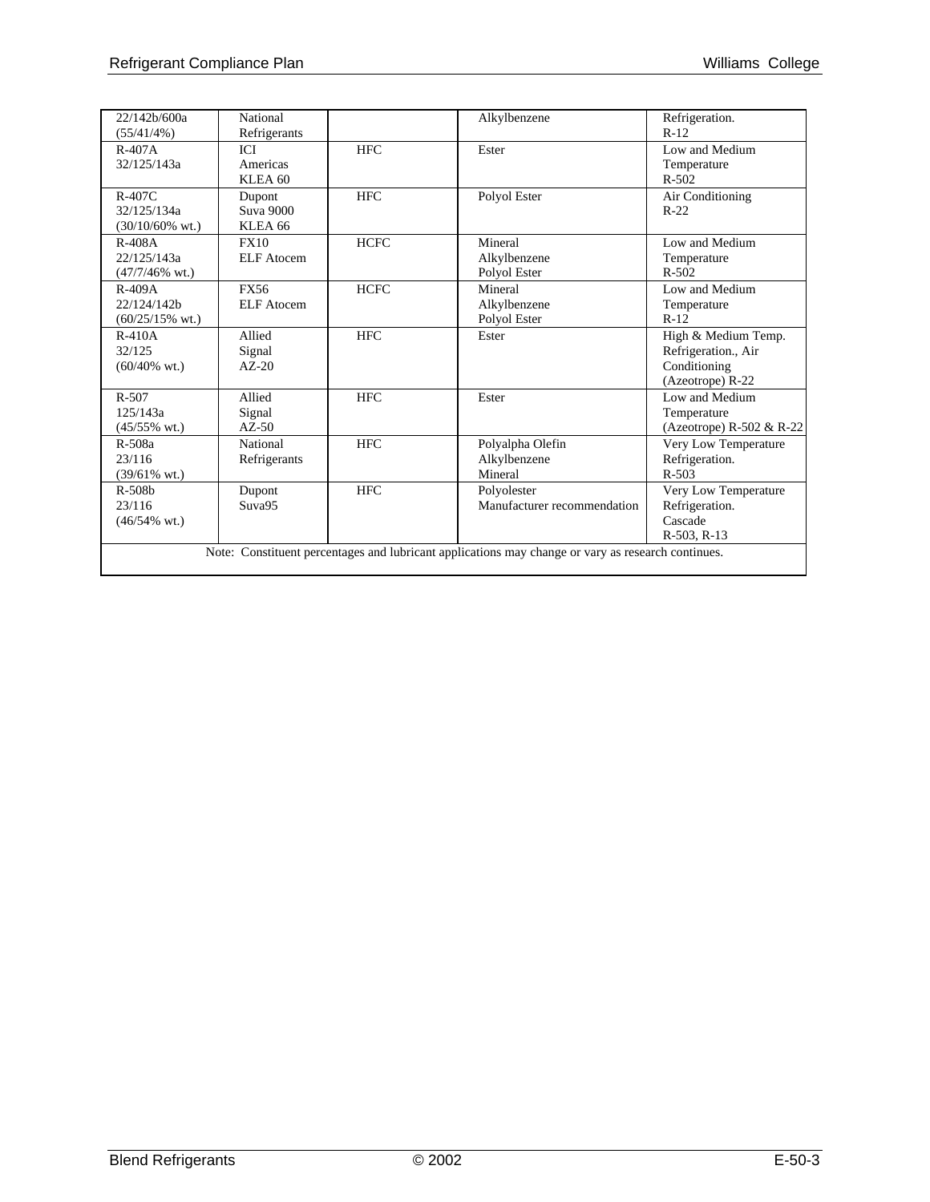| | | | | |
|---|---|---|---|---|
| 22/142b/600a (55/41/4%) | National Refrigerants | | Alkylbenzene | Refrigeration. R-12 |
| R-407A 32/125/143a | ICI Americas KLEA 60 | HFC | Ester | Low and Medium Temperature R-502 |
| R-407C 32/125/134a (30/10/60% wt.) | Dupont Suva 9000 KLEA 66 | HFC | Polyol Ester | Air Conditioning R-22 |
| R-408A 22/125/143a (47/7/46% wt.) | FX10 ELF Atocem | HCFC | Mineral Alkylbenzene Polyol Ester | Low and Medium Temperature R-502 |
| R-409A 22/124/142b (60/25/15% wt.) | FX56 ELF Atocem | HCFC | Mineral Alkylbenzene Polyol Ester | Low and Medium Temperature R-12 |
| R-410A 32/125 (60/40% wt.) | Allied Signal AZ-20 | HFC | Ester | High & Medium Temp. Refrigeration., Air Conditioning (Azeotrope) R-22 |
| R-507 125/143a (45/55% wt.) | Allied Signal AZ-50 | HFC | Ester | Low and Medium Temperature (Azeotrope) R-502 & R-22 |
| R-508a 23/116 (39/61% wt.) | National Refrigerants | HFC | Polyalpha Olefin Alkylbenzene Mineral | Very Low Temperature Refrigeration. R-503 |
| R-508b 23/116 (46/54% wt.) | Dupont Suva95 | HFC | Polyolester Manufacturer recommendation | Very Low Temperature Refrigeration. Cascade R-503, R-13 |
| Note: Constituent percentages and lubricant applications may change or vary as research continues. | | | | |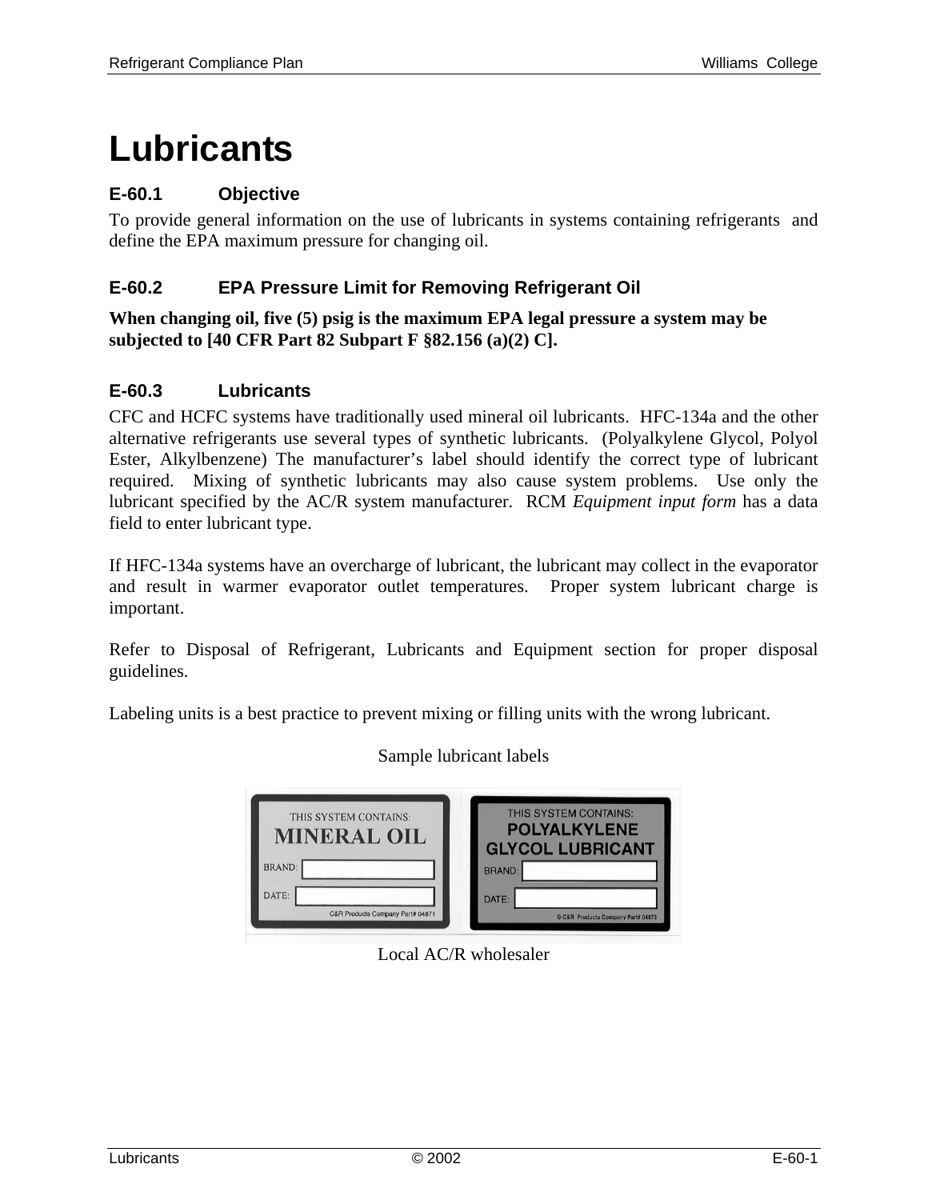# Lubricants

### E-60.1 Objective

To provide general information on the use of lubricants in systems containing refrigerants and define the EPA maximum pressure for changing oil.

### E-60.2 EPA Pressure Limit for Removing Refrigerant Oil

**When changing oil, five (5) psig is the maximum EPA legal pressure a system may be subjected to [40 CFR Part 82 Subpart F §82.156 (a)(2) C].**

### E-60.3 Lubricants

CFC and HCFC systems have traditionally used mineral oil lubricants. HFC-134a and the other alternative refrigerants use several types of synthetic lubricants. (Polyalkylene Glycol, Polyol Ester, Alkylbenzene) The manufacturer's label should identify the correct type of lubricant required. Mixing of synthetic lubricants may also cause system problems. Use only the lubricant specified by the AC/R system manufacturer. RCM *Equipment input form* has a data field to enter lubricant type.

If HFC-134a systems have an overcharge of lubricant, the lubricant may collect in the evaporator and result in warmer evaporator outlet temperatures. Proper system lubricant charge is important.

Refer to Disposal of Refrigerant, Lubricants and Equipment section for proper disposal guidelines.

Labeling units is a best practice to prevent mixing or filling units with the wrong lubricant.

Sample lubricant labels

THIS SYSTEM CONTAINS: MINERAL OIL
BRAND:
DATE:
C&R Products Company Part# 04871

THIS SYSTEM CONTAINS: POLYALKYLENE GLYCOL LUBRICANT
BRAND:
DATE:
© C&R Products Company Part# 04873

Local AC/R wholesaler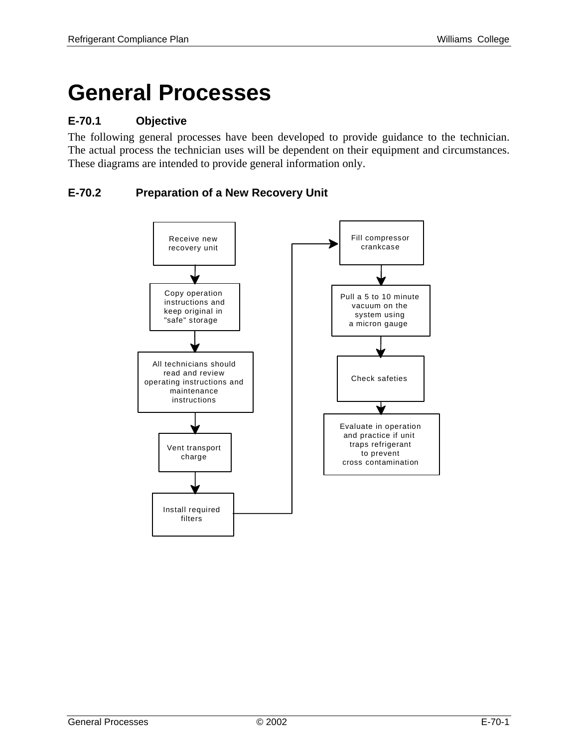# General Processes

### E-70.1 Objective

The following general processes have been developed to provide guidance to the technician. The actual process the technician uses will be dependent on their equipment and circumstances. These diagrams are intended to provide general information only.

### E-70.2 Preparation of a New Recovery Unit

Receive new recovery unit

Copy operation instructions and keep original in "safe" storage

All technicians should read and review operating instructions and maintenance instructions

Vent transport charge

Install required filters

Fill compressor crankcase

Pull a 5 to 10 minute vacuum on the system using a micron gauge

Check safeties

Evaluate in operation and practice if unit traps refrigerant to prevent cross contamination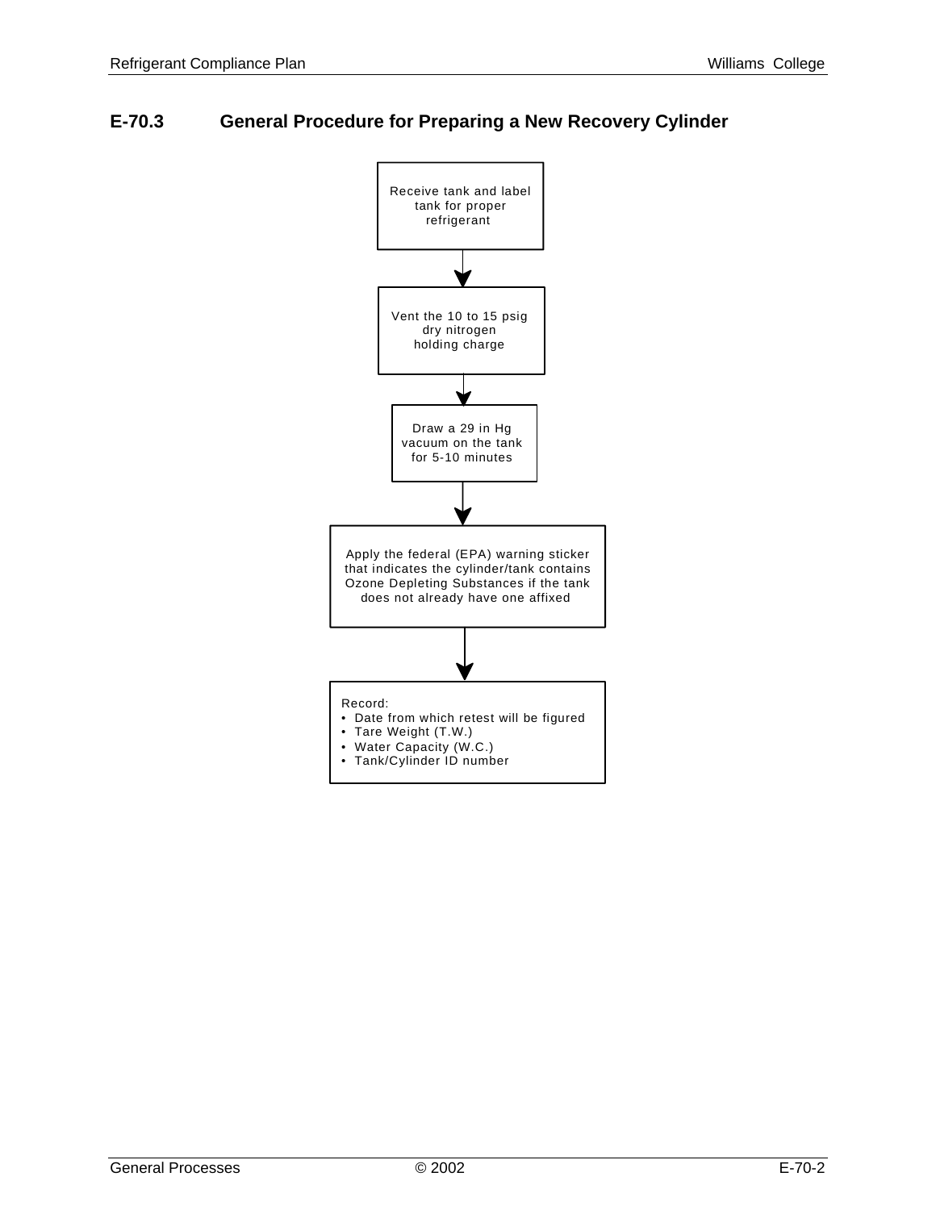## E-70.3 General Procedure for Preparing a New Recovery Cylinder

Receive tank and label tank for proper refrigerant

↓

Vent the 10 to 15 psig dry nitrogen holding charge

↓

Draw a 29 in Hg vacuum on the tank for 5-10 minutes

↓

Apply the federal (EPA) warning sticker that indicates the cylinder/tank contains Ozone Depleting Substances if the tank does not already have one affixed

↓

Record:
- Date from which retest will be figured
- Tare Weight (T.W.)
- Water Capacity (W.C.)
- Tank/Cylinder ID number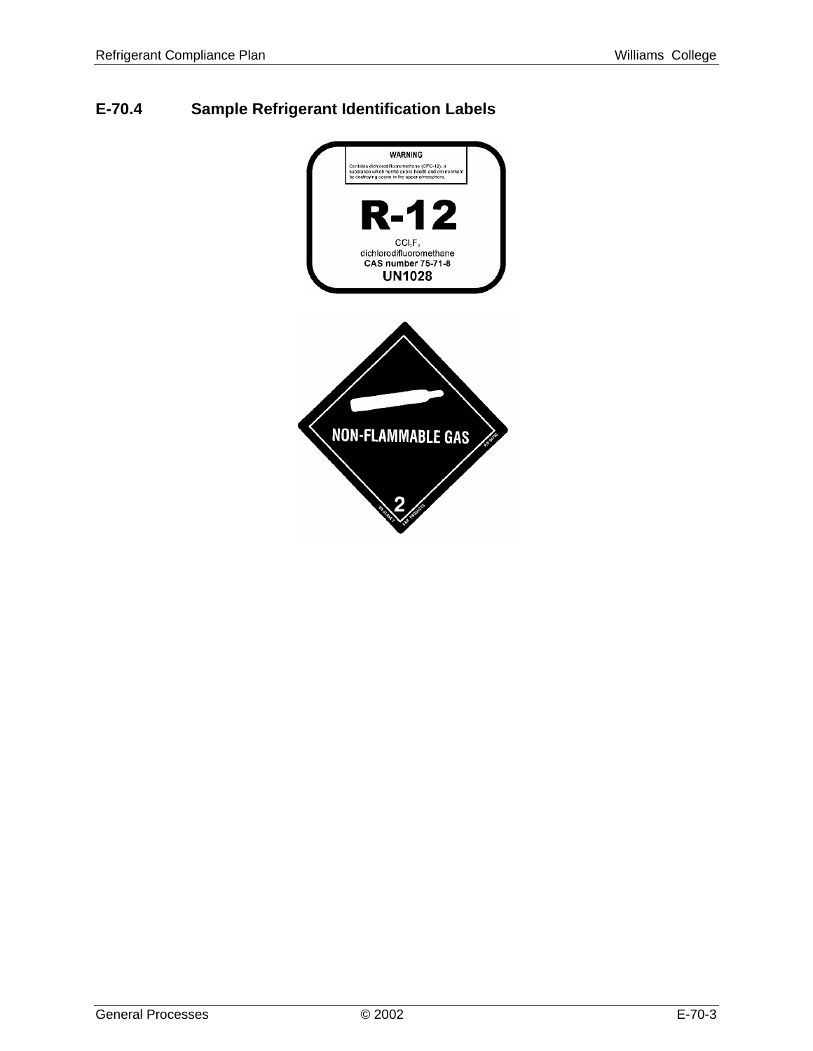## E-70.4 Sample Refrigerant Identification Labels

WARNING

Contains dichlorodifluoromethane (CFC-12), a substance which harms public health and environment by destroying ozone in the upper atmosphere.

**R-12**

$CCl_2F_2$

dichlorodifluoromethane

**CAS number 75-71-8**

**UN1028**

NON-FLAMMABLE GAS

2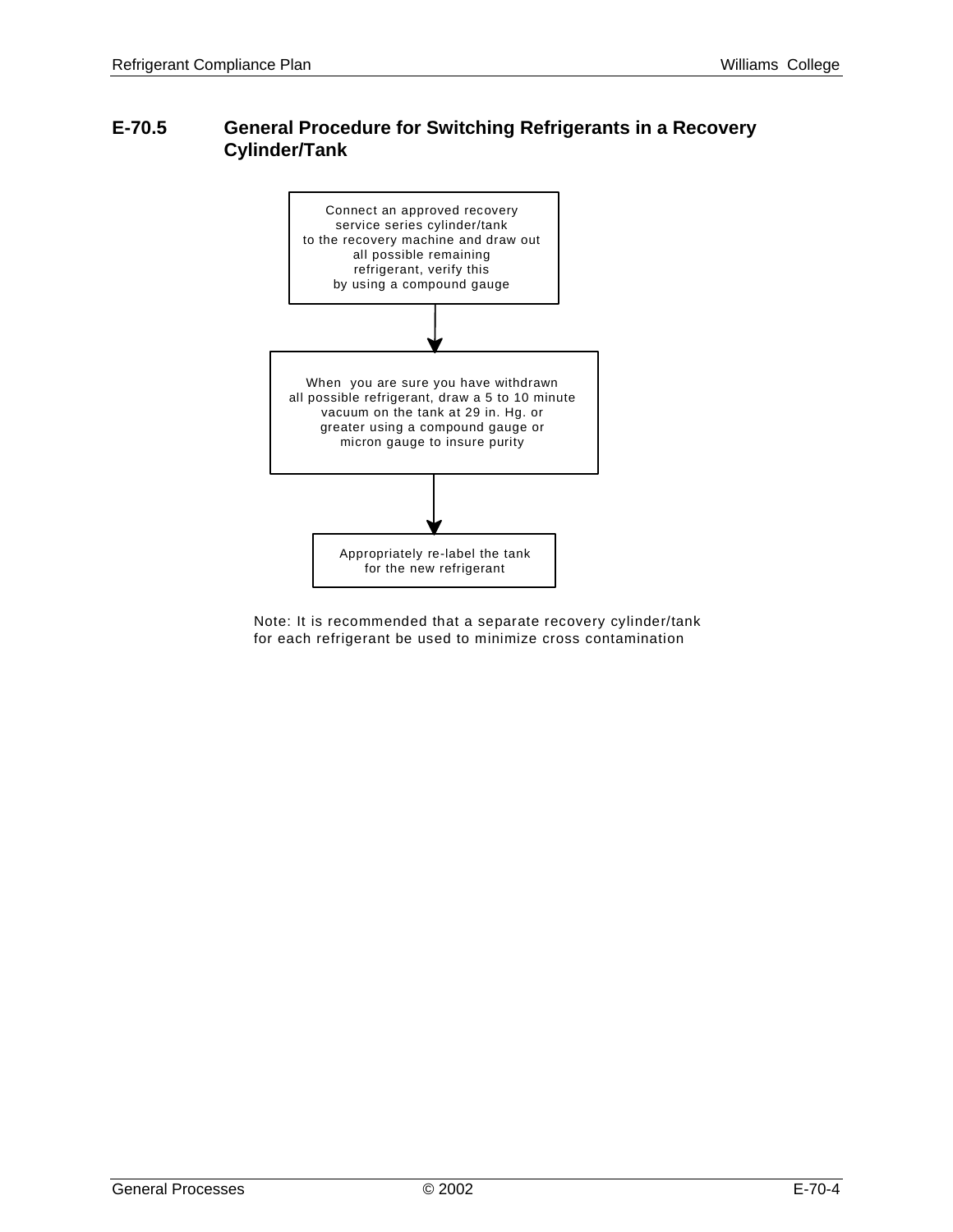## E-70.5 General Procedure for Switching Refrigerants in a Recovery Cylinder/Tank

Connect an approved recovery service series cylinder/tank to the recovery machine and draw out all possible remaining refrigerant, verify this by using a compound gauge

↓

When you are sure you have withdrawn all possible refrigerant, draw a 5 to 10 minute vacuum on the tank at 29 in. Hg. or greater using a compound gauge or micron gauge to insure purity

↓

Appropriately re-label the tank for the new refrigerant

Note: It is recommended that a separate recovery cylinder/tank for each refrigerant be used to minimize cross contamination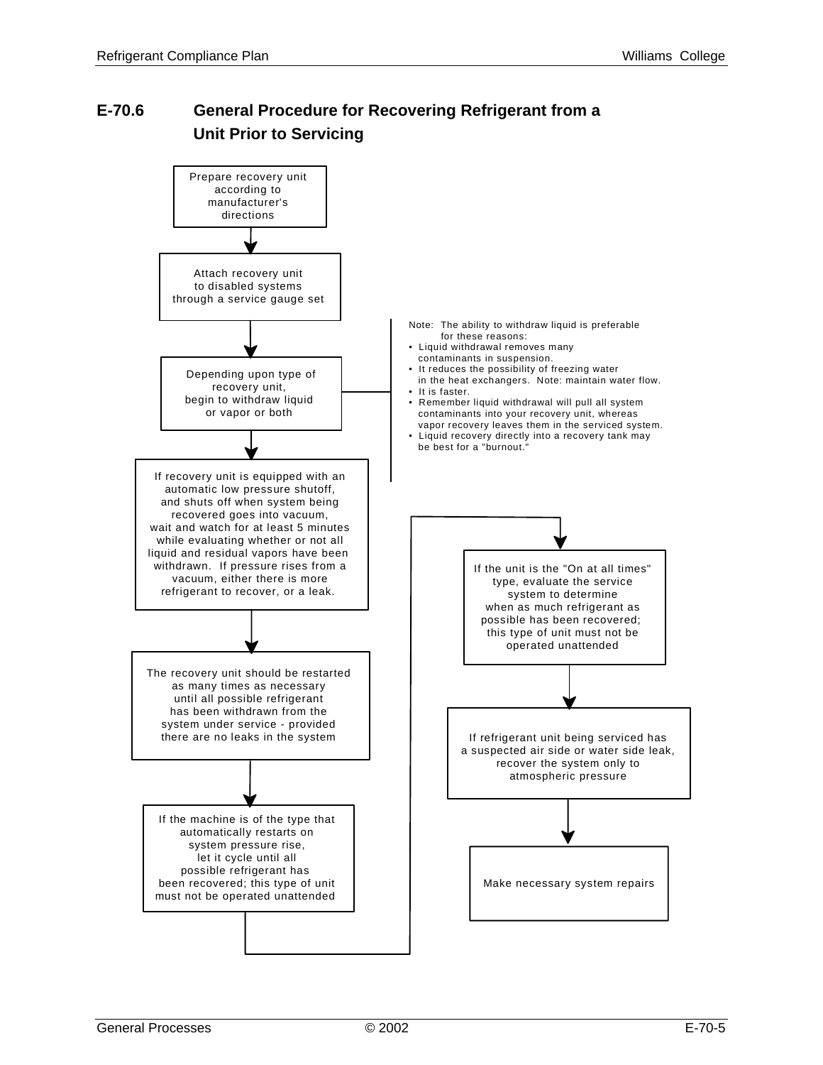## E-70.6 General Procedure for Recovering Refrigerant from a Unit Prior to Servicing

Prepare recovery unit according to manufacturer's directions

Attach recovery unit to disabled systems through a service gauge set

Depending upon type of recovery unit, begin to withdraw liquid or vapor or both

Note: The ability to withdraw liquid is preferable for these reasons:

- Liquid withdrawal removes many contaminants in suspension.
- It reduces the possibility of freezing water in the heat exchangers. Note: maintain water flow.
- It is faster.
- Remember liquid withdrawal will pull all system contaminants into your recovery unit, whereas vapor recovery leaves them in the serviced system.
- Liquid recovery directly into a recovery tank may be best for a "burnout."

If recovery unit is equipped with an automatic low pressure shutoff, and shuts off when system being recovered goes into vacuum, wait and watch for at least 5 minutes while evaluating whether or not all liquid and residual vapors have been withdrawn. If pressure rises from a vacuum, either there is more refrigerant to recover, or a leak.

The recovery unit should be restarted as many times as necessary until all possible refrigerant has been withdrawn from the system under service - provided there are no leaks in the system

If the machine is of the type that automatically restarts on system pressure rise, let it cycle until all possible refrigerant has been recovered; this type of unit must not be operated unattended

If the unit is the "On at all times" type, evaluate the service system to determine when as much refrigerant as possible has been recovered; this type of unit must not be operated unattended

If refrigerant unit being serviced has a suspected air side or water side leak, recover the system only to atmospheric pressure

Make necessary system repairs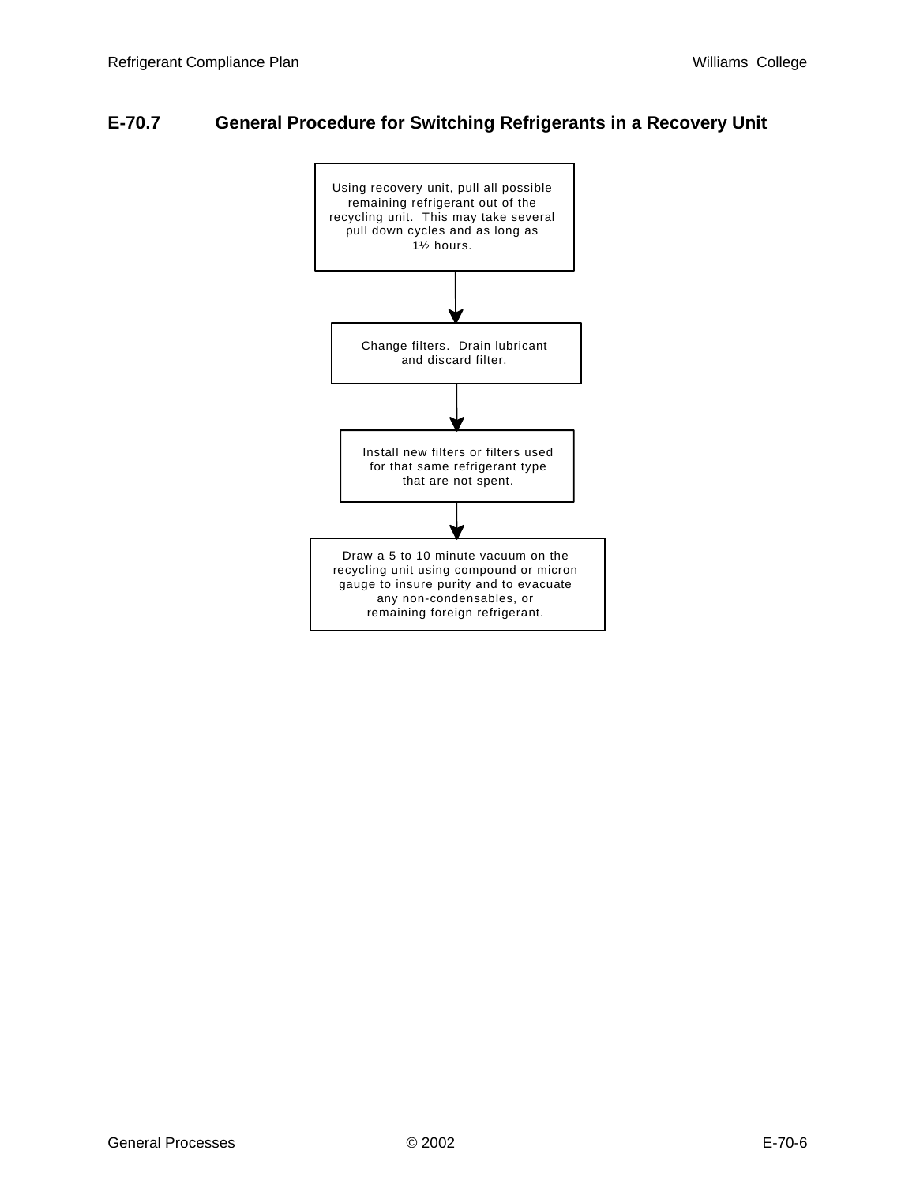## E-70.7 General Procedure for Switching Refrigerants in a Recovery Unit

Using recovery unit, pull all possible remaining refrigerant out of the recycling unit. This may take several pull down cycles and as long as 1½ hours.

↓

Change filters. Drain lubricant and discard filter.

↓

Install new filters or filters used for that same refrigerant type that are not spent.

↓

Draw a 5 to 10 minute vacuum on the recycling unit using compound or micron gauge to insure purity and to evacuate any non-condensables, or remaining foreign refrigerant.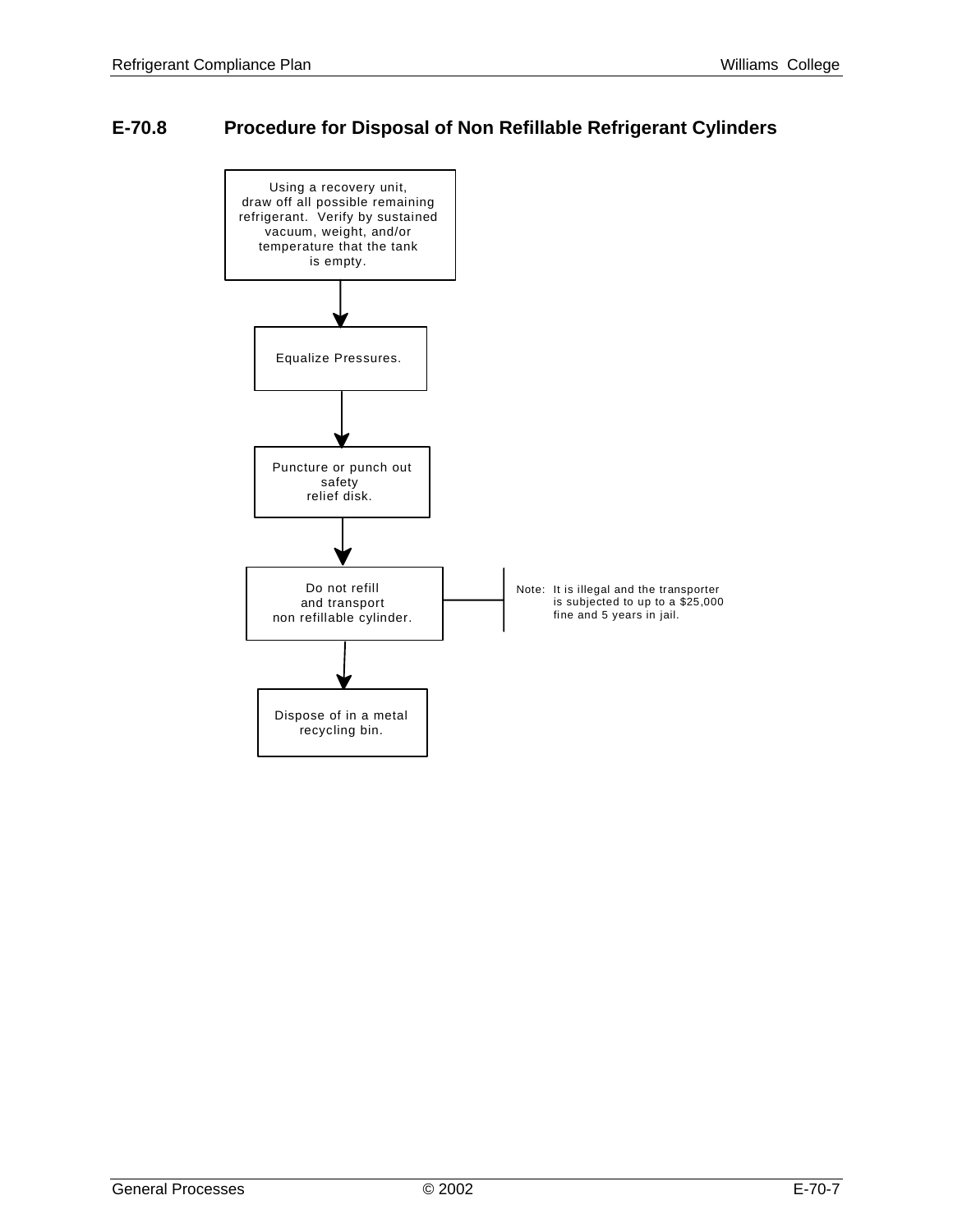## E-70.8 Procedure for Disposal of Non Refillable Refrigerant Cylinders

Using a recovery unit, draw off all possible remaining refrigerant. Verify by sustained vacuum, weight, and/or temperature that the tank is empty.

↓

Equalize Pressures.

↓

Puncture or punch out safety relief disk.

↓

Do not refill and transport non refillable cylinder.

Note: It is illegal and the transporter is subjected to up to a $25,000 fine and 5 years in jail.

↓

Dispose of in a metal recycling bin.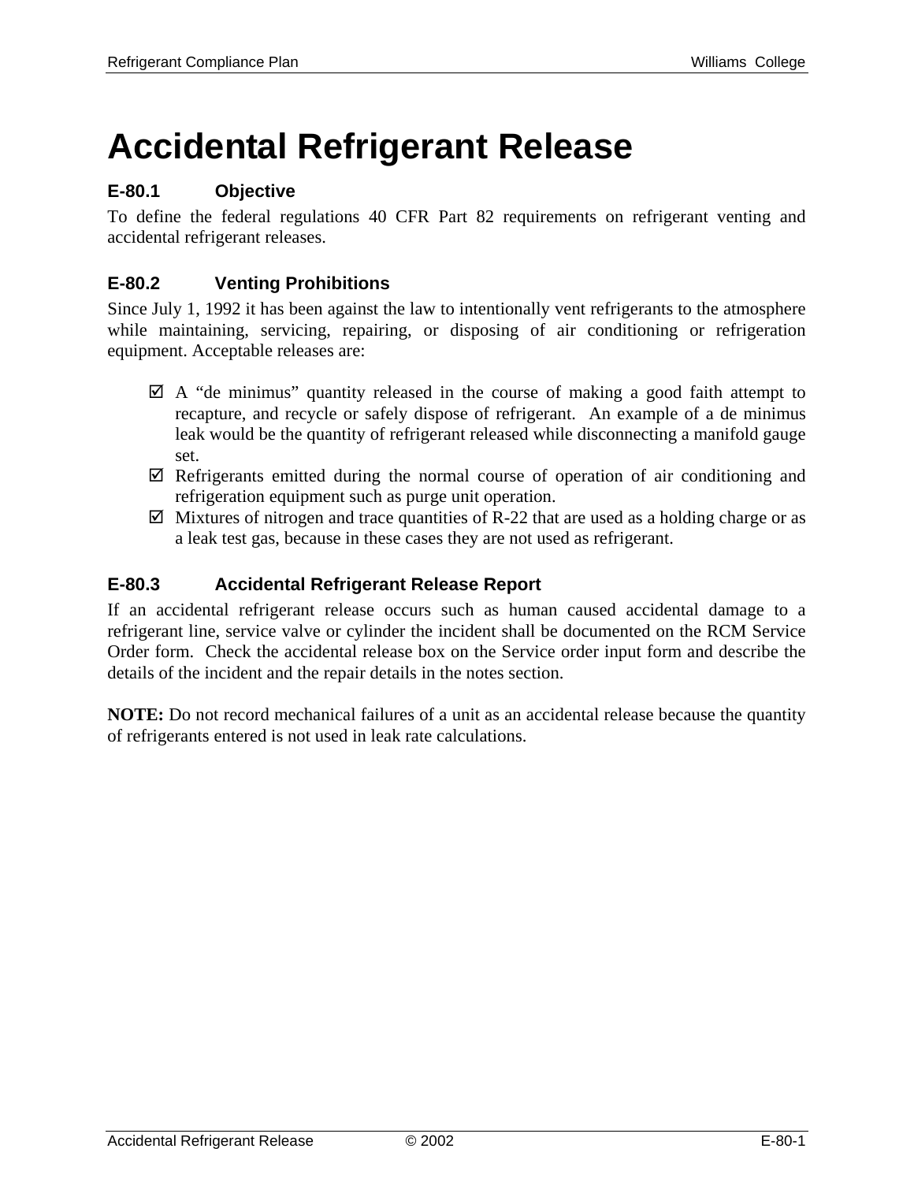# Accidental Refrigerant Release

### E-80.1 Objective

To define the federal regulations 40 CFR Part 82 requirements on refrigerant venting and accidental refrigerant releases.

### E-80.2 Venting Prohibitions

Since July 1, 1992 it has been against the law to intentionally vent refrigerants to the atmosphere while maintaining, servicing, repairing, or disposing of air conditioning or refrigeration equipment. Acceptable releases are:

- ☑ A "de minimus" quantity released in the course of making a good faith attempt to recapture, and recycle or safely dispose of refrigerant. An example of a de minimus leak would be the quantity of refrigerant released while disconnecting a manifold gauge set.
- ☑ Refrigerants emitted during the normal course of operation of air conditioning and refrigeration equipment such as purge unit operation.
- ☑ Mixtures of nitrogen and trace quantities of R-22 that are used as a holding charge or as a leak test gas, because in these cases they are not used as refrigerant.

### E-80.3 Accidental Refrigerant Release Report

If an accidental refrigerant release occurs such as human caused accidental damage to a refrigerant line, service valve or cylinder the incident shall be documented on the RCM Service Order form. Check the accidental release box on the Service order input form and describe the details of the incident and the repair details in the notes section.

**NOTE:** Do not record mechanical failures of a unit as an accidental release because the quantity of refrigerants entered is not used in leak rate calculations.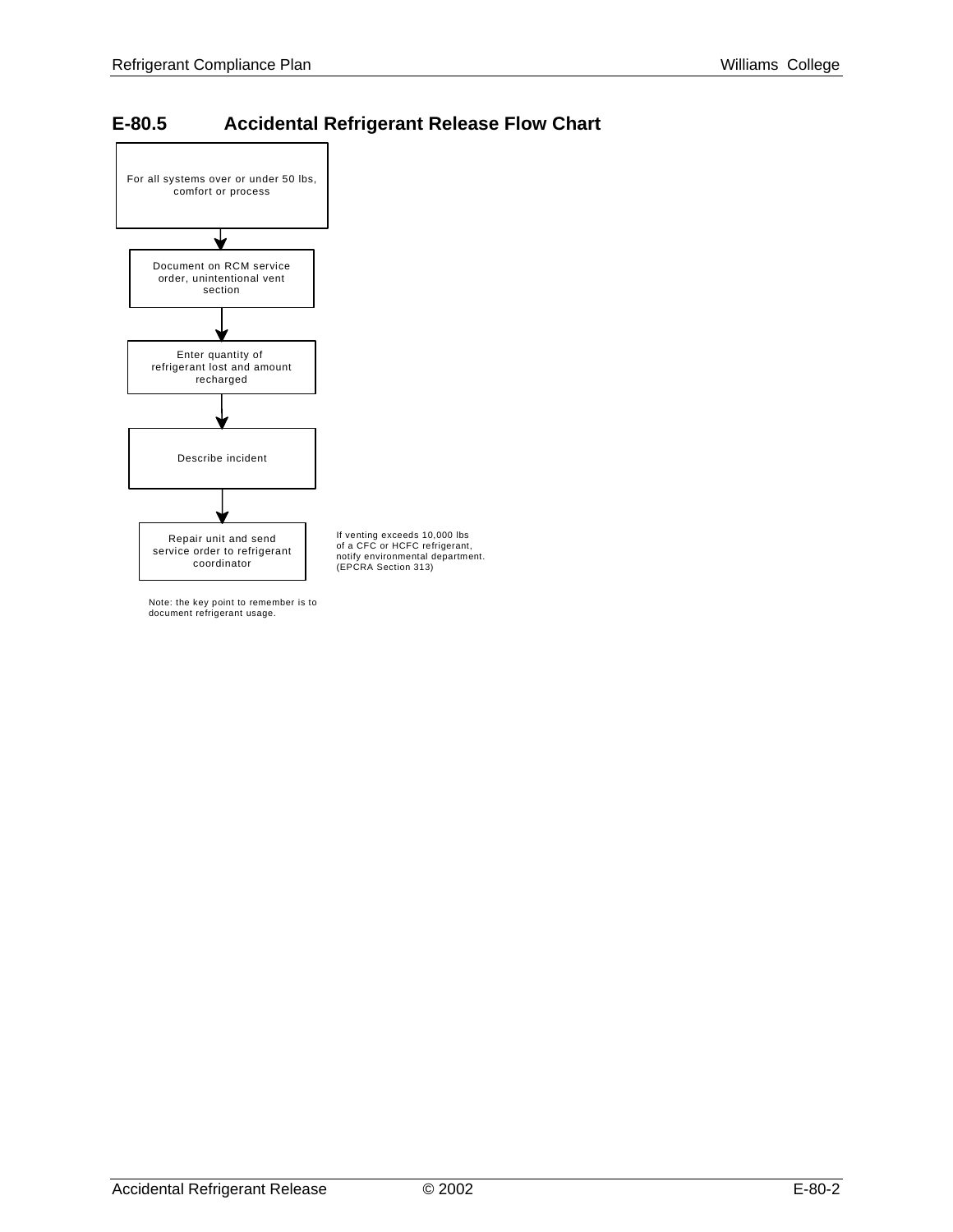## E-80.5 Accidental Refrigerant Release Flow Chart

For all systems over or under 50 lbs, comfort or process

↓

Document on RCM service order, unintentional vent section

↓

Enter quantity of refrigerant lost and amount recharged

↓

Describe incident

↓

Repair unit and send service order to refrigerant coordinator

If venting exceeds 10,000 lbs of a CFC or HCFC refrigerant, notify environmental department. (EPCRA Section 313)

Note: the key point to remember is to document refrigerant usage.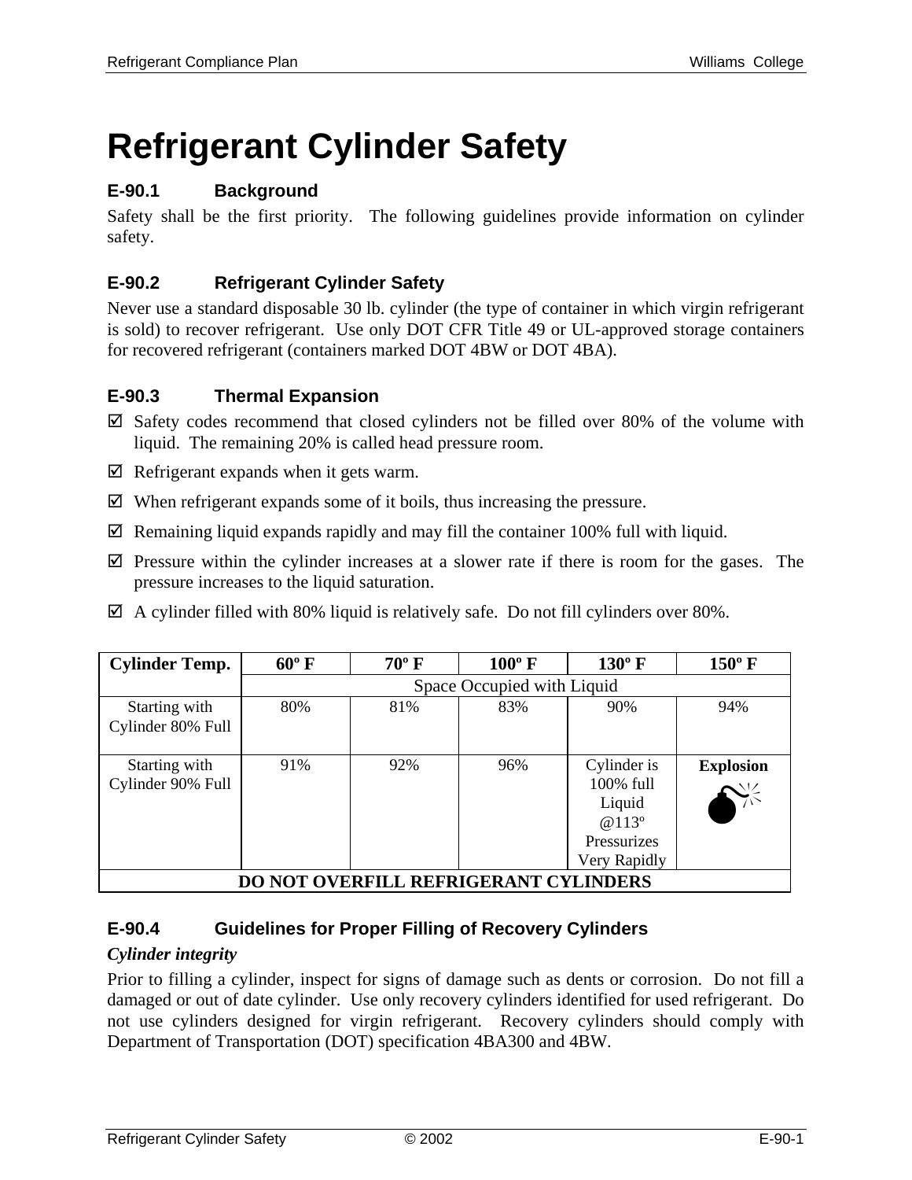# Refrigerant Cylinder Safety

### E-90.1 Background

Safety shall be the first priority. The following guidelines provide information on cylinder safety.

### E-90.2 Refrigerant Cylinder Safety

Never use a standard disposable 30 lb. cylinder (the type of container in which virgin refrigerant is sold) to recover refrigerant. Use only DOT CFR Title 49 or UL-approved storage containers for recovered refrigerant (containers marked DOT 4BW or DOT 4BA).

### E-90.3 Thermal Expansion

- ☑ Safety codes recommend that closed cylinders not be filled over 80% of the volume with liquid. The remaining 20% is called head pressure room.
- ☑ Refrigerant expands when it gets warm.
- ☑ When refrigerant expands some of it boils, thus increasing the pressure.
- ☑ Remaining liquid expands rapidly and may fill the container 100% full with liquid.
- ☑ Pressure within the cylinder increases at a slower rate if there is room for the gases. The pressure increases to the liquid saturation.
- ☑ A cylinder filled with 80% liquid is relatively safe. Do not fill cylinders over 80%.

| **Cylinder Temp.** | **60º F** | **70º F** | **100º F** | **130º F** | **150º F** |
|---|---|---|---|---|---|
| | Space Occupied with Liquid | | | | |
| Starting with Cylinder 80% Full | 80% | 81% | 83% | 90% | 94% |
| Starting with Cylinder 90% Full | 91% | 92% | 96% | Cylinder is 100% full Liquid @113º Pressurizes Very Rapidly | **Explosion** |
| **DO NOT OVERFILL REFRIGERANT CYLINDERS** | | | | | |

### E-90.4 Guidelines for Proper Filling of Recovery Cylinders

***Cylinder integrity***

Prior to filling a cylinder, inspect for signs of damage such as dents or corrosion. Do not fill a damaged or out of date cylinder. Use only recovery cylinders identified for used refrigerant. Do not use cylinders designed for virgin refrigerant. Recovery cylinders should comply with Department of Transportation (DOT) specification 4BA300 and 4BW.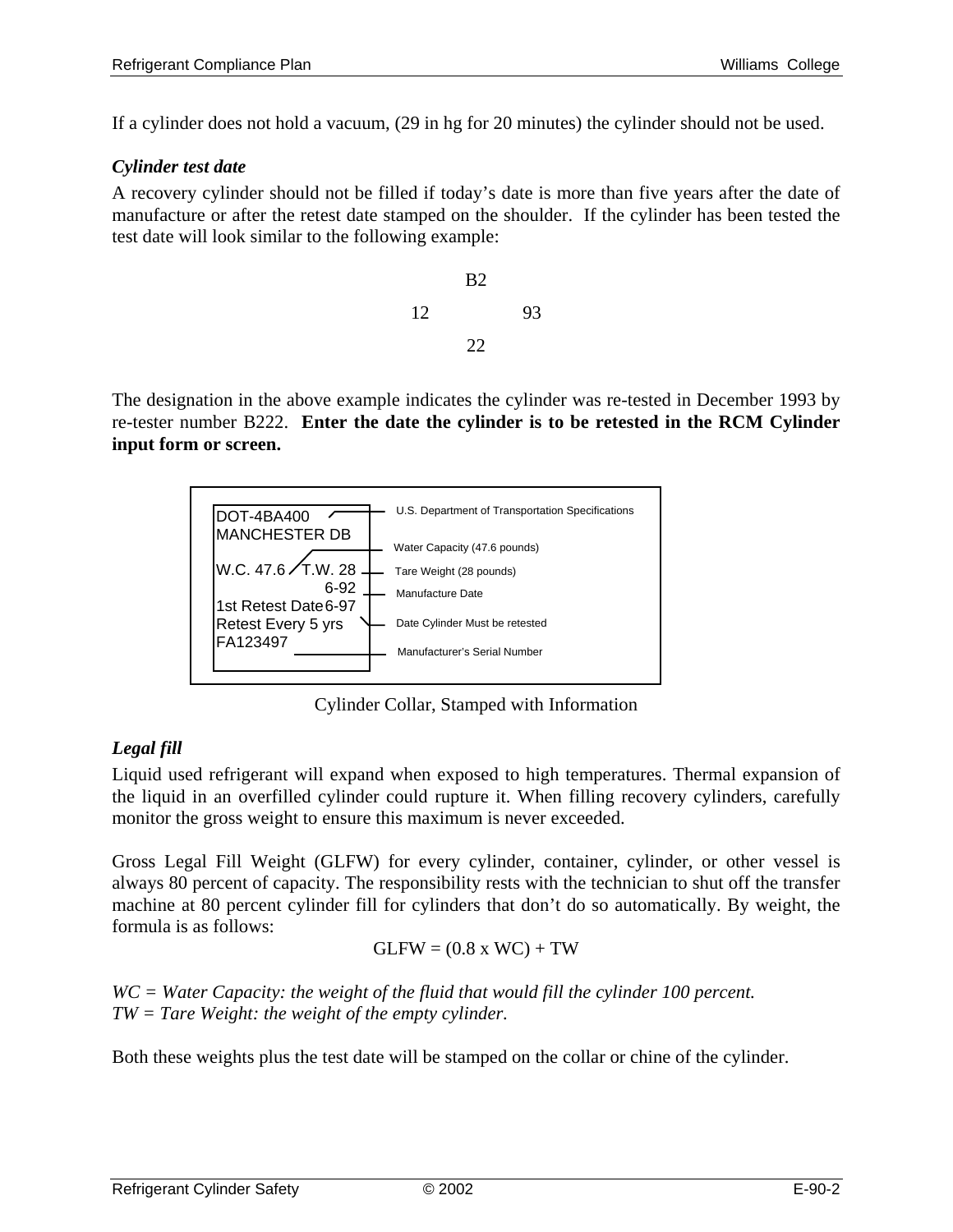If a cylinder does not hold a vacuum, (29 in hg for 20 minutes) the cylinder should not be used.

### *Cylinder test date*

A recovery cylinder should not be filled if today's date is more than five years after the date of manufacture or after the retest date stamped on the shoulder. If the cylinder has been tested the test date will look similar to the following example:

```
      B2
12          93
      22
```

The designation in the above example indicates the cylinder was re-tested in December 1993 by re-tester number B222. **Enter the date the cylinder is to be retested in the RCM Cylinder input form or screen.**

| Stamped Information | Meaning |
|---|---|
| DOT-4BA400 | U.S. Department of Transportation Specifications |
| MANCHESTER DB | |
| W.C. 47.6 | Water Capacity (47.6 pounds) |
| T.W. 28 | Tare Weight (28 pounds) |
| 6-92 | Manufacture Date |
| 1st Retest Date 6-97 | Date Cylinder Must be retested |
| Retest Every 5 yrs | |
| FA123497 | Manufacturer's Serial Number |

Cylinder Collar, Stamped with Information

### *Legal fill*

Liquid used refrigerant will expand when exposed to high temperatures. Thermal expansion of the liquid in an overfilled cylinder could rupture it. When filling recovery cylinders, carefully monitor the gross weight to ensure this maximum is never exceeded.

Gross Legal Fill Weight (GLFW) for every cylinder, container, cylinder, or other vessel is always 80 percent of capacity. The responsibility rests with the technician to shut off the transfer machine at 80 percent cylinder fill for cylinders that don't do so automatically. By weight, the formula is as follows:

$$GLFW = (0.8 \times WC) + TW$$

*WC = Water Capacity: the weight of the fluid that would fill the cylinder 100 percent.*
*TW = Tare Weight: the weight of the empty cylinder.*

Both these weights plus the test date will be stamped on the collar or chine of the cylinder.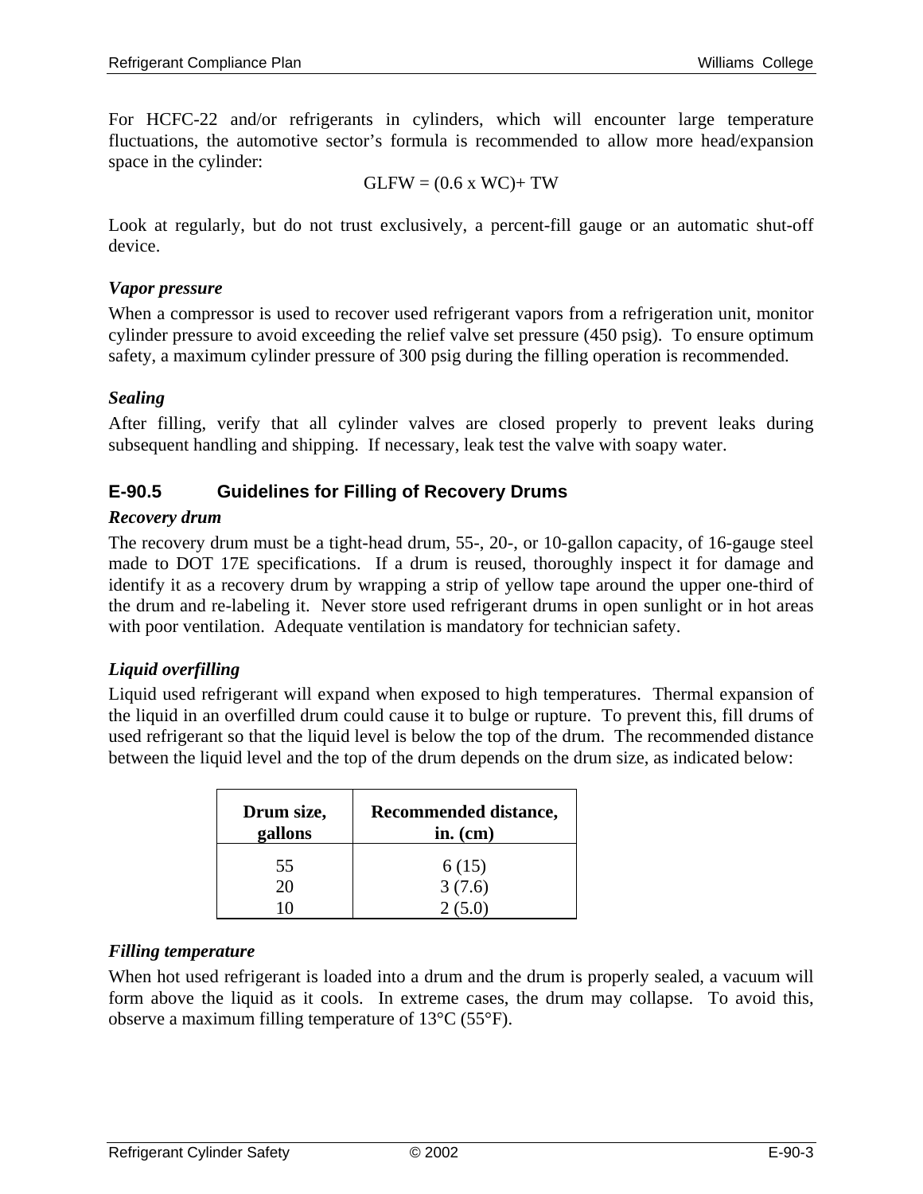For HCFC-22 and/or refrigerants in cylinders, which will encounter large temperature fluctuations, the automotive sector's formula is recommended to allow more head/expansion space in the cylinder:

$$GLFW = (0.6 \times WC) + TW$$

Look at regularly, but do not trust exclusively, a percent-fill gauge or an automatic shut-off device.

***Vapor pressure***

When a compressor is used to recover used refrigerant vapors from a refrigeration unit, monitor cylinder pressure to avoid exceeding the relief valve set pressure (450 psig). To ensure optimum safety, a maximum cylinder pressure of 300 psig during the filling operation is recommended.

***Sealing***

After filling, verify that all cylinder valves are closed properly to prevent leaks during subsequent handling and shipping. If necessary, leak test the valve with soapy water.

## E-90.5 Guidelines for Filling of Recovery Drums

***Recovery drum***

The recovery drum must be a tight-head drum, 55-, 20-, or 10-gallon capacity, of 16-gauge steel made to DOT 17E specifications. If a drum is reused, thoroughly inspect it for damage and identify it as a recovery drum by wrapping a strip of yellow tape around the upper one-third of the drum and re-labeling it. Never store used refrigerant drums in open sunlight or in hot areas with poor ventilation. Adequate ventilation is mandatory for technician safety.

***Liquid overfilling***

Liquid used refrigerant will expand when exposed to high temperatures. Thermal expansion of the liquid in an overfilled drum could cause it to bulge or rupture. To prevent this, fill drums of used refrigerant so that the liquid level is below the top of the drum. The recommended distance between the liquid level and the top of the drum depends on the drum size, as indicated below:

| Drum size, gallons | Recommended distance, in. (cm) |
|---|---|
| 55 | 6 (15) |
| 20 | 3 (7.6) |
| 10 | 2 (5.0) |

***Filling temperature***

When hot used refrigerant is loaded into a drum and the drum is properly sealed, a vacuum will form above the liquid as it cools. In extreme cases, the drum may collapse. To avoid this, observe a maximum filling temperature of 13°C (55°F).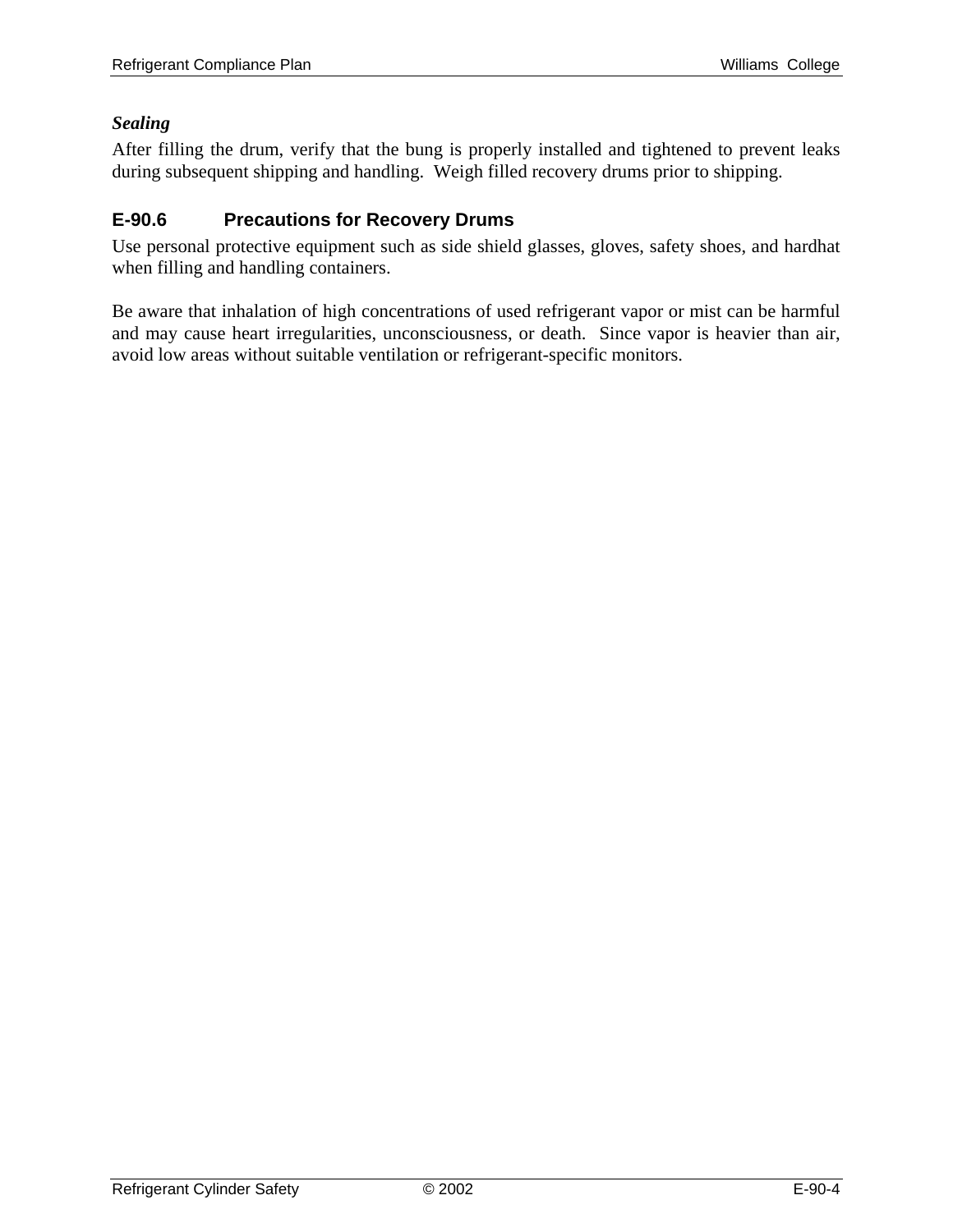***Sealing***

After filling the drum, verify that the bung is properly installed and tightened to prevent leaks during subsequent shipping and handling. Weigh filled recovery drums prior to shipping.

## E-90.6 Precautions for Recovery Drums

Use personal protective equipment such as side shield glasses, gloves, safety shoes, and hardhat when filling and handling containers.

Be aware that inhalation of high concentrations of used refrigerant vapor or mist can be harmful and may cause heart irregularities, unconsciousness, or death. Since vapor is heavier than air, avoid low areas without suitable ventilation or refrigerant-specific monitors.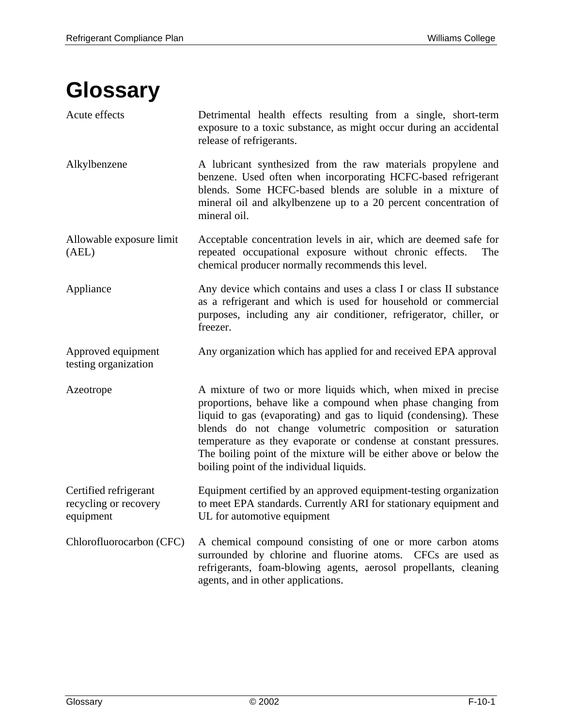# Glossary

| | |
|---|---|
| Acute effects | Detrimental health effects resulting from a single, short-term exposure to a toxic substance, as might occur during an accidental release of refrigerants. |
| Alkylbenzene | A lubricant synthesized from the raw materials propylene and benzene. Used often when incorporating HCFC-based refrigerant blends. Some HCFC-based blends are soluble in a mixture of mineral oil and alkylbenzene up to a 20 percent concentration of mineral oil. |
| Allowable exposure limit (AEL) | Acceptable concentration levels in air, which are deemed safe for repeated occupational exposure without chronic effects. The chemical producer normally recommends this level. |
| Appliance | Any device which contains and uses a class I or class II substance as a refrigerant and which is used for household or commercial purposes, including any air conditioner, refrigerator, chiller, or freezer. |
| Approved equipment testing organization | Any organization which has applied for and received EPA approval |
| Azeotrope | A mixture of two or more liquids which, when mixed in precise proportions, behave like a compound when phase changing from liquid to gas (evaporating) and gas to liquid (condensing). These blends do not change volumetric composition or saturation temperature as they evaporate or condense at constant pressures. The boiling point of the mixture will be either above or below the boiling point of the individual liquids. |
| Certified refrigerant recycling or recovery equipment | Equipment certified by an approved equipment-testing organization to meet EPA standards. Currently ARI for stationary equipment and UL for automotive equipment |
| Chlorofluorocarbon (CFC) | A chemical compound consisting of one or more carbon atoms surrounded by chlorine and fluorine atoms. CFCs are used as refrigerants, foam-blowing agents, aerosol propellants, cleaning agents, and in other applications. |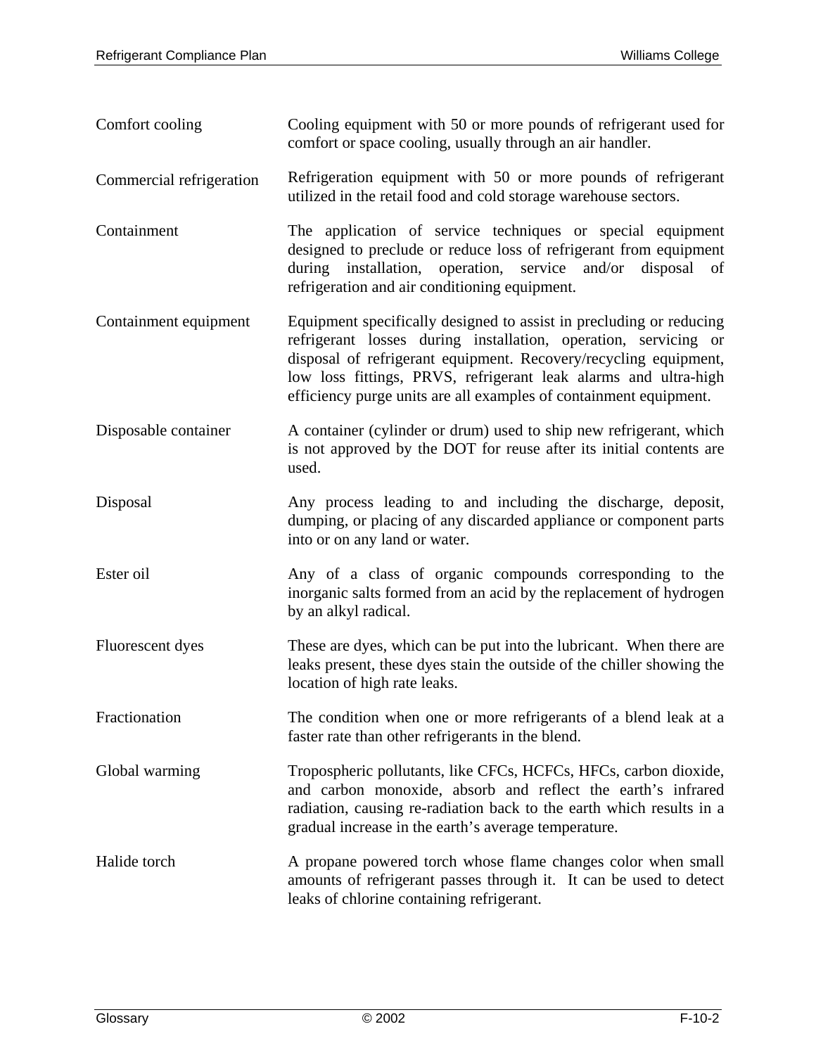| | |
|---|---|
| Comfort cooling | Cooling equipment with 50 or more pounds of refrigerant used for comfort or space cooling, usually through an air handler. |
| Commercial refrigeration | Refrigeration equipment with 50 or more pounds of refrigerant utilized in the retail food and cold storage warehouse sectors. |
| Containment | The application of service techniques or special equipment designed to preclude or reduce loss of refrigerant from equipment during installation, operation, service and/or disposal of refrigeration and air conditioning equipment. |
| Containment equipment | Equipment specifically designed to assist in precluding or reducing refrigerant losses during installation, operation, servicing or disposal of refrigerant equipment. Recovery/recycling equipment, low loss fittings, PRVS, refrigerant leak alarms and ultra-high efficiency purge units are all examples of containment equipment. |
| Disposable container | A container (cylinder or drum) used to ship new refrigerant, which is not approved by the DOT for reuse after its initial contents are used. |
| Disposal | Any process leading to and including the discharge, deposit, dumping, or placing of any discarded appliance or component parts into or on any land or water. |
| Ester oil | Any of a class of organic compounds corresponding to the inorganic salts formed from an acid by the replacement of hydrogen by an alkyl radical. |
| Fluorescent dyes | These are dyes, which can be put into the lubricant. When there are leaks present, these dyes stain the outside of the chiller showing the location of high rate leaks. |
| Fractionation | The condition when one or more refrigerants of a blend leak at a faster rate than other refrigerants in the blend. |
| Global warming | Tropospheric pollutants, like CFCs, HCFCs, HFCs, carbon dioxide, and carbon monoxide, absorb and reflect the earth's infrared radiation, causing re-radiation back to the earth which results in a gradual increase in the earth's average temperature. |
| Halide torch | A propane powered torch whose flame changes color when small amounts of refrigerant passes through it. It can be used to detect leaks of chlorine containing refrigerant. |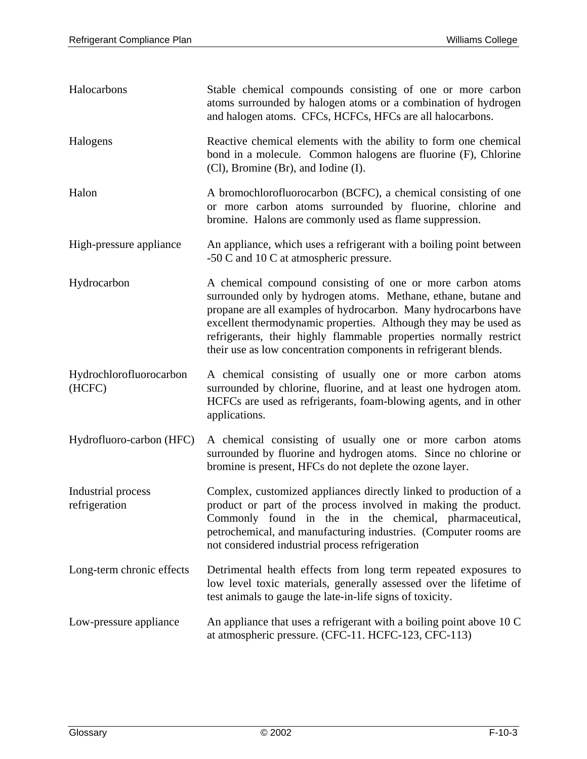| | |
|---|---|
| Halocarbons | Stable chemical compounds consisting of one or more carbon atoms surrounded by halogen atoms or a combination of hydrogen and halogen atoms. CFCs, HCFCs, HFCs are all halocarbons. |
| Halogens | Reactive chemical elements with the ability to form one chemical bond in a molecule. Common halogens are fluorine (F), Chlorine (Cl), Bromine (Br), and Iodine (I). |
| Halon | A bromochlorofluorocarbon (BCFC), a chemical consisting of one or more carbon atoms surrounded by fluorine, chlorine and bromine. Halons are commonly used as flame suppression. |
| High-pressure appliance | An appliance, which uses a refrigerant with a boiling point between -50 C and 10 C at atmospheric pressure. |
| Hydrocarbon | A chemical compound consisting of one or more carbon atoms surrounded only by hydrogen atoms. Methane, ethane, butane and propane are all examples of hydrocarbon. Many hydrocarbons have excellent thermodynamic properties. Although they may be used as refrigerants, their highly flammable properties normally restrict their use as low concentration components in refrigerant blends. |
| Hydrochlorofluorocarbon (HCFC) | A chemical consisting of usually one or more carbon atoms surrounded by chlorine, fluorine, and at least one hydrogen atom. HCFCs are used as refrigerants, foam-blowing agents, and in other applications. |
| Hydrofluoro-carbon (HFC) | A chemical consisting of usually one or more carbon atoms surrounded by fluorine and hydrogen atoms. Since no chlorine or bromine is present, HFCs do not deplete the ozone layer. |
| Industrial process refrigeration | Complex, customized appliances directly linked to production of a product or part of the process involved in making the product. Commonly found in the in the chemical, pharmaceutical, petrochemical, and manufacturing industries. (Computer rooms are not considered industrial process refrigeration |
| Long-term chronic effects | Detrimental health effects from long term repeated exposures to low level toxic materials, generally assessed over the lifetime of test animals to gauge the late-in-life signs of toxicity. |
| Low-pressure appliance | An appliance that uses a refrigerant with a boiling point above 10 C at atmospheric pressure. (CFC-11. HCFC-123, CFC-113) |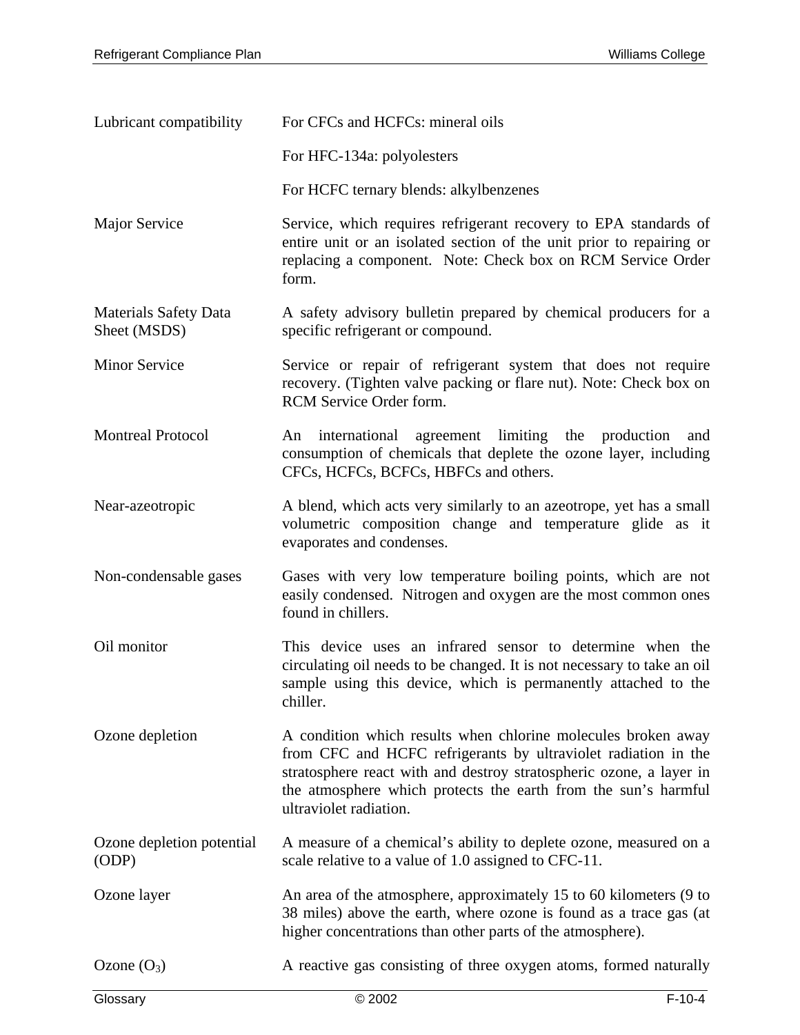| | |
|---|---|
| Lubricant compatibility | For CFCs and HCFCs: mineral oils<br><br>For HFC-134a: polyolesters<br><br>For HCFC ternary blends: alkylbenzenes |
| Major Service | Service, which requires refrigerant recovery to EPA standards of entire unit or an isolated section of the unit prior to repairing or replacing a component. Note: Check box on RCM Service Order form. |
| Materials Safety Data Sheet (MSDS) | A safety advisory bulletin prepared by chemical producers for a specific refrigerant or compound. |
| Minor Service | Service or repair of refrigerant system that does not require recovery. (Tighten valve packing or flare nut). Note: Check box on RCM Service Order form. |
| Montreal Protocol | An international agreement limiting the production and consumption of chemicals that deplete the ozone layer, including CFCs, HCFCs, BCFCs, HBFCs and others. |
| Near-azeotropic | A blend, which acts very similarly to an azeotrope, yet has a small volumetric composition change and temperature glide as it evaporates and condenses. |
| Non-condensable gases | Gases with very low temperature boiling points, which are not easily condensed. Nitrogen and oxygen are the most common ones found in chillers. |
| Oil monitor | This device uses an infrared sensor to determine when the circulating oil needs to be changed. It is not necessary to take an oil sample using this device, which is permanently attached to the chiller. |
| Ozone depletion | A condition which results when chlorine molecules broken away from CFC and HCFC refrigerants by ultraviolet radiation in the stratosphere react with and destroy stratospheric ozone, a layer in the atmosphere which protects the earth from the sun's harmful ultraviolet radiation. |
| Ozone depletion potential (ODP) | A measure of a chemical's ability to deplete ozone, measured on a scale relative to a value of 1.0 assigned to CFC-11. |
| Ozone layer | An area of the atmosphere, approximately 15 to 60 kilometers (9 to 38 miles) above the earth, where ozone is found as a trace gas (at higher concentrations than other parts of the atmosphere). |
| Ozone ($O_3$) | A reactive gas consisting of three oxygen atoms, formed naturally |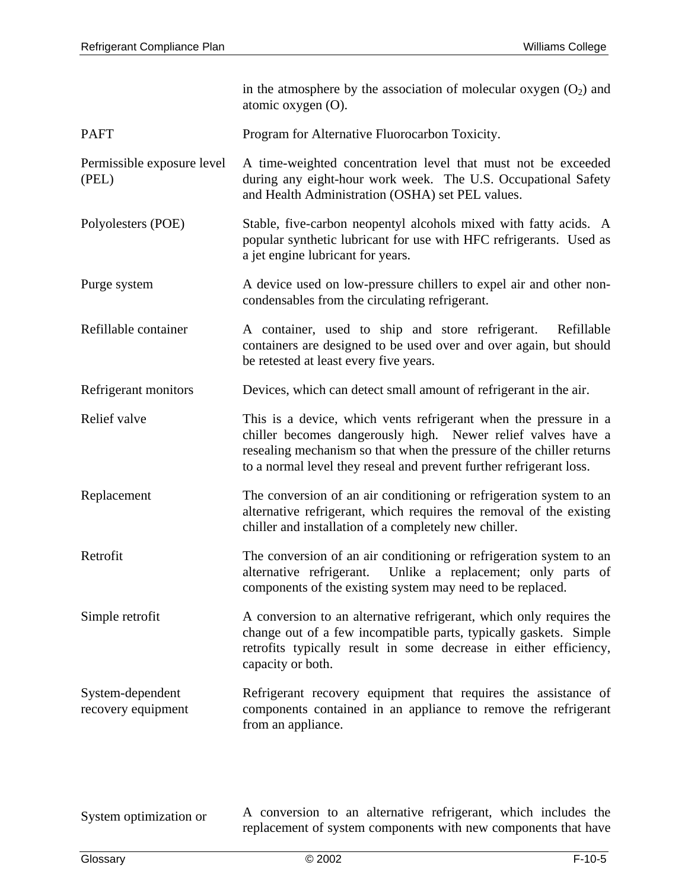in the atmosphere by the association of molecular oxygen ($O_2$) and atomic oxygen (O).

| | |
|---|---|
| PAFT | Program for Alternative Fluorocarbon Toxicity. |
| Permissible exposure level (PEL) | A time-weighted concentration level that must not be exceeded during any eight-hour work week. The U.S. Occupational Safety and Health Administration (OSHA) set PEL values. |
| Polyolesters (POE) | Stable, five-carbon neopentyl alcohols mixed with fatty acids. A popular synthetic lubricant for use with HFC refrigerants. Used as a jet engine lubricant for years. |
| Purge system | A device used on low-pressure chillers to expel air and other non-condensables from the circulating refrigerant. |
| Refillable container | A container, used to ship and store refrigerant. Refillable containers are designed to be used over and over again, but should be retested at least every five years. |
| Refrigerant monitors | Devices, which can detect small amount of refrigerant in the air. |
| Relief valve | This is a device, which vents refrigerant when the pressure in a chiller becomes dangerously high. Newer relief valves have a resealing mechanism so that when the pressure of the chiller returns to a normal level they reseal and prevent further refrigerant loss. |
| Replacement | The conversion of an air conditioning or refrigeration system to an alternative refrigerant, which requires the removal of the existing chiller and installation of a completely new chiller. |
| Retrofit | The conversion of an air conditioning or refrigeration system to an alternative refrigerant. Unlike a replacement; only parts of components of the existing system may need to be replaced. |
| Simple retrofit | A conversion to an alternative refrigerant, which only requires the change out of a few incompatible parts, typically gaskets. Simple retrofits typically result in some decrease in either efficiency, capacity or both. |
| System-dependent recovery equipment | Refrigerant recovery equipment that requires the assistance of components contained in an appliance to remove the refrigerant from an appliance. |
| System optimization or | A conversion to an alternative refrigerant, which includes the replacement of system components with new components that have |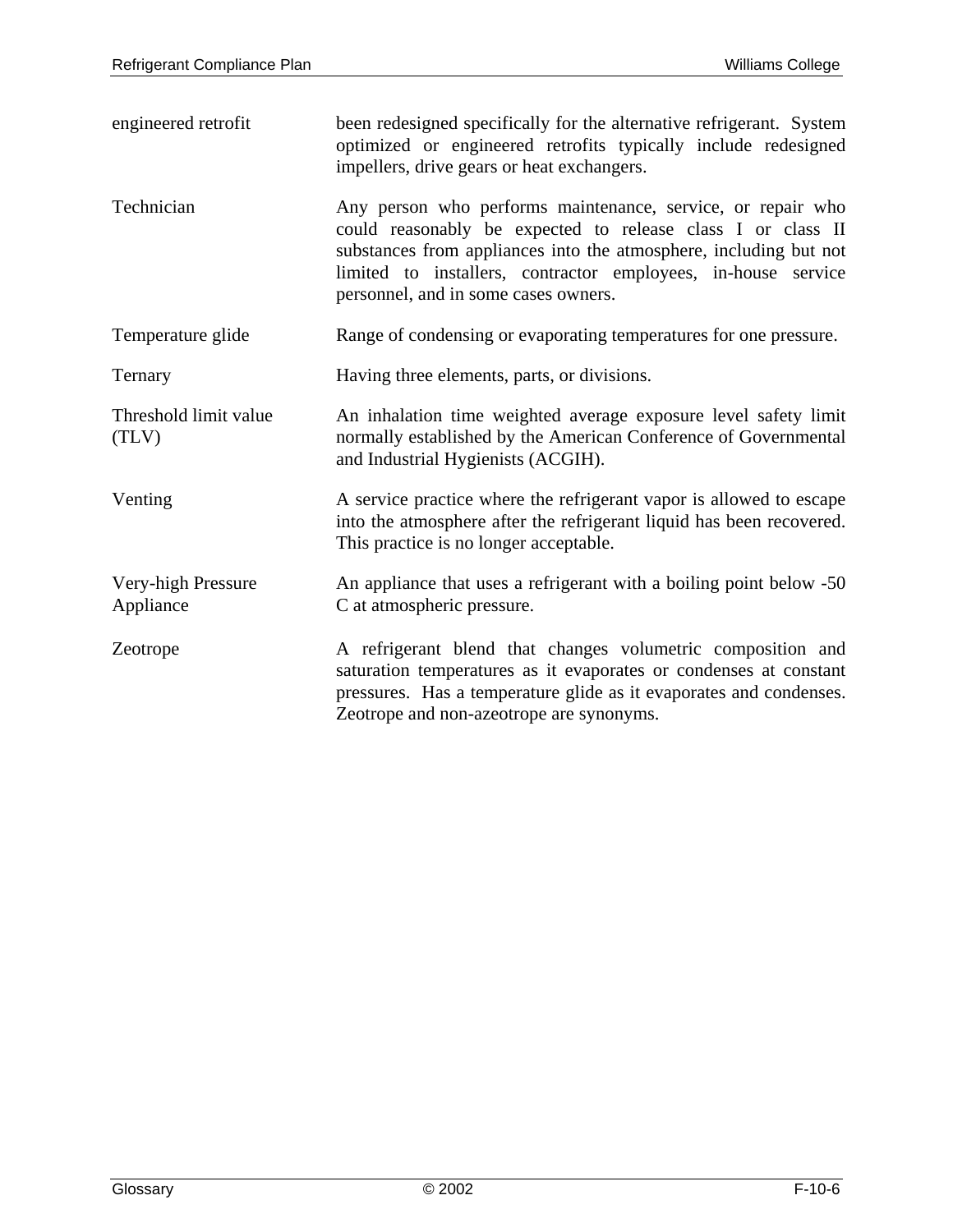| | |
|---|---|
| engineered retrofit | been redesigned specifically for the alternative refrigerant. System optimized or engineered retrofits typically include redesigned impellers, drive gears or heat exchangers. |
| Technician | Any person who performs maintenance, service, or repair who could reasonably be expected to release class I or class II substances from appliances into the atmosphere, including but not limited to installers, contractor employees, in-house service personnel, and in some cases owners. |
| Temperature glide | Range of condensing or evaporating temperatures for one pressure. |
| Ternary | Having three elements, parts, or divisions. |
| Threshold limit value (TLV) | An inhalation time weighted average exposure level safety limit normally established by the American Conference of Governmental and Industrial Hygienists (ACGIH). |
| Venting | A service practice where the refrigerant vapor is allowed to escape into the atmosphere after the refrigerant liquid has been recovered. This practice is no longer acceptable. |
| Very-high Pressure Appliance | An appliance that uses a refrigerant with a boiling point below -50 C at atmospheric pressure. |
| Zeotrope | A refrigerant blend that changes volumetric composition and saturation temperatures as it evaporates or condenses at constant pressures. Has a temperature glide as it evaporates and condenses. Zeotrope and non-azeotrope are synonyms. |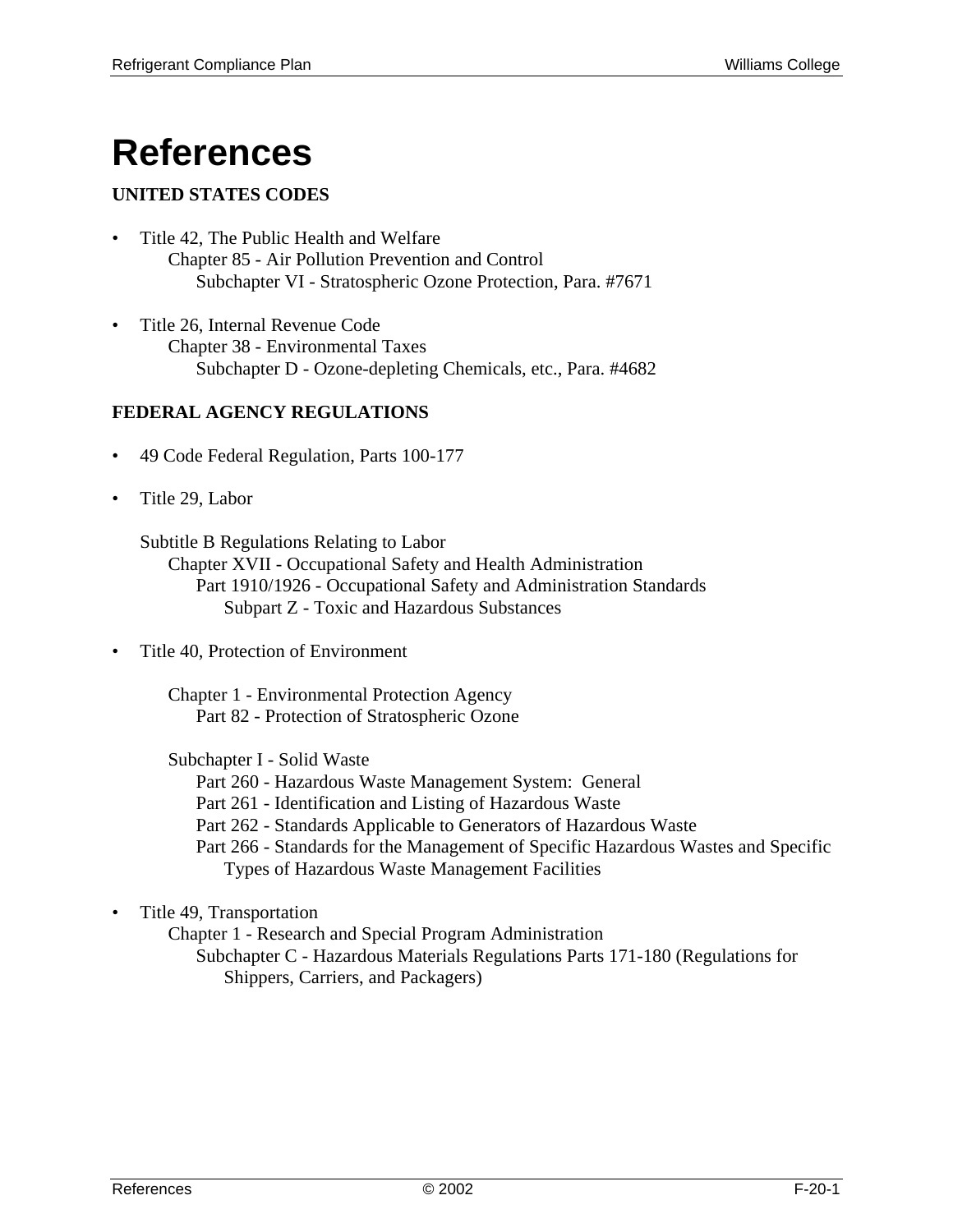# References

**UNITED STATES CODES**

- Title 42, The Public Health and Welfare
  - Chapter 85 - Air Pollution Prevention and Control
    - Subchapter VI - Stratospheric Ozone Protection, Para. #7671

- Title 26, Internal Revenue Code
  - Chapter 38 - Environmental Taxes
    - Subchapter D - Ozone-depleting Chemicals, etc., Para. #4682

**FEDERAL AGENCY REGULATIONS**

- 49 Code Federal Regulation, Parts 100-177

- Title 29, Labor

  Subtitle B Regulations Relating to Labor
  - Chapter XVII - Occupational Safety and Health Administration
    - Part 1910/1926 - Occupational Safety and Administration Standards
      - Subpart Z - Toxic and Hazardous Substances

- Title 40, Protection of Environment

  - Chapter 1 - Environmental Protection Agency
    - Part 82 - Protection of Stratospheric Ozone

  - Subchapter I - Solid Waste
    - Part 260 - Hazardous Waste Management System: General
    - Part 261 - Identification and Listing of Hazardous Waste
    - Part 262 - Standards Applicable to Generators of Hazardous Waste
    - Part 266 - Standards for the Management of Specific Hazardous Wastes and Specific Types of Hazardous Waste Management Facilities

- Title 49, Transportation
  - Chapter 1 - Research and Special Program Administration
    - Subchapter C - Hazardous Materials Regulations Parts 171-180 (Regulations for Shippers, Carriers, and Packagers)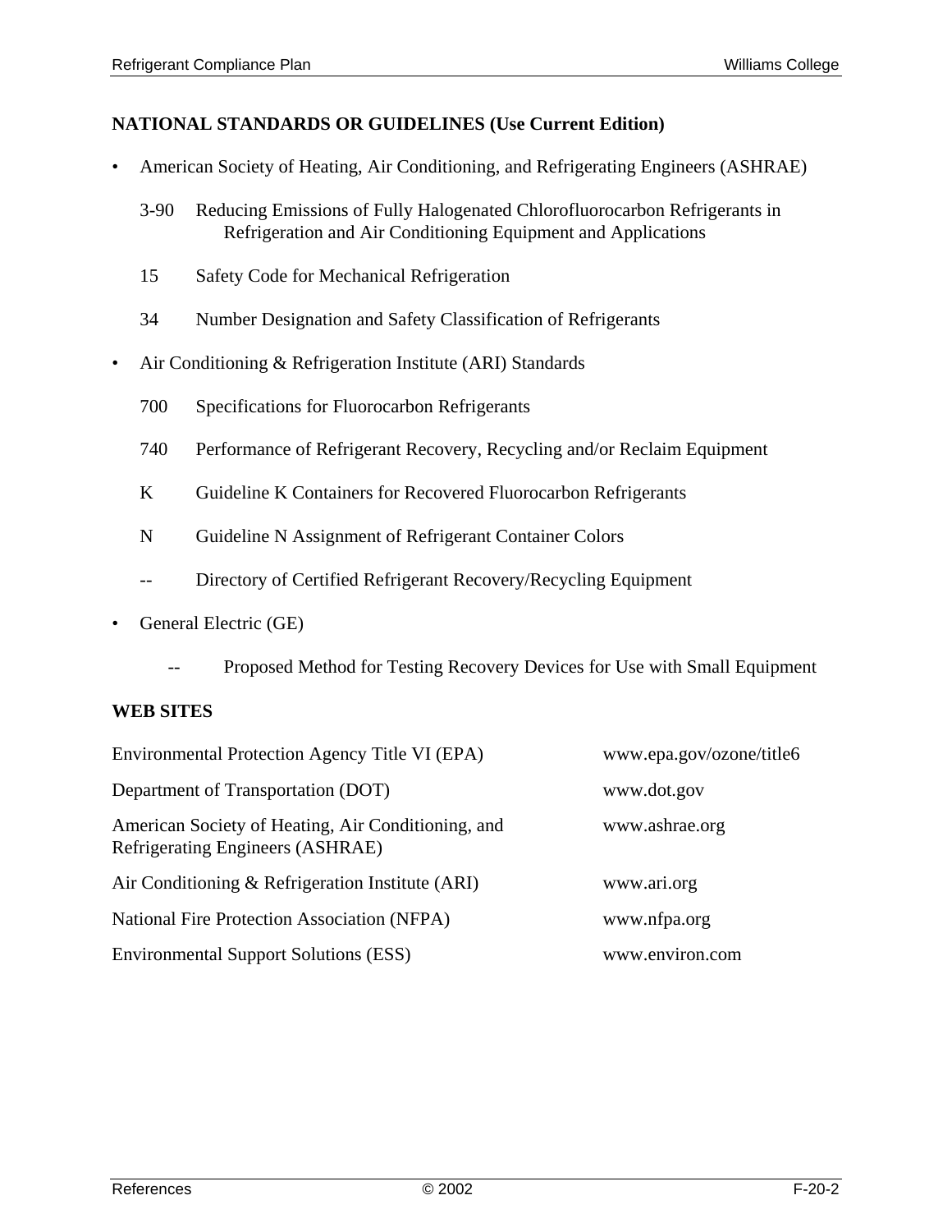**NATIONAL STANDARDS OR GUIDELINES (Use Current Edition)**

- American Society of Heating, Air Conditioning, and Refrigerating Engineers (ASHRAE)

  3-90 Reducing Emissions of Fully Halogenated Chlorofluorocarbon Refrigerants in Refrigeration and Air Conditioning Equipment and Applications

  15 Safety Code for Mechanical Refrigeration

  34 Number Designation and Safety Classification of Refrigerants

- Air Conditioning & Refrigeration Institute (ARI) Standards

  700 Specifications for Fluorocarbon Refrigerants

  740 Performance of Refrigerant Recovery, Recycling and/or Reclaim Equipment

  K Guideline K Containers for Recovered Fluorocarbon Refrigerants

  N Guideline N Assignment of Refrigerant Container Colors

  -- Directory of Certified Refrigerant Recovery/Recycling Equipment

- General Electric (GE)

  -- Proposed Method for Testing Recovery Devices for Use with Small Equipment

**WEB SITES**

| | |
|---|---|
| Environmental Protection Agency Title VI (EPA) | www.epa.gov/ozone/title6 |
| Department of Transportation (DOT) | www.dot.gov |
| American Society of Heating, Air Conditioning, and Refrigerating Engineers (ASHRAE) | www.ashrae.org |
| Air Conditioning & Refrigeration Institute (ARI) | www.ari.org |
| National Fire Protection Association (NFPA) | www.nfpa.org |
| Environmental Support Solutions (ESS) | www.environ.com |